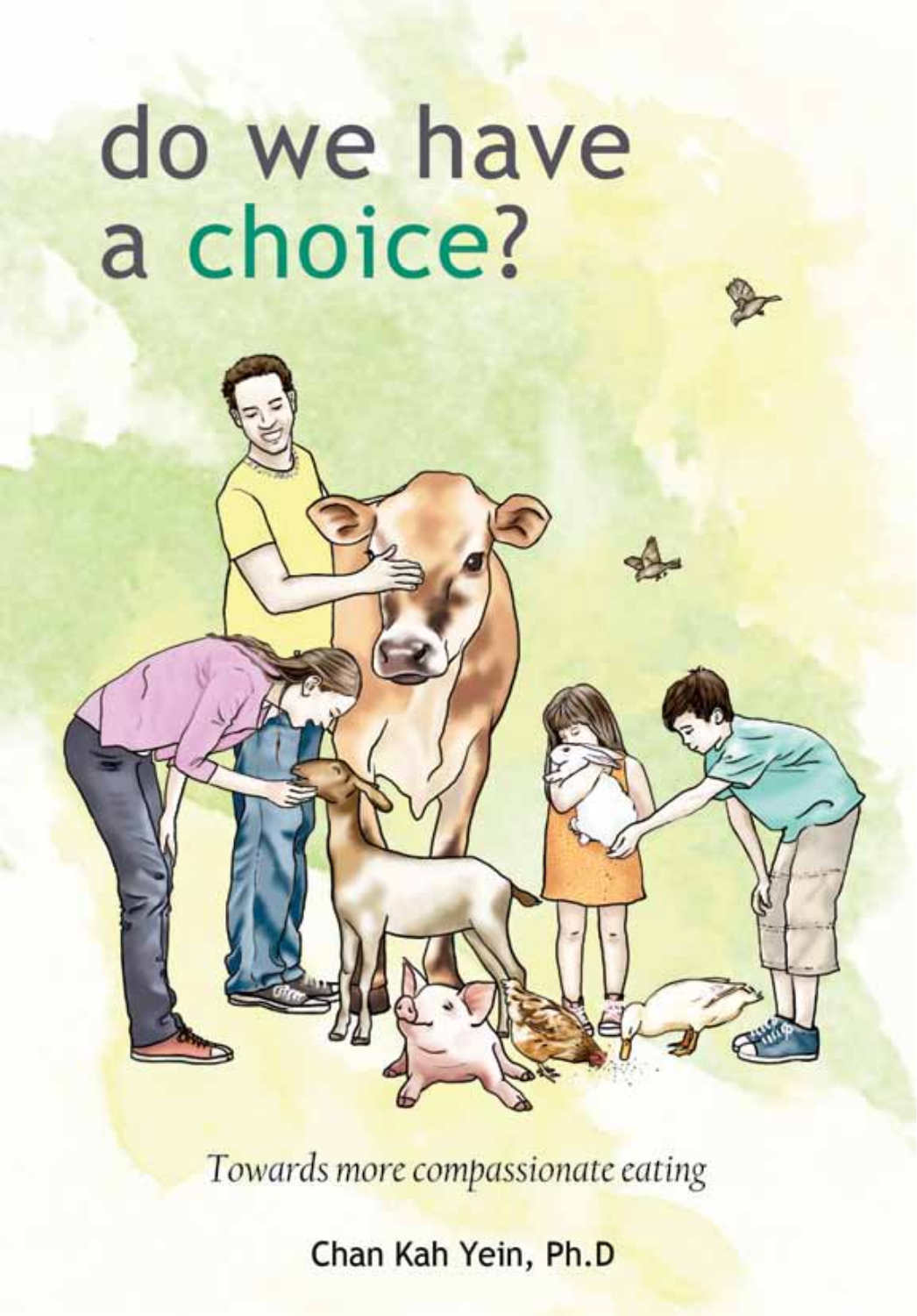# do we have a choice?

*Towards more compassionate eating*

Chan Kah Yein, Ph.D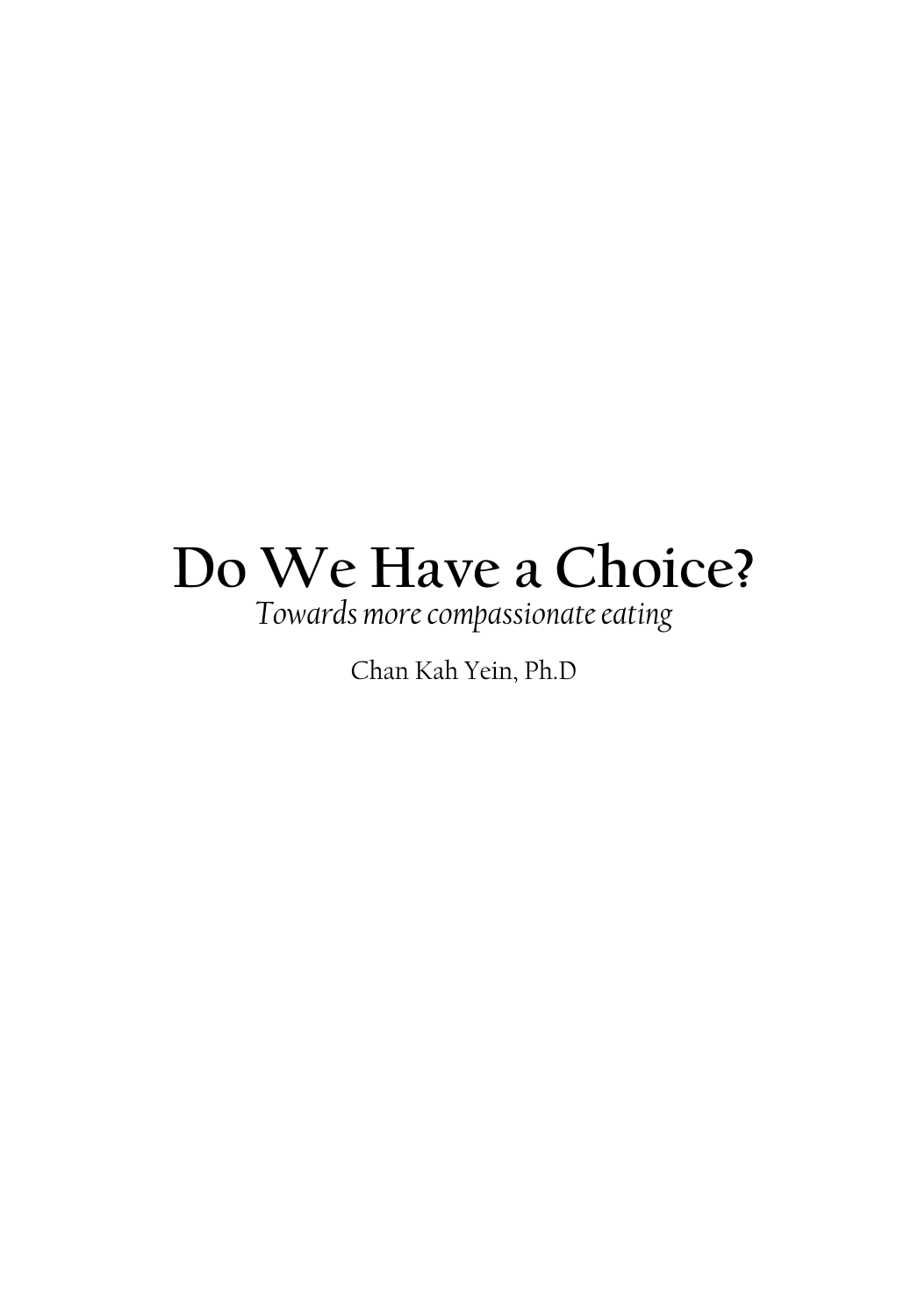# Do We Have a Choice?

*Towards more compassionate eating*

Chan Kah Yein, Ph.D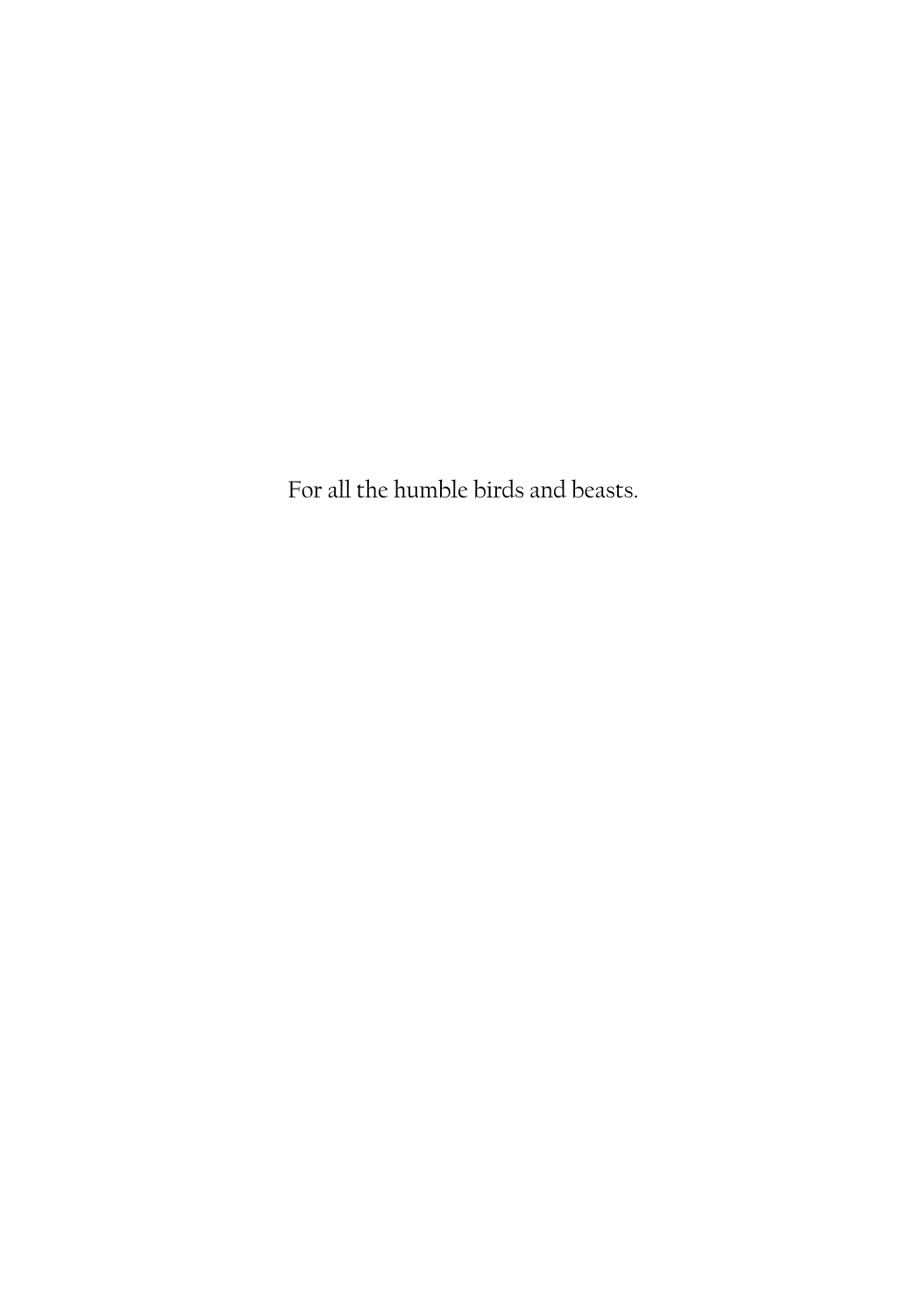For all the humble birds and beasts.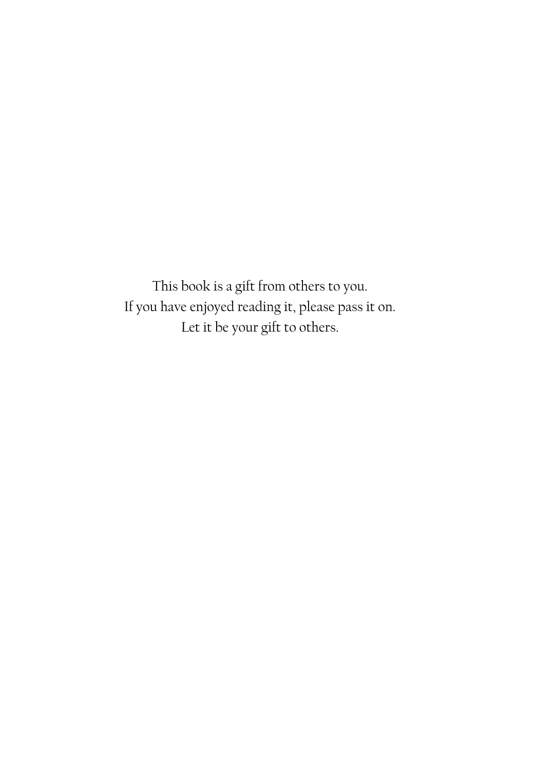This book is a gift from others to you.
If you have enjoyed reading it, please pass it on.
Let it be your gift to others.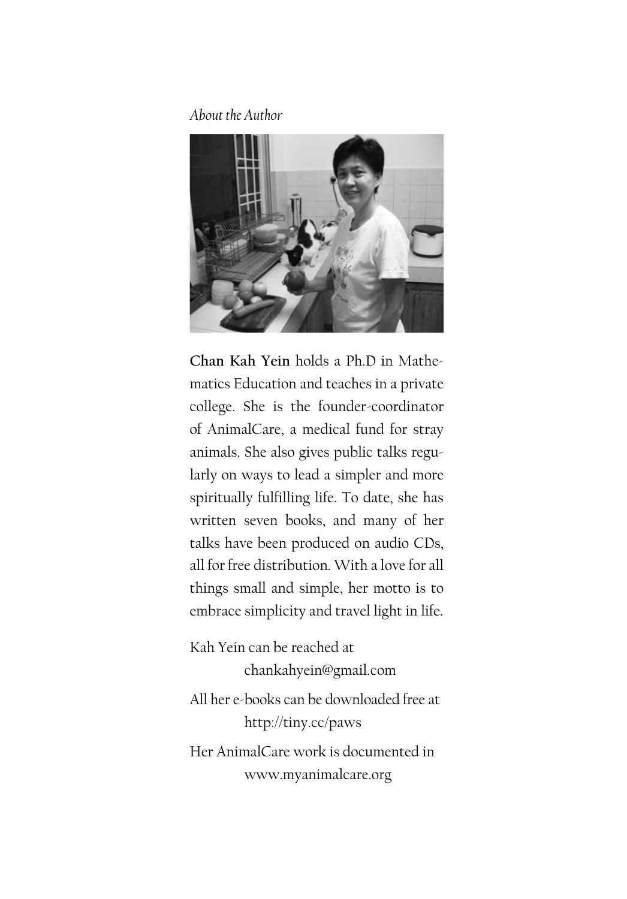*About the Author*

**Chan Kah Yein** holds a Ph.D in Mathematics Education and teaches in a private college. She is the founder-coordinator of AnimalCare, a medical fund for stray animals. She also gives public talks regularly on ways to lead a simpler and more spiritually fulfilling life. To date, she has written seven books, and many of her talks have been produced on audio CDs, all for free distribution. With a love for all things small and simple, her motto is to embrace simplicity and travel light in life.

Kah Yein can be reached at
chankahyein@gmail.com

All her e-books can be downloaded free at
http://tiny.cc/paws

Her AnimalCare work is documented in
www.myanimalcare.org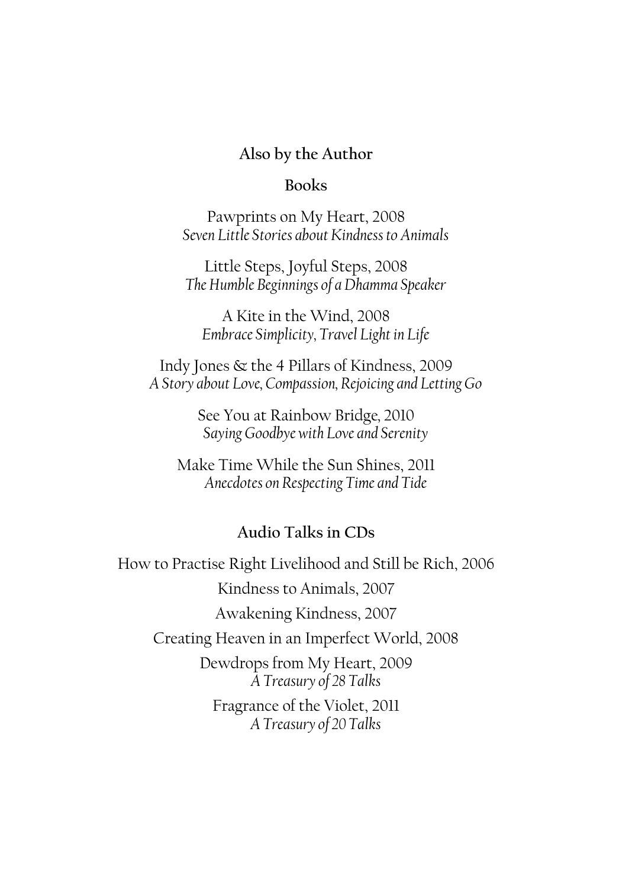## Also by the Author

### Books

Pawprints on My Heart, 2008
*Seven Little Stories about Kindness to Animals*

Little Steps, Joyful Steps, 2008
*The Humble Beginnings of a Dhamma Speaker*

A Kite in the Wind, 2008
*Embrace Simplicity, Travel Light in Life*

Indy Jones & the 4 Pillars of Kindness, 2009
*A Story about Love, Compassion, Rejoicing and Letting Go*

See You at Rainbow Bridge, 2010
*Saying Goodbye with Love and Serenity*

Make Time While the Sun Shines, 2011
*Anecdotes on Respecting Time and Tide*

### Audio Talks in CDs

How to Practise Right Livelihood and Still be Rich, 2006

Kindness to Animals, 2007

Awakening Kindness, 2007

Creating Heaven in an Imperfect World, 2008

Dewdrops from My Heart, 2009
*A Treasury of 28 Talks*

Fragrance of the Violet, 2011
*A Treasury of 20 Talks*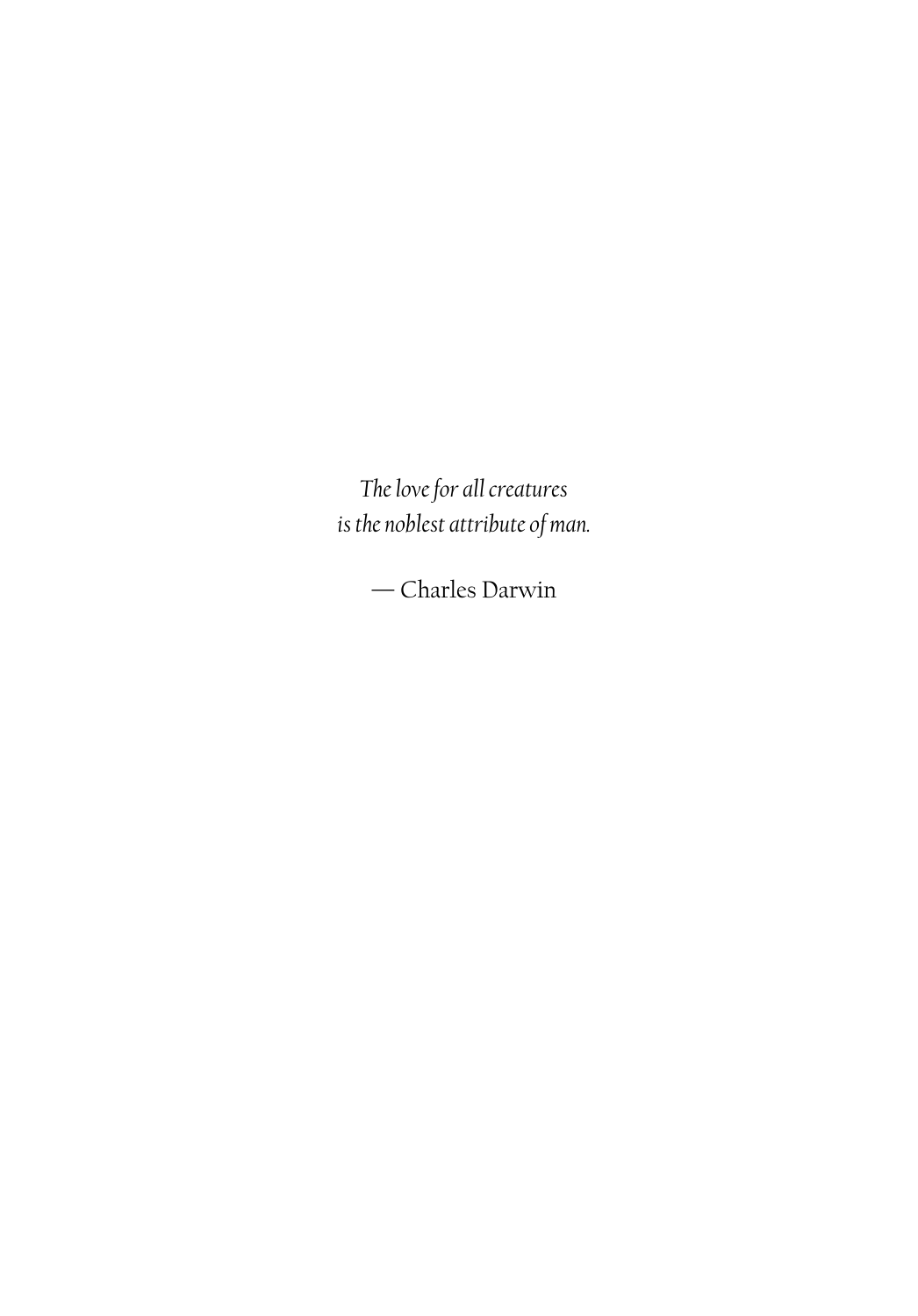*The love for all creatures*
*is the noblest attribute of man.*

— Charles Darwin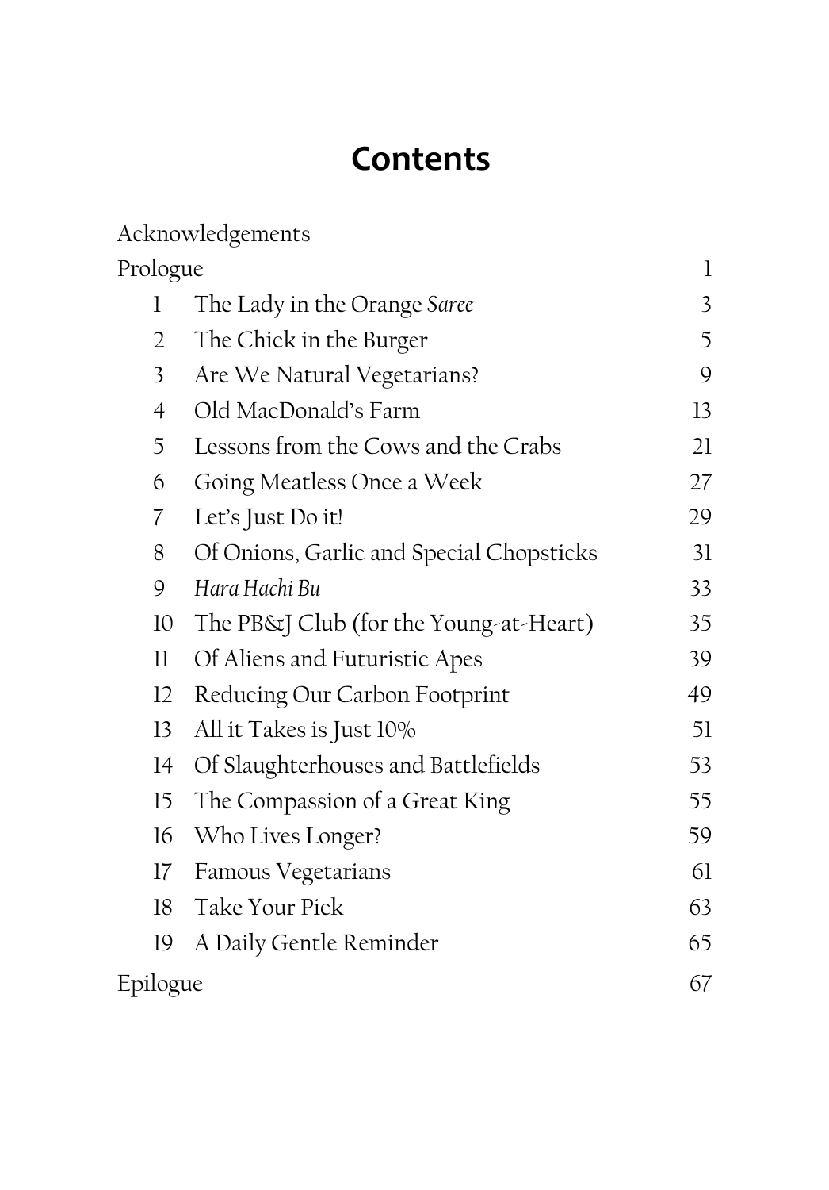# Contents

| | | |
|---|---|---|
| Acknowledgements | | |
| Prologue | | 1 |
| 1 | The Lady in the Orange *Saree* | 3 |
| 2 | The Chick in the Burger | 5 |
| 3 | Are We Natural Vegetarians? | 9 |
| 4 | Old MacDonald's Farm | 13 |
| 5 | Lessons from the Cows and the Crabs | 21 |
| 6 | Going Meatless Once a Week | 27 |
| 7 | Let's Just Do it! | 29 |
| 8 | Of Onions, Garlic and Special Chopsticks | 31 |
| 9 | *Hara Hachi Bu* | 33 |
| 10 | The PB&J Club (for the Young-at-Heart) | 35 |
| 11 | Of Aliens and Futuristic Apes | 39 |
| 12 | Reducing Our Carbon Footprint | 49 |
| 13 | All it Takes is Just 10% | 51 |
| 14 | Of Slaughterhouses and Battlefields | 53 |
| 15 | The Compassion of a Great King | 55 |
| 16 | Who Lives Longer? | 59 |
| 17 | Famous Vegetarians | 61 |
| 18 | Take Your Pick | 63 |
| 19 | A Daily Gentle Reminder | 65 |
| Epilogue | | 67 |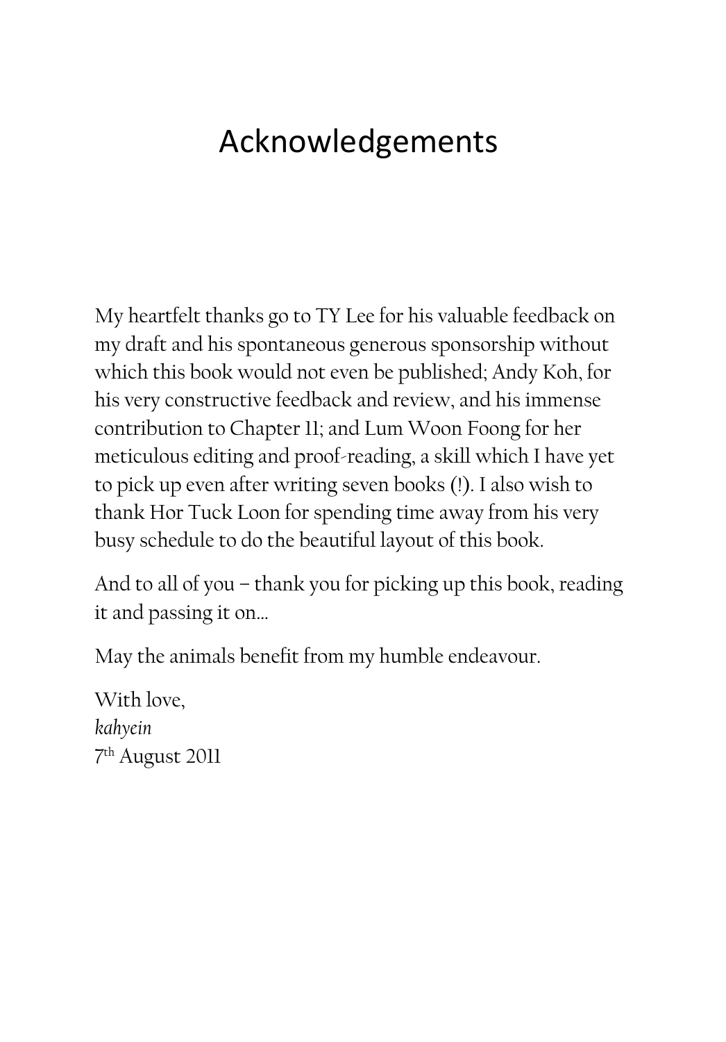# Acknowledgements

My heartfelt thanks go to TY Lee for his valuable feedback on my draft and his spontaneous generous sponsorship without which this book would not even be published; Andy Koh, for his very constructive feedback and review, and his immense contribution to Chapter 11; and Lum Woon Foong for her meticulous editing and proof-reading, a skill which I have yet to pick up even after writing seven books (!). I also wish to thank Hor Tuck Loon for spending time away from his very busy schedule to do the beautiful layout of this book.

And to all of you – thank you for picking up this book, reading it and passing it on…

May the animals benefit from my humble endeavour.

With love,
*kahyein*
7th August 2011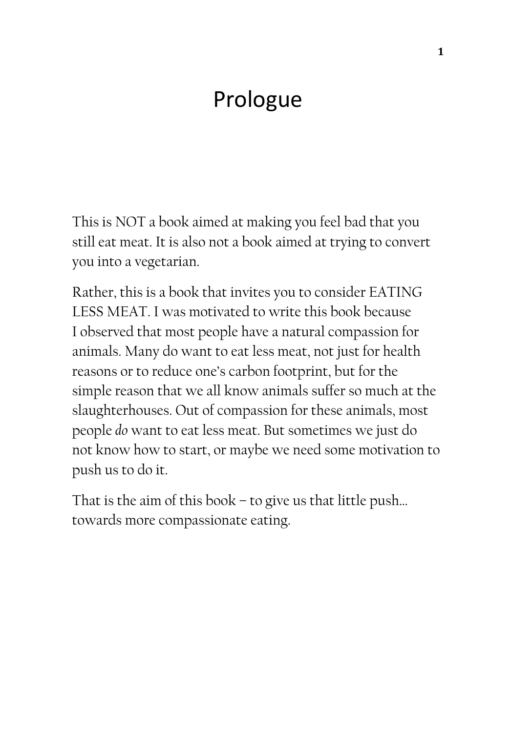# Prologue

This is NOT a book aimed at making you feel bad that you still eat meat. It is also not a book aimed at trying to convert you into a vegetarian.

Rather, this is a book that invites you to consider EATING LESS MEAT. I was motivated to write this book because I observed that most people have a natural compassion for animals. Many do want to eat less meat, not just for health reasons or to reduce one's carbon footprint, but for the simple reason that we all know animals suffer so much at the slaughterhouses. Out of compassion for these animals, most people *do* want to eat less meat. But sometimes we just do not know how to start, or maybe we need some motivation to push us to do it.

That is the aim of this book – to give us that little push… towards more compassionate eating.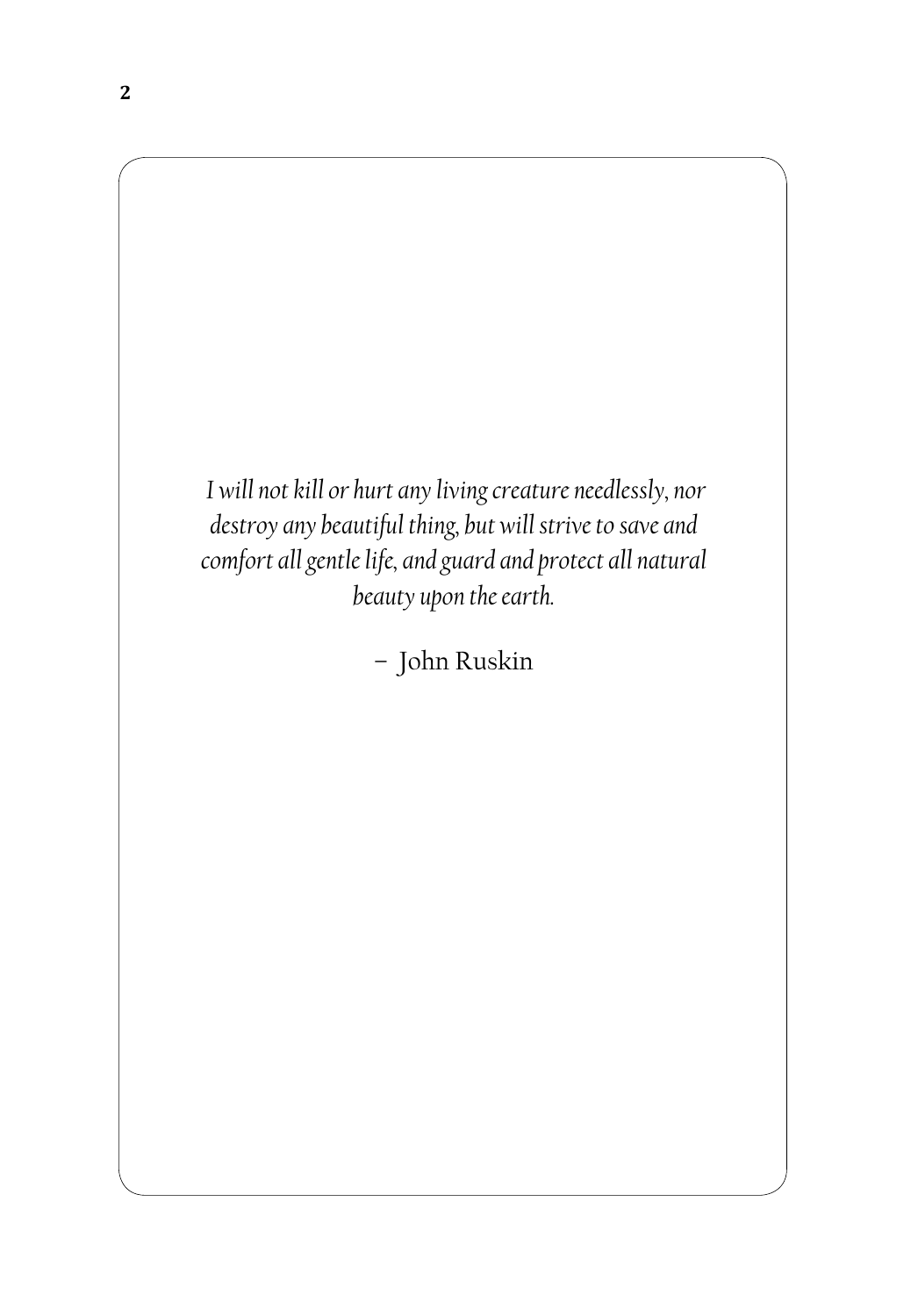*I will not kill or hurt any living creature needlessly, nor destroy any beautiful thing, but will strive to save and comfort all gentle life, and guard and protect all natural beauty upon the earth.*

– John Ruskin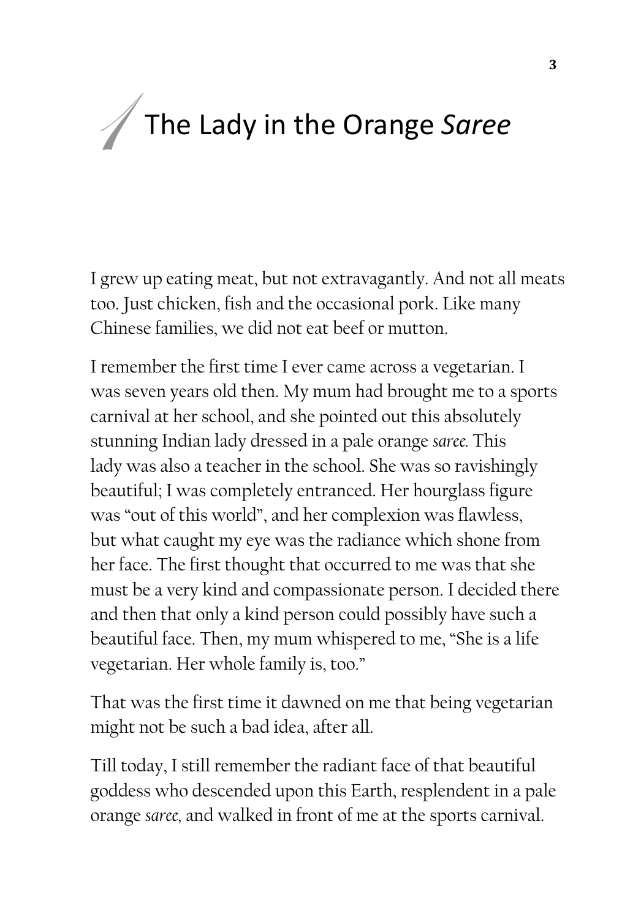# 1 The Lady in the Orange *Saree*

I grew up eating meat, but not extravagantly. And not all meats too. Just chicken, fish and the occasional pork. Like many Chinese families, we did not eat beef or mutton.

I remember the first time I ever came across a vegetarian. I was seven years old then. My mum had brought me to a sports carnival at her school, and she pointed out this absolutely stunning Indian lady dressed in a pale orange *saree*. This lady was also a teacher in the school. She was so ravishingly beautiful; I was completely entranced. Her hourglass figure was "out of this world", and her complexion was flawless, but what caught my eye was the radiance which shone from her face. The first thought that occurred to me was that she must be a very kind and compassionate person. I decided there and then that only a kind person could possibly have such a beautiful face. Then, my mum whispered to me, "She is a life vegetarian. Her whole family is, too."

That was the first time it dawned on me that being vegetarian might not be such a bad idea, after all.

Till today, I still remember the radiant face of that beautiful goddess who descended upon this Earth, resplendent in a pale orange *saree*, and walked in front of me at the sports carnival.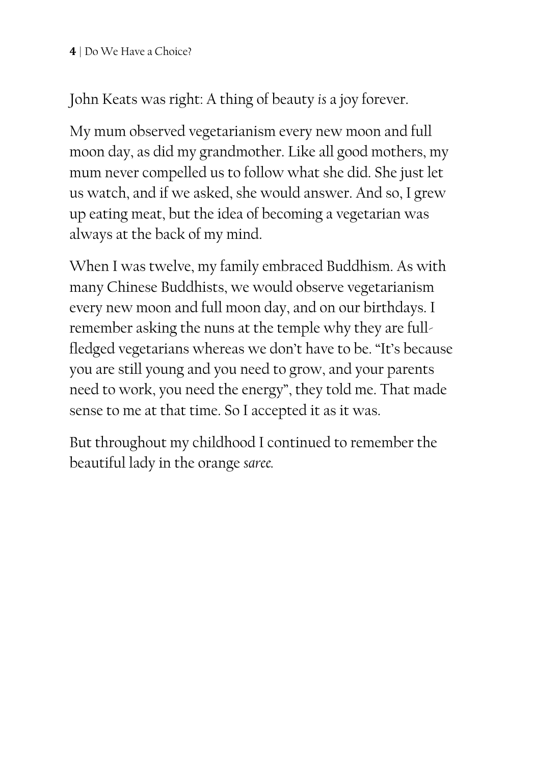John Keats was right: A thing of beauty *is* a joy forever.

My mum observed vegetarianism every new moon and full moon day, as did my grandmother. Like all good mothers, my mum never compelled us to follow what she did. She just let us watch, and if we asked, she would answer. And so, I grew up eating meat, but the idea of becoming a vegetarian was always at the back of my mind.

When I was twelve, my family embraced Buddhism. As with many Chinese Buddhists, we would observe vegetarianism every new moon and full moon day, and on our birthdays. I remember asking the nuns at the temple why they are full-fledged vegetarians whereas we don't have to be. "It's because you are still young and you need to grow, and your parents need to work, you need the energy", they told me. That made sense to me at that time. So I accepted it as it was.

But throughout my childhood I continued to remember the beautiful lady in the orange *saree.*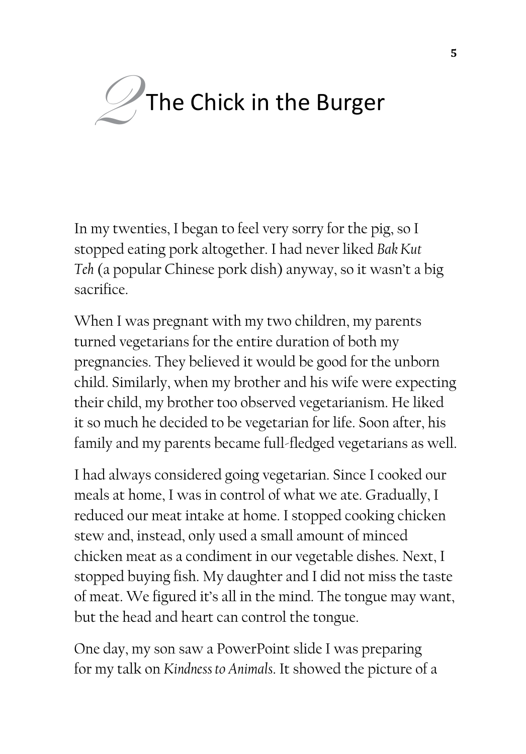# 2 The Chick in the Burger

In my twenties, I began to feel very sorry for the pig, so I stopped eating pork altogether. I had never liked *Bak Kut Teh* (a popular Chinese pork dish) anyway, so it wasn't a big sacrifice.

When I was pregnant with my two children, my parents turned vegetarians for the entire duration of both my pregnancies. They believed it would be good for the unborn child. Similarly, when my brother and his wife were expecting their child, my brother too observed vegetarianism. He liked it so much he decided to be vegetarian for life. Soon after, his family and my parents became full-fledged vegetarians as well.

I had always considered going vegetarian. Since I cooked our meals at home, I was in control of what we ate. Gradually, I reduced our meat intake at home. I stopped cooking chicken stew and, instead, only used a small amount of minced chicken meat as a condiment in our vegetable dishes. Next, I stopped buying fish. My daughter and I did not miss the taste of meat. We figured it's all in the mind. The tongue may want, but the head and heart can control the tongue.

One day, my son saw a PowerPoint slide I was preparing for my talk on *Kindness to Animals*. It showed the picture of a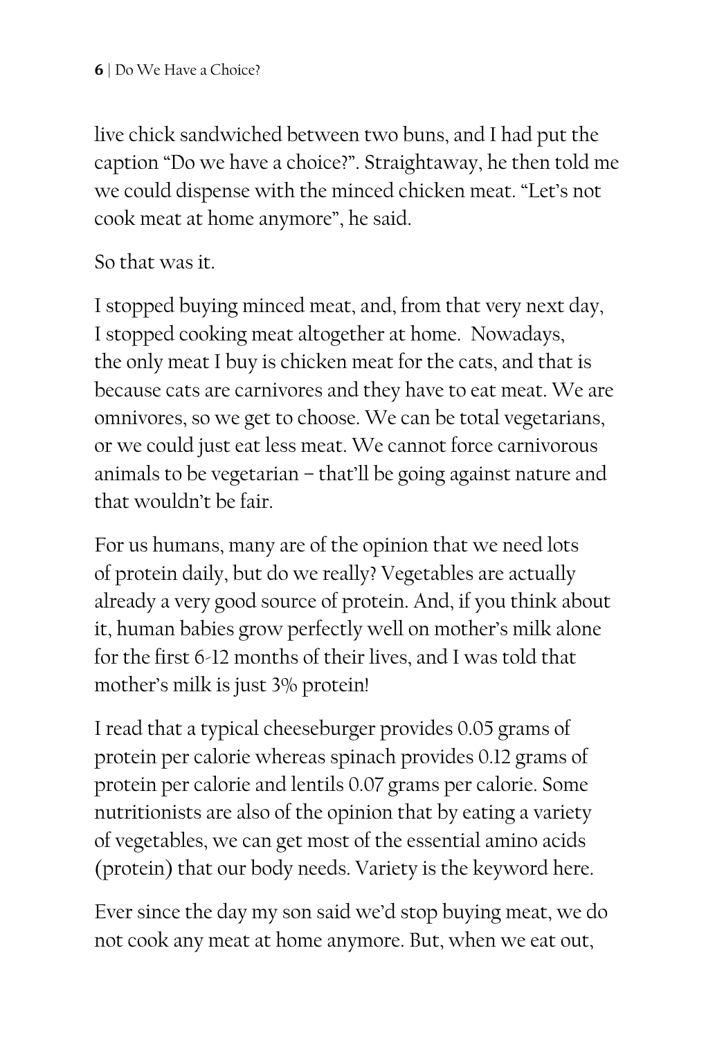live chick sandwiched between two buns, and I had put the caption "Do we have a choice?". Straightaway, he then told me we could dispense with the minced chicken meat. "Let's not cook meat at home anymore", he said.

So that was it.

I stopped buying minced meat, and, from that very next day, I stopped cooking meat altogether at home. Nowadays, the only meat I buy is chicken meat for the cats, and that is because cats are carnivores and they have to eat meat. We are omnivores, so we get to choose. We can be total vegetarians, or we could just eat less meat. We cannot force carnivorous animals to be vegetarian – that'll be going against nature and that wouldn't be fair.

For us humans, many are of the opinion that we need lots of protein daily, but do we really? Vegetables are actually already a very good source of protein. And, if you think about it, human babies grow perfectly well on mother's milk alone for the first 6-12 months of their lives, and I was told that mother's milk is just 3% protein!

I read that a typical cheeseburger provides 0.05 grams of protein per calorie whereas spinach provides 0.12 grams of protein per calorie and lentils 0.07 grams per calorie. Some nutritionists are also of the opinion that by eating a variety of vegetables, we can get most of the essential amino acids (protein) that our body needs. Variety is the keyword here.

Ever since the day my son said we'd stop buying meat, we do not cook any meat at home anymore. But, when we eat out,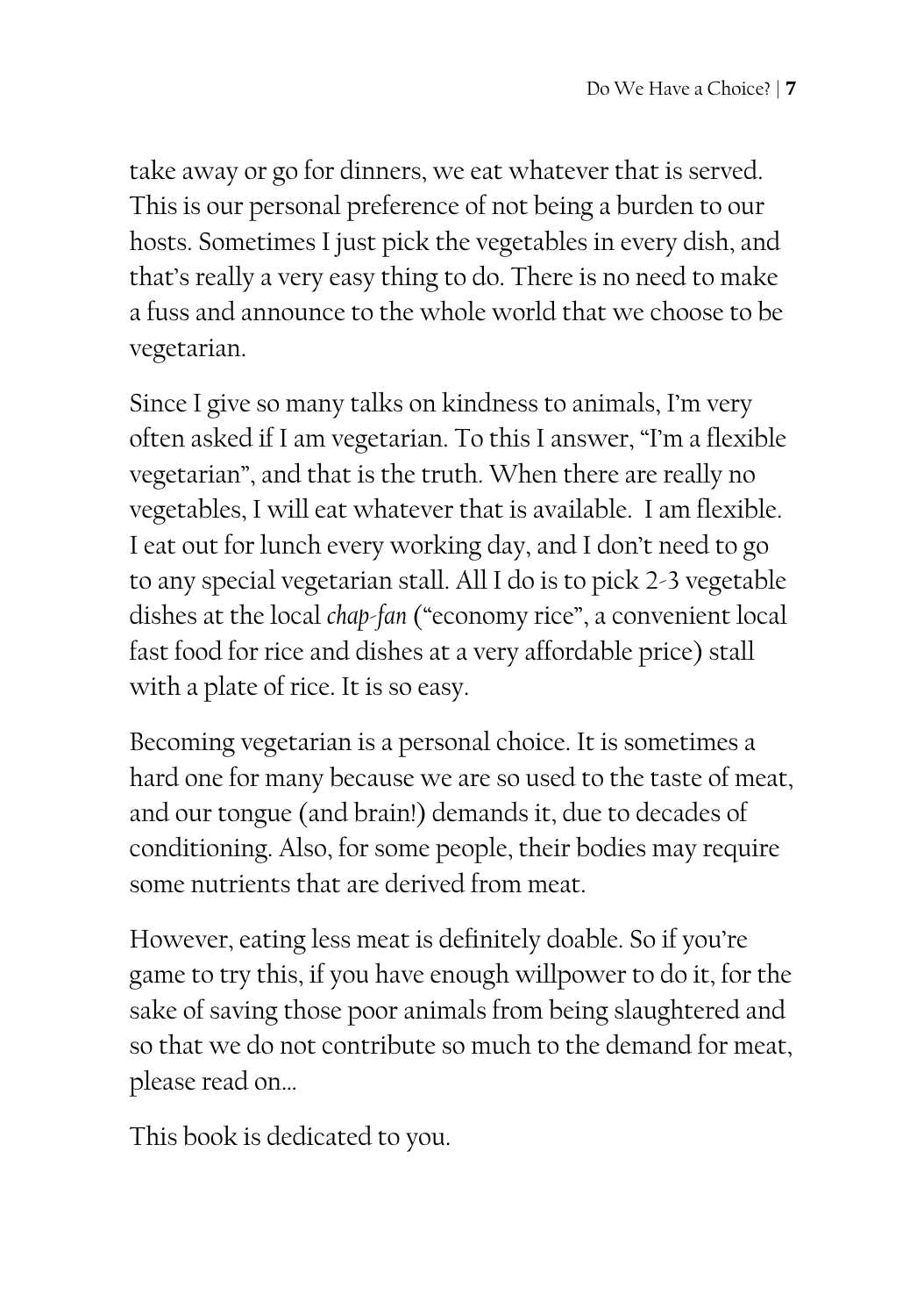take away or go for dinners, we eat whatever that is served. This is our personal preference of not being a burden to our hosts. Sometimes I just pick the vegetables in every dish, and that's really a very easy thing to do. There is no need to make a fuss and announce to the whole world that we choose to be vegetarian.

Since I give so many talks on kindness to animals, I'm very often asked if I am vegetarian. To this I answer, "I'm a flexible vegetarian", and that is the truth. When there are really no vegetables, I will eat whatever that is available. I am flexible. I eat out for lunch every working day, and I don't need to go to any special vegetarian stall. All I do is to pick 2-3 vegetable dishes at the local *chap-fan* ("economy rice", a convenient local fast food for rice and dishes at a very affordable price) stall with a plate of rice. It is so easy.

Becoming vegetarian is a personal choice. It is sometimes a hard one for many because we are so used to the taste of meat, and our tongue (and brain!) demands it, due to decades of conditioning. Also, for some people, their bodies may require some nutrients that are derived from meat.

However, eating less meat is definitely doable. So if you're game to try this, if you have enough willpower to do it, for the sake of saving those poor animals from being slaughtered and so that we do not contribute so much to the demand for meat, please read on...

This book is dedicated to you.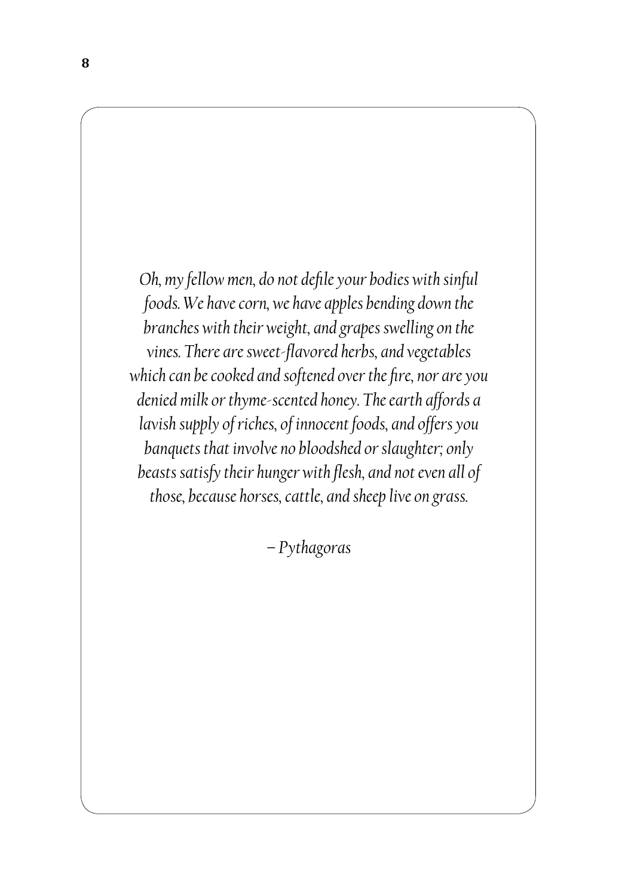*Oh, my fellow men, do not defile your bodies with sinful foods. We have corn, we have apples bending down the branches with their weight, and grapes swelling on the vines. There are sweet-flavored herbs, and vegetables which can be cooked and softened over the fire, nor are you denied milk or thyme-scented honey. The earth affords a lavish supply of riches, of innocent foods, and offers you banquets that involve no bloodshed or slaughter; only beasts satisfy their hunger with flesh, and not even all of those, because horses, cattle, and sheep live on grass.*

*– Pythagoras*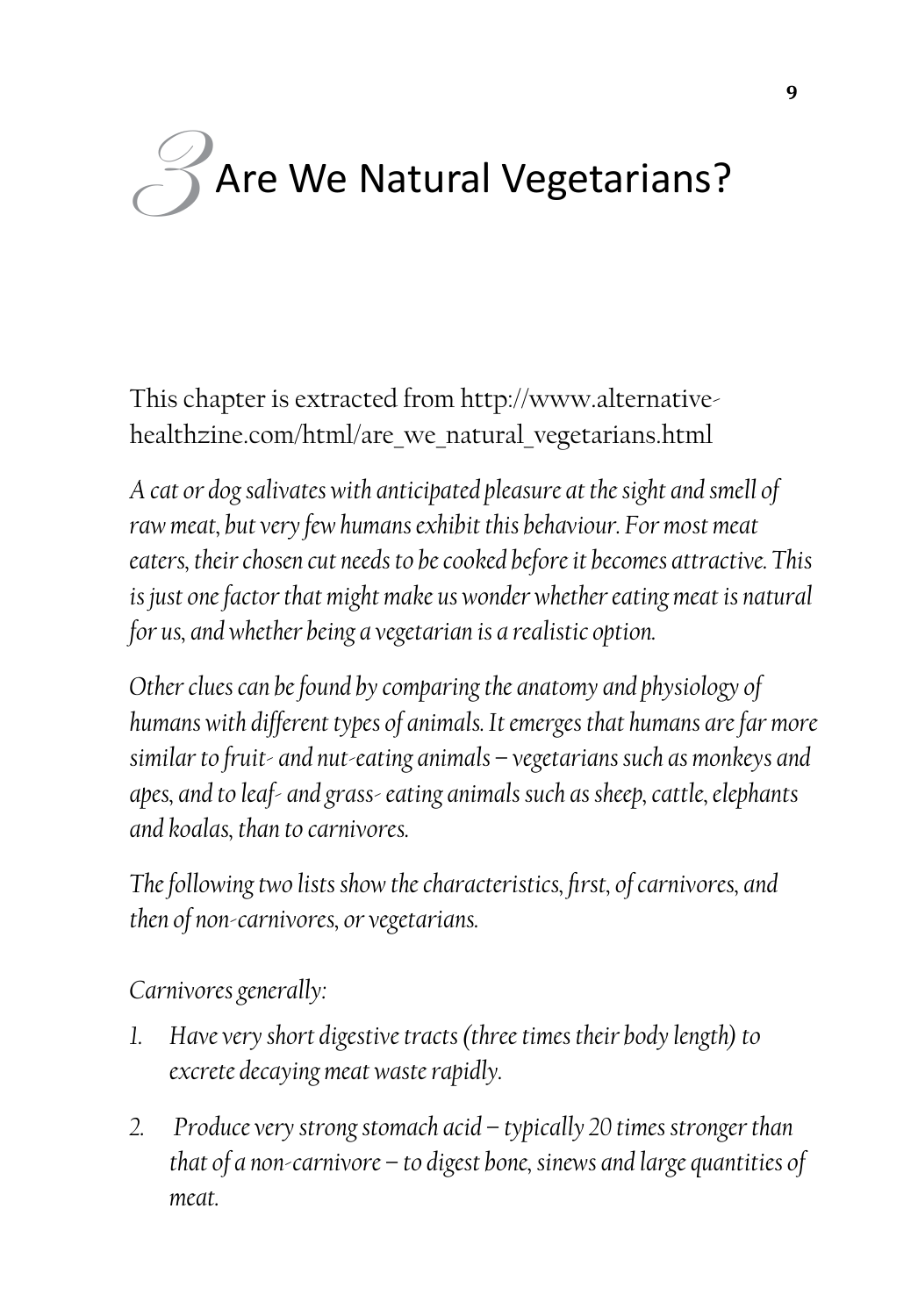# 3 Are We Natural Vegetarians?

This chapter is extracted from http://www.alternative-healthzine.com/html/are_we_natural_vegetarians.html

*A cat or dog salivates with anticipated pleasure at the sight and smell of raw meat, but very few humans exhibit this behaviour. For most meat eaters, their chosen cut needs to be cooked before it becomes attractive. This is just one factor that might make us wonder whether eating meat is natural for us, and whether being a vegetarian is a realistic option.*

*Other clues can be found by comparing the anatomy and physiology of humans with different types of animals. It emerges that humans are far more similar to fruit- and nut-eating animals – vegetarians such as monkeys and apes, and to leaf- and grass- eating animals such as sheep, cattle, elephants and koalas, than to carnivores.*

*The following two lists show the characteristics, first, of carnivores, and then of non-carnivores, or vegetarians.*

*Carnivores generally:*

1. *Have very short digestive tracts (three times their body length) to excrete decaying meat waste rapidly.*
2. *Produce very strong stomach acid – typically 20 times stronger than that of a non-carnivore – to digest bone, sinews and large quantities of meat.*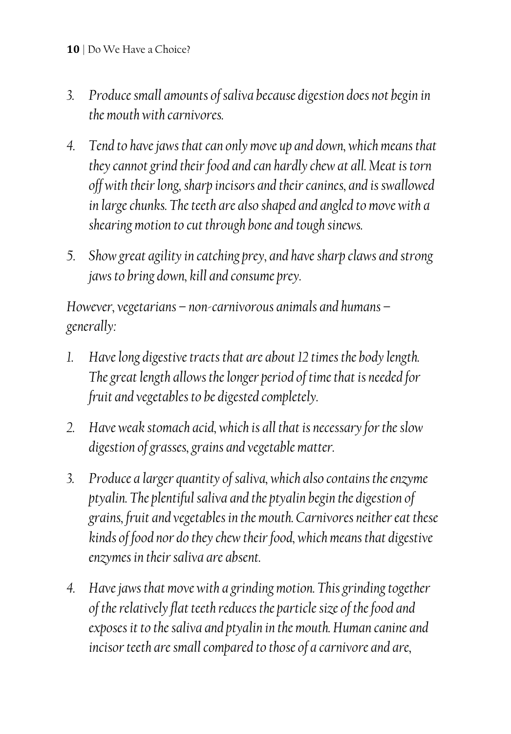3. *Produce small amounts of saliva because digestion does not begin in the mouth with carnivores.*

4. *Tend to have jaws that can only move up and down, which means that they cannot grind their food and can hardly chew at all. Meat is torn off with their long, sharp incisors and their canines, and is swallowed in large chunks. The teeth are also shaped and angled to move with a shearing motion to cut through bone and tough sinews.*

5. *Show great agility in catching prey, and have sharp claws and strong jaws to bring down, kill and consume prey.*

*However, vegetarians – non-carnivorous animals and humans – generally:*

1. *Have long digestive tracts that are about 12 times the body length. The great length allows the longer period of time that is needed for fruit and vegetables to be digested completely.*

2. *Have weak stomach acid, which is all that is necessary for the slow digestion of grasses, grains and vegetable matter.*

3. *Produce a larger quantity of saliva, which also contains the enzyme ptyalin. The plentiful saliva and the ptyalin begin the digestion of grains, fruit and vegetables in the mouth. Carnivores neither eat these kinds of food nor do they chew their food, which means that digestive enzymes in their saliva are absent.*

4. *Have jaws that move with a grinding motion. This grinding together of the relatively flat teeth reduces the particle size of the food and exposes it to the saliva and ptyalin in the mouth. Human canine and incisor teeth are small compared to those of a carnivore and are,*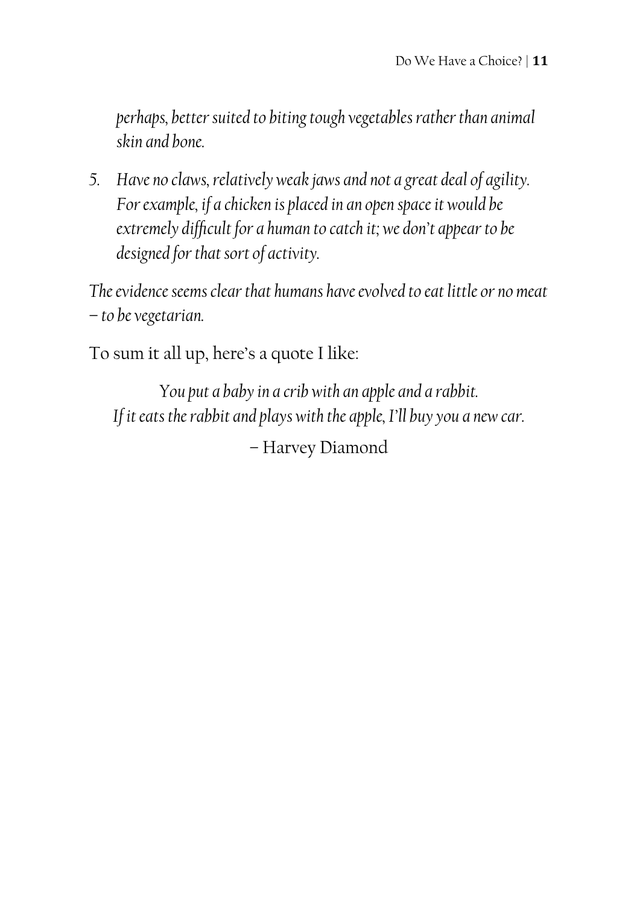*perhaps, better suited to biting tough vegetables rather than animal skin and bone.*

5. *Have no claws, relatively weak jaws and not a great deal of agility. For example, if a chicken is placed in an open space it would be extremely difficult for a human to catch it; we don't appear to be designed for that sort of activity.*

*The evidence seems clear that humans have evolved to eat little or no meat – to be vegetarian.*

To sum it all up, here's a quote I like:

> *You put a baby in a crib with an apple and a rabbit.*
> *If it eats the rabbit and plays with the apple, I'll buy you a new car.*
>
> – Harvey Diamond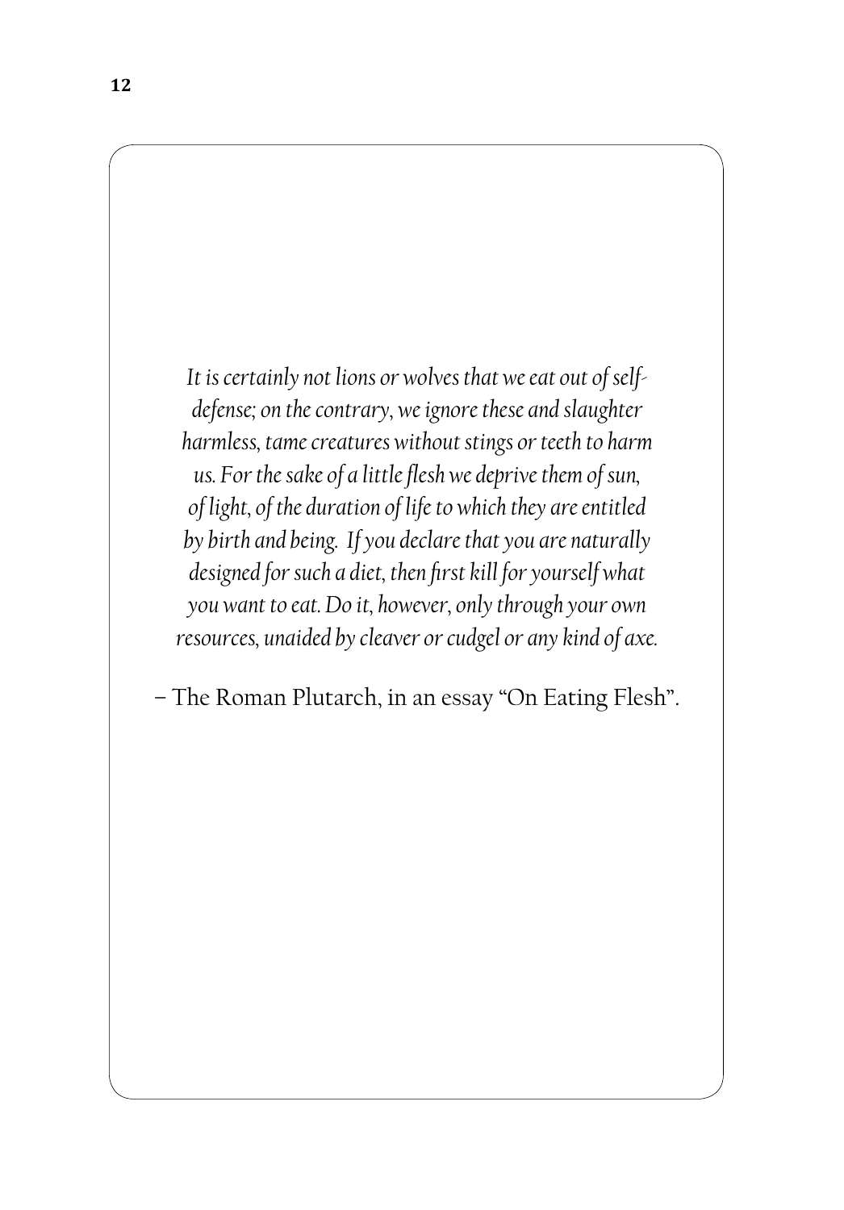*It is certainly not lions or wolves that we eat out of self-defense; on the contrary, we ignore these and slaughter harmless, tame creatures without stings or teeth to harm us. For the sake of a little flesh we deprive them of sun, of light, of the duration of life to which they are entitled by birth and being. If you declare that you are naturally designed for such a diet, then first kill for yourself what you want to eat. Do it, however, only through your own resources, unaided by cleaver or cudgel or any kind of axe.*

– The Roman Plutarch, in an essay "On Eating Flesh".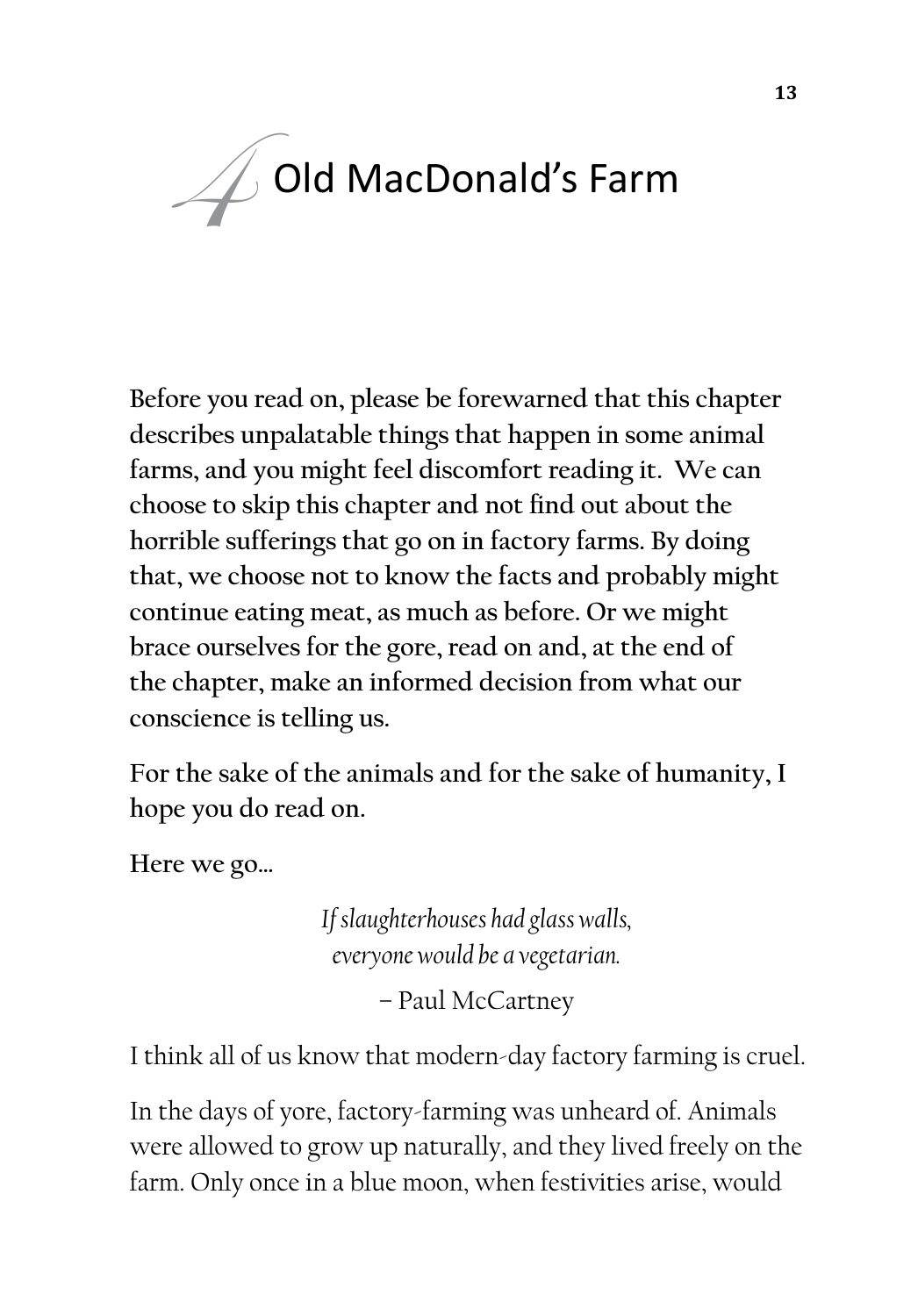# 4 Old MacDonald's Farm

**Before you read on, please be forewarned that this chapter describes unpalatable things that happen in some animal farms, and you might feel discomfort reading it. We can choose to skip this chapter and not find out about the horrible sufferings that go on in factory farms. By doing that, we choose not to know the facts and probably might continue eating meat, as much as before. Or we might brace ourselves for the gore, read on and, at the end of the chapter, make an informed decision from what our conscience is telling us.**

**For the sake of the animals and for the sake of humanity, I hope you do read on.**

**Here we go...**

*If slaughterhouses had glass walls,*
*everyone would be a vegetarian.*

– Paul McCartney

I think all of us know that modern-day factory farming is cruel.

In the days of yore, factory-farming was unheard of. Animals were allowed to grow up naturally, and they lived freely on the farm. Only once in a blue moon, when festivities arise, would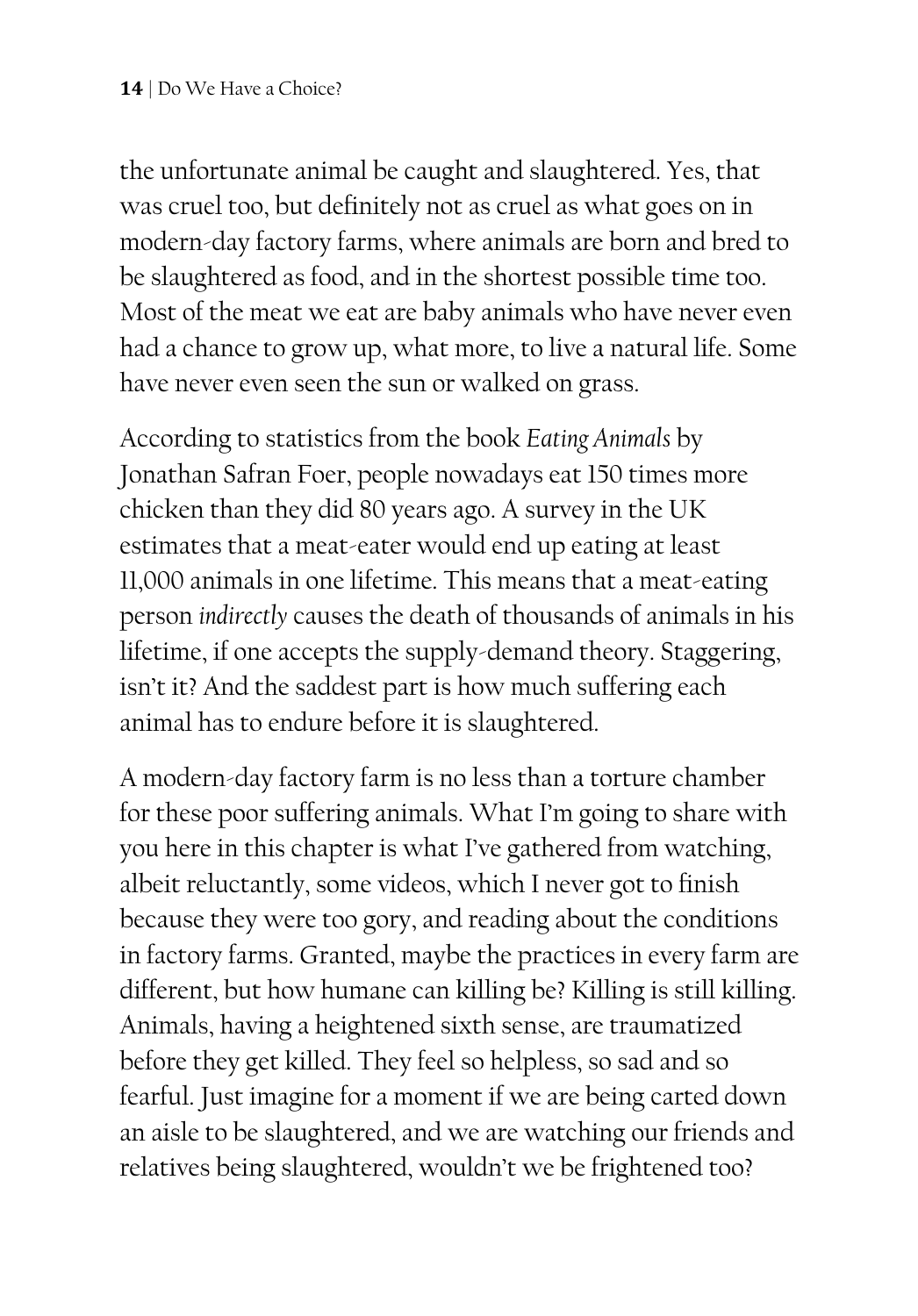the unfortunate animal be caught and slaughtered. Yes, that was cruel too, but definitely not as cruel as what goes on in modern-day factory farms, where animals are born and bred to be slaughtered as food, and in the shortest possible time too. Most of the meat we eat are baby animals who have never even had a chance to grow up, what more, to live a natural life. Some have never even seen the sun or walked on grass.

According to statistics from the book *Eating Animals* by Jonathan Safran Foer, people nowadays eat 150 times more chicken than they did 80 years ago. A survey in the UK estimates that a meat-eater would end up eating at least 11,000 animals in one lifetime. This means that a meat-eating person *indirectly* causes the death of thousands of animals in his lifetime, if one accepts the supply-demand theory. Staggering, isn't it? And the saddest part is how much suffering each animal has to endure before it is slaughtered.

A modern-day factory farm is no less than a torture chamber for these poor suffering animals. What I'm going to share with you here in this chapter is what I've gathered from watching, albeit reluctantly, some videos, which I never got to finish because they were too gory, and reading about the conditions in factory farms. Granted, maybe the practices in every farm are different, but how humane can killing be? Killing is still killing. Animals, having a heightened sixth sense, are traumatized before they get killed. They feel so helpless, so sad and so fearful. Just imagine for a moment if we are being carted down an aisle to be slaughtered, and we are watching our friends and relatives being slaughtered, wouldn't we be frightened too?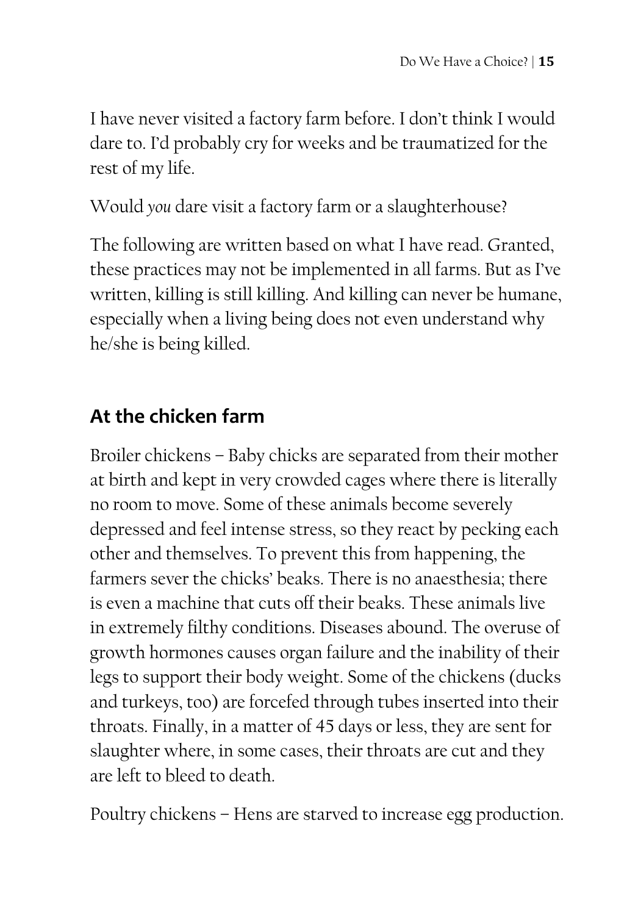I have never visited a factory farm before. I don't think I would dare to. I'd probably cry for weeks and be traumatized for the rest of my life.

Would *you* dare visit a factory farm or a slaughterhouse?

The following are written based on what I have read. Granted, these practices may not be implemented in all farms. But as I've written, killing is still killing. And killing can never be humane, especially when a living being does not even understand why he/she is being killed.

## At the chicken farm

Broiler chickens – Baby chicks are separated from their mother at birth and kept in very crowded cages where there is literally no room to move. Some of these animals become severely depressed and feel intense stress, so they react by pecking each other and themselves. To prevent this from happening, the farmers sever the chicks' beaks. There is no anaesthesia; there is even a machine that cuts off their beaks. These animals live in extremely filthy conditions. Diseases abound. The overuse of growth hormones causes organ failure and the inability of their legs to support their body weight. Some of the chickens (ducks and turkeys, too) are forcefed through tubes inserted into their throats. Finally, in a matter of 45 days or less, they are sent for slaughter where, in some cases, their throats are cut and they are left to bleed to death.

Poultry chickens – Hens are starved to increase egg production.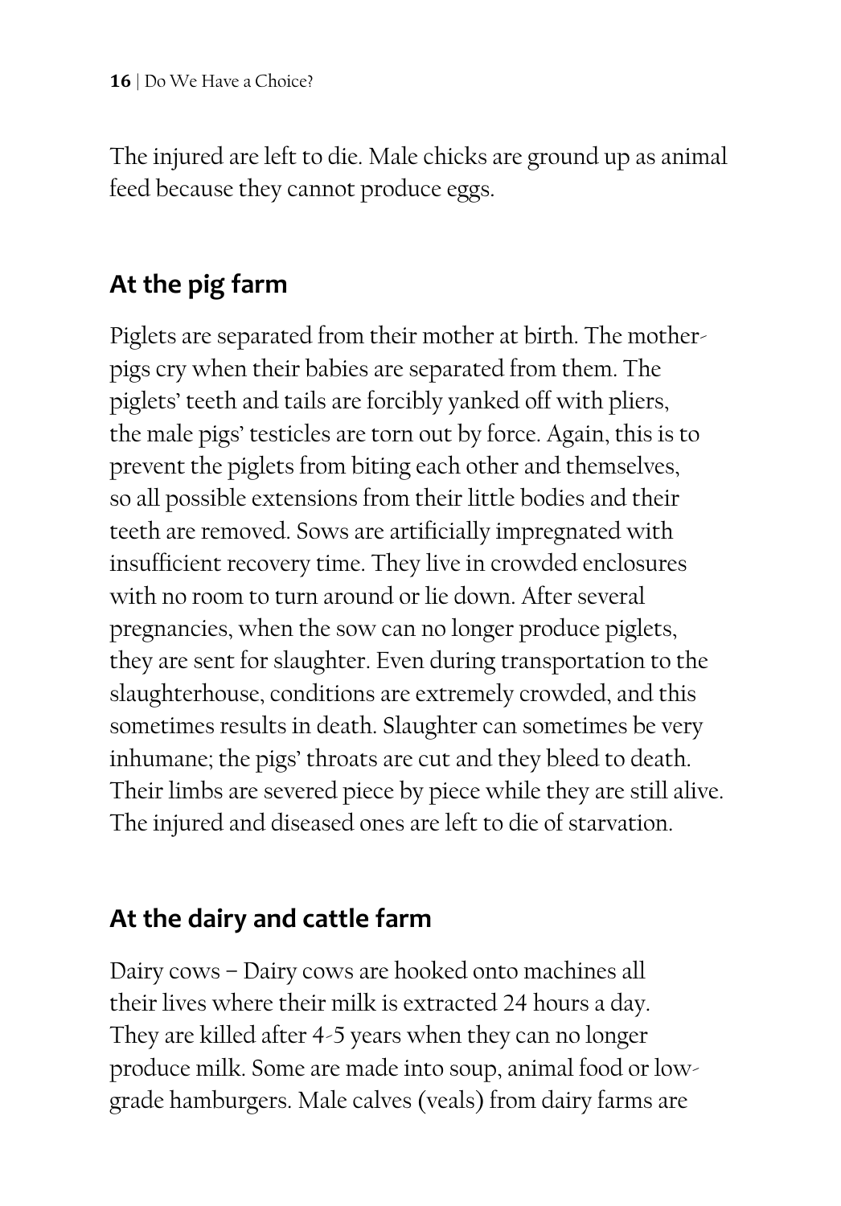The injured are left to die. Male chicks are ground up as animal feed because they cannot produce eggs.

## At the pig farm

Piglets are separated from their mother at birth. The mother-pigs cry when their babies are separated from them. The piglets' teeth and tails are forcibly yanked off with pliers, the male pigs' testicles are torn out by force. Again, this is to prevent the piglets from biting each other and themselves, so all possible extensions from their little bodies and their teeth are removed. Sows are artificially impregnated with insufficient recovery time. They live in crowded enclosures with no room to turn around or lie down. After several pregnancies, when the sow can no longer produce piglets, they are sent for slaughter. Even during transportation to the slaughterhouse, conditions are extremely crowded, and this sometimes results in death. Slaughter can sometimes be very inhumane; the pigs' throats are cut and they bleed to death. Their limbs are severed piece by piece while they are still alive. The injured and diseased ones are left to die of starvation.

## At the dairy and cattle farm

Dairy cows – Dairy cows are hooked onto machines all their lives where their milk is extracted 24 hours a day. They are killed after 4-5 years when they can no longer produce milk. Some are made into soup, animal food or low-grade hamburgers. Male calves (veals) from dairy farms are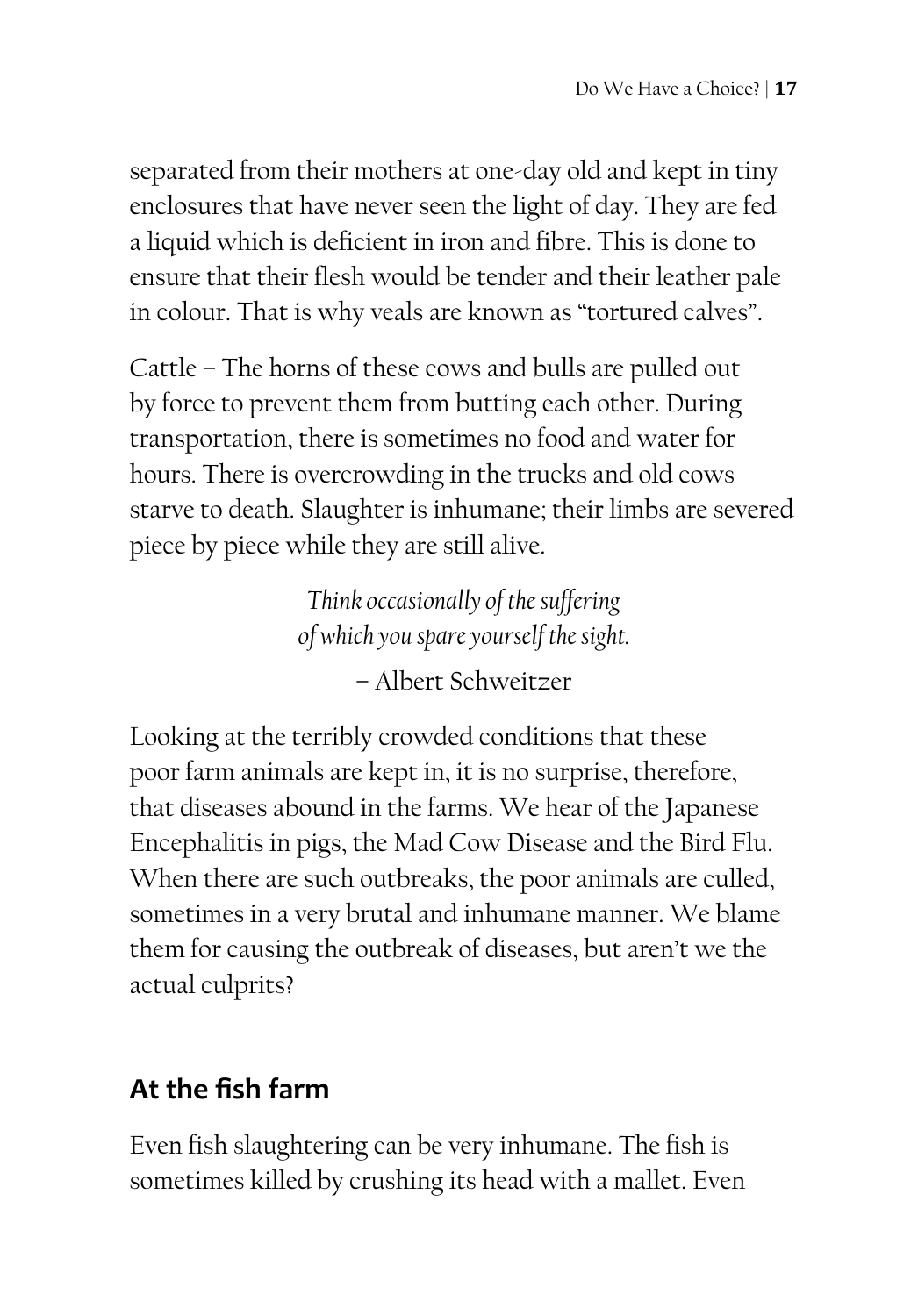separated from their mothers at one-day old and kept in tiny enclosures that have never seen the light of day. They are fed a liquid which is deficient in iron and fibre. This is done to ensure that their flesh would be tender and their leather pale in colour. That is why veals are known as "tortured calves".

Cattle – The horns of these cows and bulls are pulled out by force to prevent them from butting each other. During transportation, there is sometimes no food and water for hours. There is overcrowding in the trucks and old cows starve to death. Slaughter is inhumane; their limbs are severed piece by piece while they are still alive.

*Think occasionally of the suffering*
*of which you spare yourself the sight.*

– Albert Schweitzer

Looking at the terribly crowded conditions that these poor farm animals are kept in, it is no surprise, therefore, that diseases abound in the farms. We hear of the Japanese Encephalitis in pigs, the Mad Cow Disease and the Bird Flu. When there are such outbreaks, the poor animals are culled, sometimes in a very brutal and inhumane manner. We blame them for causing the outbreak of diseases, but aren't we the actual culprits?

## At the fish farm

Even fish slaughtering can be very inhumane. The fish is sometimes killed by crushing its head with a mallet. Even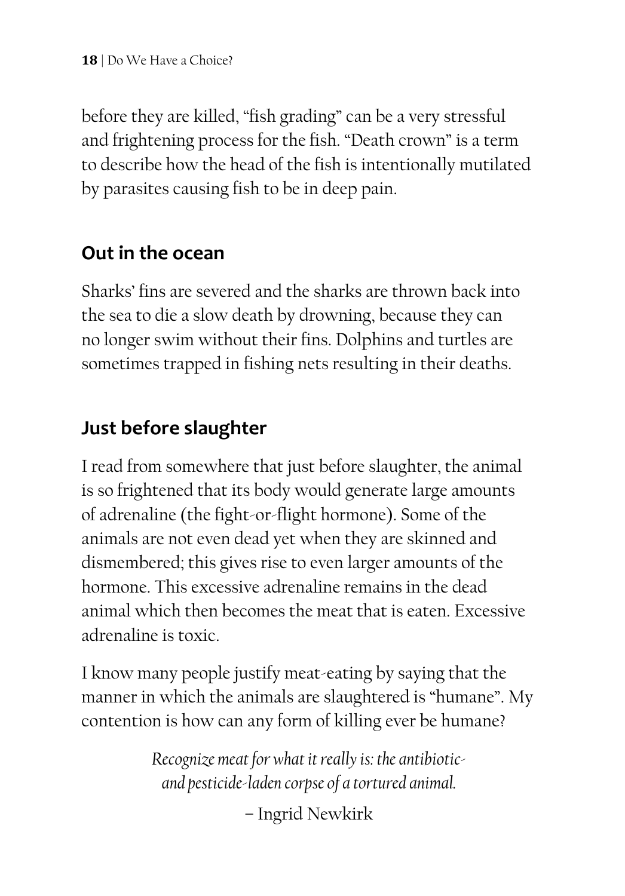before they are killed, "fish grading" can be a very stressful and frightening process for the fish. "Death crown" is a term to describe how the head of the fish is intentionally mutilated by parasites causing fish to be in deep pain.

## Out in the ocean

Sharks' fins are severed and the sharks are thrown back into the sea to die a slow death by drowning, because they can no longer swim without their fins. Dolphins and turtles are sometimes trapped in fishing nets resulting in their deaths.

## Just before slaughter

I read from somewhere that just before slaughter, the animal is so frightened that its body would generate large amounts of adrenaline (the fight-or-flight hormone). Some of the animals are not even dead yet when they are skinned and dismembered; this gives rise to even larger amounts of the hormone. This excessive adrenaline remains in the dead animal which then becomes the meat that is eaten. Excessive adrenaline is toxic.

I know many people justify meat-eating by saying that the manner in which the animals are slaughtered is "humane". My contention is how can any form of killing ever be humane?

*Recognize meat for what it really is: the antibiotic- and pesticide-laden corpse of a tortured animal.*

– Ingrid Newkirk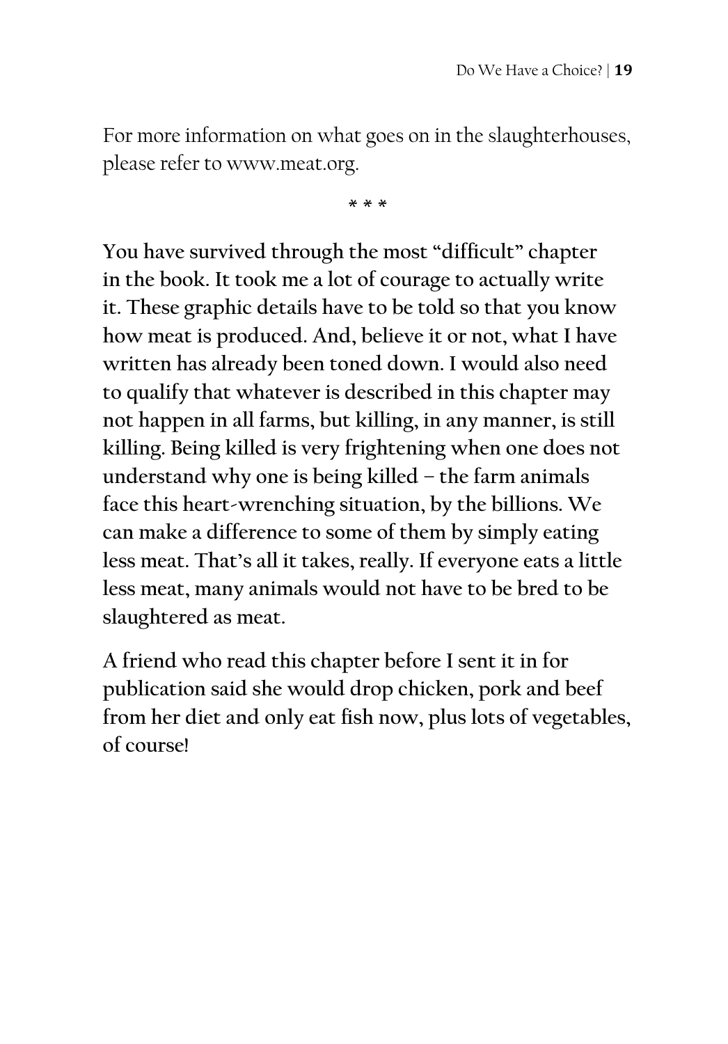For more information on what goes on in the slaughterhouses, please refer to www.meat.org.

* * *

**You have survived through the most "difficult" chapter in the book. It took me a lot of courage to actually write it. These graphic details have to be told so that you know how meat is produced. And, believe it or not, what I have written has already been toned down. I would also need to qualify that whatever is described in this chapter may not happen in all farms, but killing, in any manner, is still killing. Being killed is very frightening when one does not understand why one is being killed – the farm animals face this heart-wrenching situation, by the billions. We can make a difference to some of them by simply eating less meat. That's all it takes, really. If everyone eats a little less meat, many animals would not have to be bred to be slaughtered as meat.**

**A friend who read this chapter before I sent it in for publication said she would drop chicken, pork and beef from her diet and only eat fish now, plus lots of vegetables, of course!**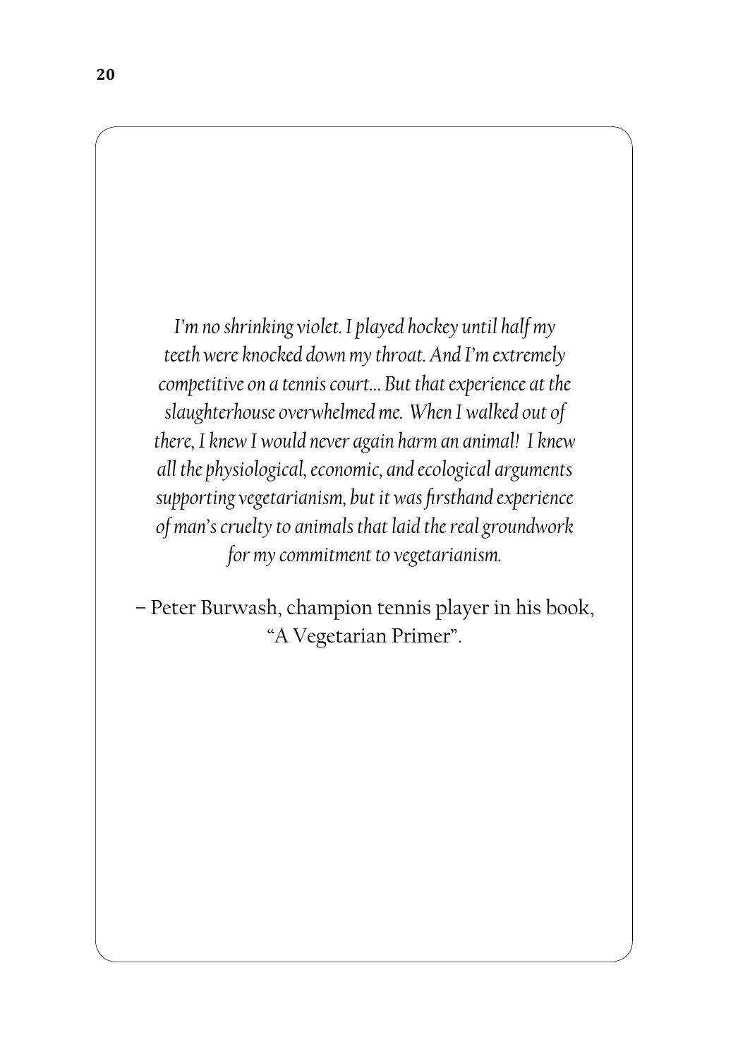*I'm no shrinking violet. I played hockey until half my teeth were knocked down my throat. And I'm extremely competitive on a tennis court... But that experience at the slaughterhouse overwhelmed me. When I walked out of there, I knew I would never again harm an animal! I knew all the physiological, economic, and ecological arguments supporting vegetarianism, but it was firsthand experience of man's cruelty to animals that laid the real groundwork for my commitment to vegetarianism.*

– Peter Burwash, champion tennis player in his book, "A Vegetarian Primer".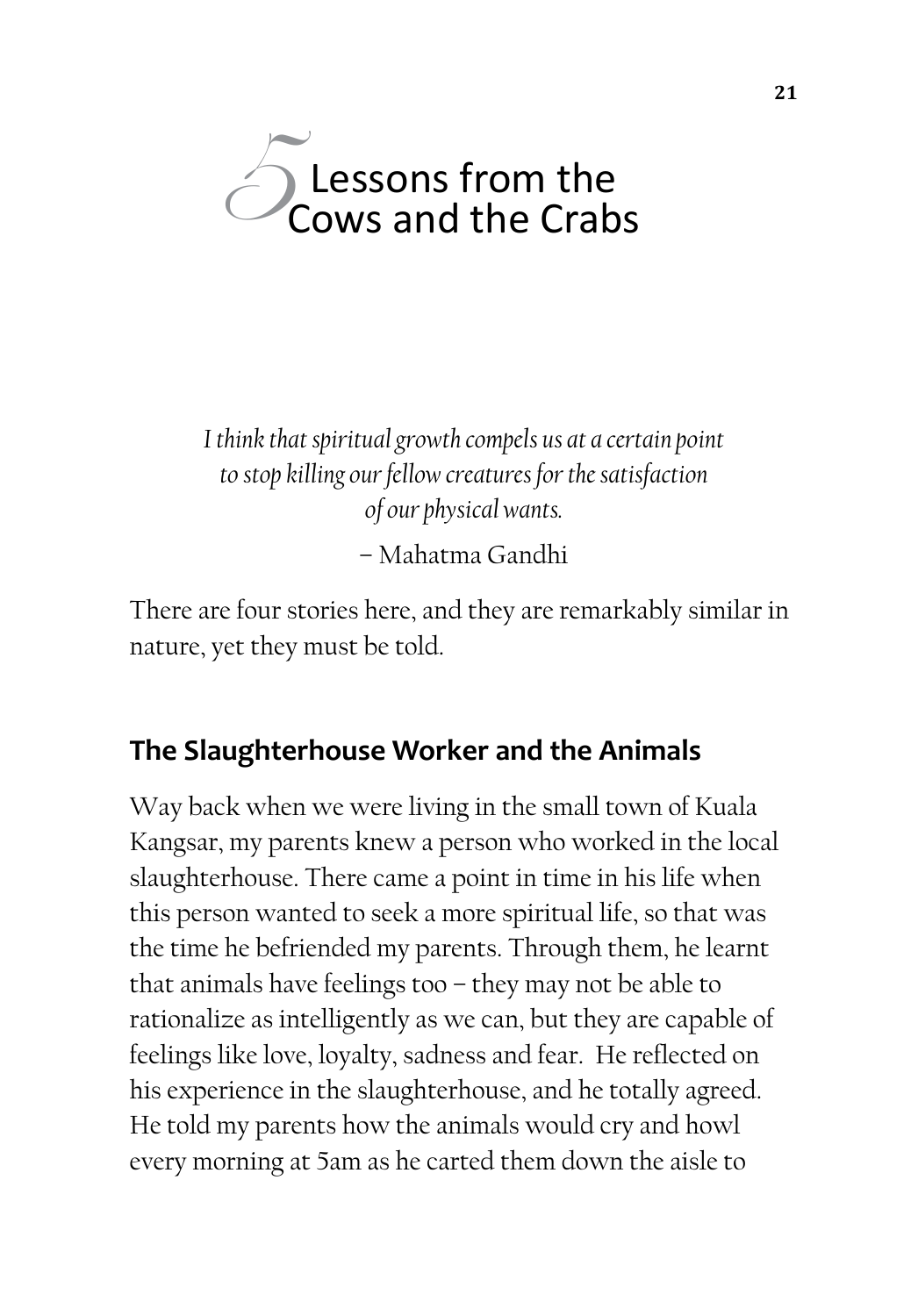# 5 Lessons from the Cows and the Crabs

*I think that spiritual growth compels us at a certain point to stop killing our fellow creatures for the satisfaction of our physical wants.*

– Mahatma Gandhi

There are four stories here, and they are remarkably similar in nature, yet they must be told.

## The Slaughterhouse Worker and the Animals

Way back when we were living in the small town of Kuala Kangsar, my parents knew a person who worked in the local slaughterhouse. There came a point in time in his life when this person wanted to seek a more spiritual life, so that was the time he befriended my parents. Through them, he learnt that animals have feelings too – they may not be able to rationalize as intelligently as we can, but they are capable of feelings like love, loyalty, sadness and fear. He reflected on his experience in the slaughterhouse, and he totally agreed. He told my parents how the animals would cry and howl every morning at 5am as he carted them down the aisle to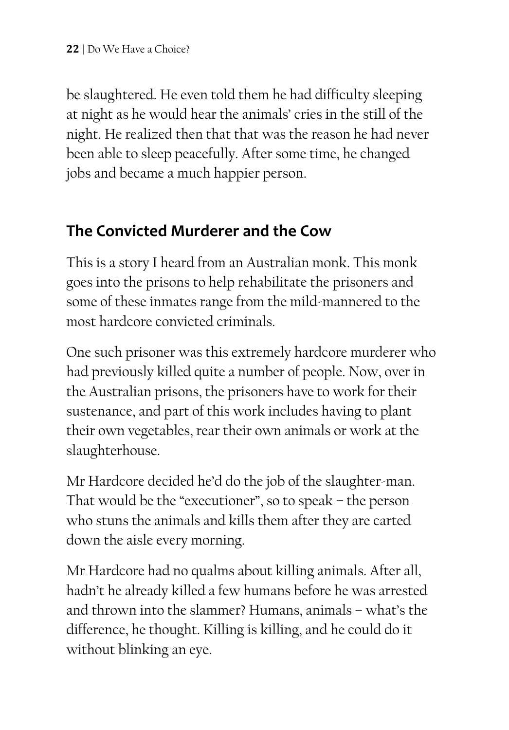be slaughtered. He even told them he had difficulty sleeping at night as he would hear the animals' cries in the still of the night. He realized then that that was the reason he had never been able to sleep peacefully. After some time, he changed jobs and became a much happier person.

## The Convicted Murderer and the Cow

This is a story I heard from an Australian monk. This monk goes into the prisons to help rehabilitate the prisoners and some of these inmates range from the mild-mannered to the most hardcore convicted criminals.

One such prisoner was this extremely hardcore murderer who had previously killed quite a number of people. Now, over in the Australian prisons, the prisoners have to work for their sustenance, and part of this work includes having to plant their own vegetables, rear their own animals or work at the slaughterhouse.

Mr Hardcore decided he'd do the job of the slaughter-man. That would be the "executioner", so to speak – the person who stuns the animals and kills them after they are carted down the aisle every morning.

Mr Hardcore had no qualms about killing animals. After all, hadn't he already killed a few humans before he was arrested and thrown into the slammer? Humans, animals – what's the difference, he thought. Killing is killing, and he could do it without blinking an eye.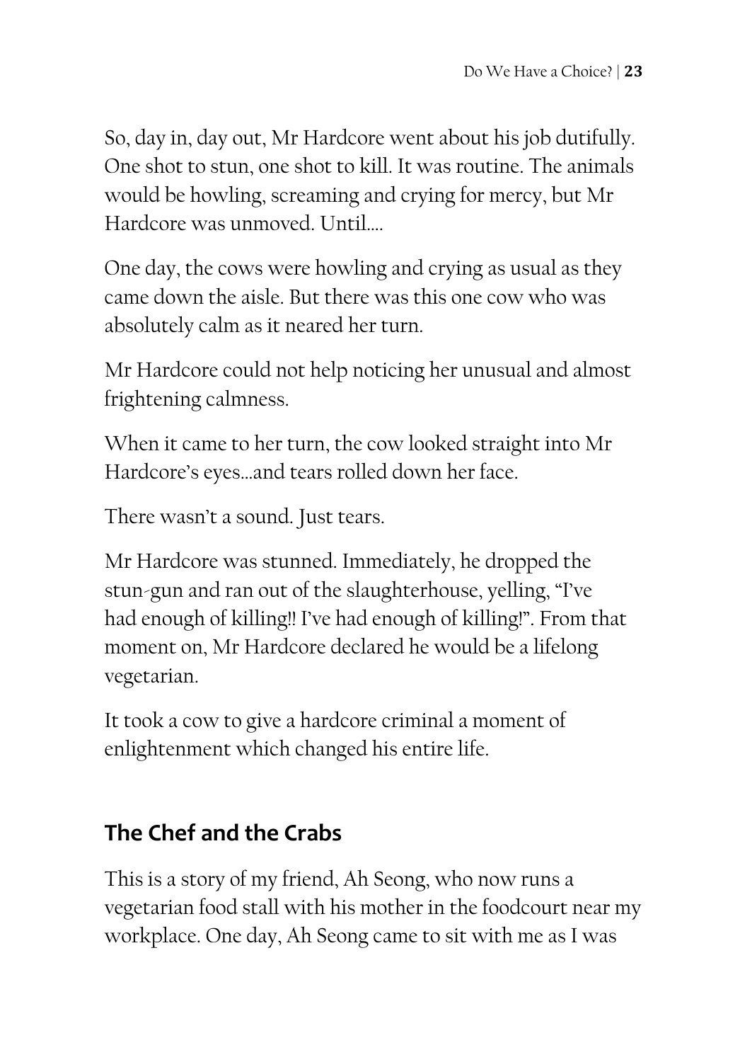So, day in, day out, Mr Hardcore went about his job dutifully. One shot to stun, one shot to kill. It was routine. The animals would be howling, screaming and crying for mercy, but Mr Hardcore was unmoved. Until….

One day, the cows were howling and crying as usual as they came down the aisle. But there was this one cow who was absolutely calm as it neared her turn.

Mr Hardcore could not help noticing her unusual and almost frightening calmness.

When it came to her turn, the cow looked straight into Mr Hardcore's eyes…and tears rolled down her face.

There wasn't a sound. Just tears.

Mr Hardcore was stunned. Immediately, he dropped the stun-gun and ran out of the slaughterhouse, yelling, "I've had enough of killing!! I've had enough of killing!". From that moment on, Mr Hardcore declared he would be a lifelong vegetarian.

It took a cow to give a hardcore criminal a moment of enlightenment which changed his entire life.

## The Chef and the Crabs

This is a story of my friend, Ah Seong, who now runs a vegetarian food stall with his mother in the foodcourt near my workplace. One day, Ah Seong came to sit with me as I was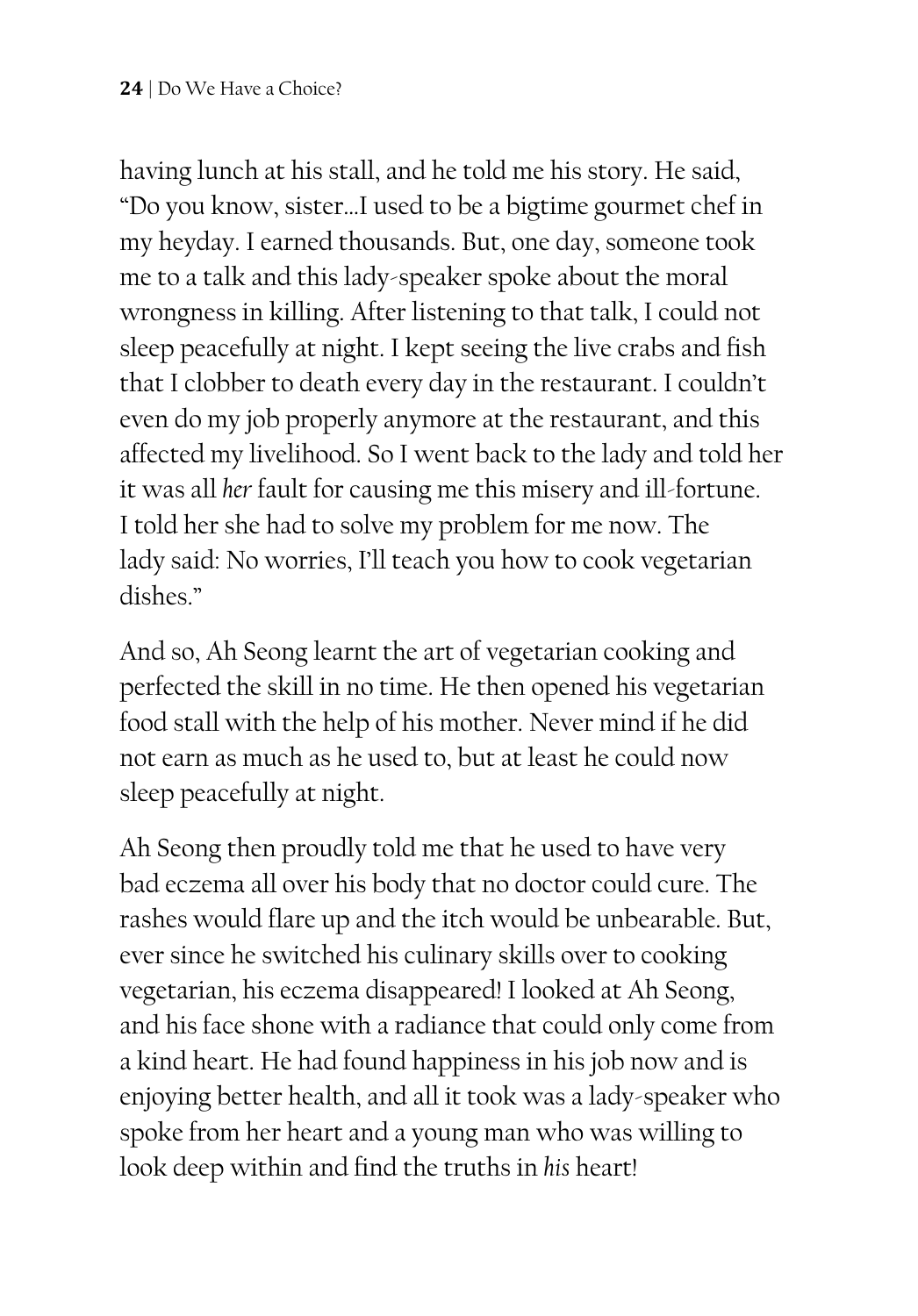having lunch at his stall, and he told me his story. He said, "Do you know, sister…I used to be a bigtime gourmet chef in my heyday. I earned thousands. But, one day, someone took me to a talk and this lady-speaker spoke about the moral wrongness in killing. After listening to that talk, I could not sleep peacefully at night. I kept seeing the live crabs and fish that I clobber to death every day in the restaurant. I couldn't even do my job properly anymore at the restaurant, and this affected my livelihood. So I went back to the lady and told her it was all *her* fault for causing me this misery and ill-fortune. I told her she had to solve my problem for me now. The lady said: No worries, I'll teach you how to cook vegetarian dishes."

And so, Ah Seong learnt the art of vegetarian cooking and perfected the skill in no time. He then opened his vegetarian food stall with the help of his mother. Never mind if he did not earn as much as he used to, but at least he could now sleep peacefully at night.

Ah Seong then proudly told me that he used to have very bad eczema all over his body that no doctor could cure. The rashes would flare up and the itch would be unbearable. But, ever since he switched his culinary skills over to cooking vegetarian, his eczema disappeared! I looked at Ah Seong, and his face shone with a radiance that could only come from a kind heart. He had found happiness in his job now and is enjoying better health, and all it took was a lady-speaker who spoke from her heart and a young man who was willing to look deep within and find the truths in *his* heart!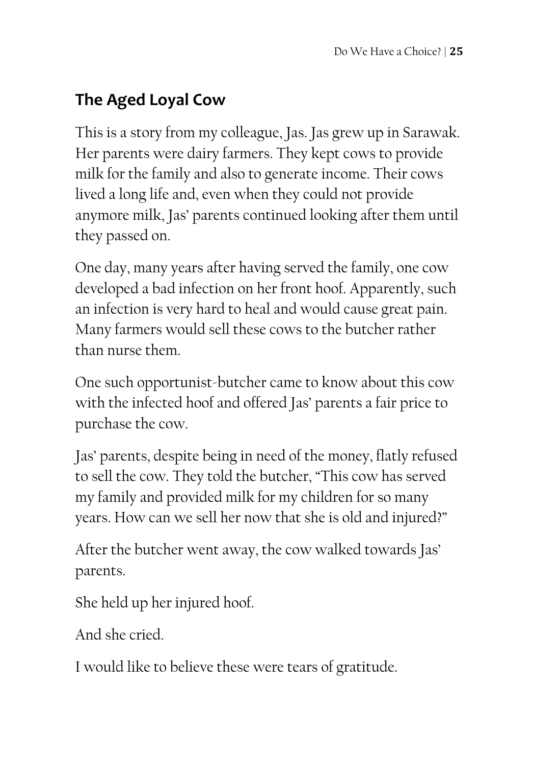## The Aged Loyal Cow

This is a story from my colleague, Jas. Jas grew up in Sarawak. Her parents were dairy farmers. They kept cows to provide milk for the family and also to generate income. Their cows lived a long life and, even when they could not provide anymore milk, Jas' parents continued looking after them until they passed on.

One day, many years after having served the family, one cow developed a bad infection on her front hoof. Apparently, such an infection is very hard to heal and would cause great pain. Many farmers would sell these cows to the butcher rather than nurse them.

One such opportunist-butcher came to know about this cow with the infected hoof and offered Jas' parents a fair price to purchase the cow.

Jas' parents, despite being in need of the money, flatly refused to sell the cow. They told the butcher, "This cow has served my family and provided milk for my children for so many years. How can we sell her now that she is old and injured?"

After the butcher went away, the cow walked towards Jas' parents.

She held up her injured hoof.

And she cried.

I would like to believe these were tears of gratitude.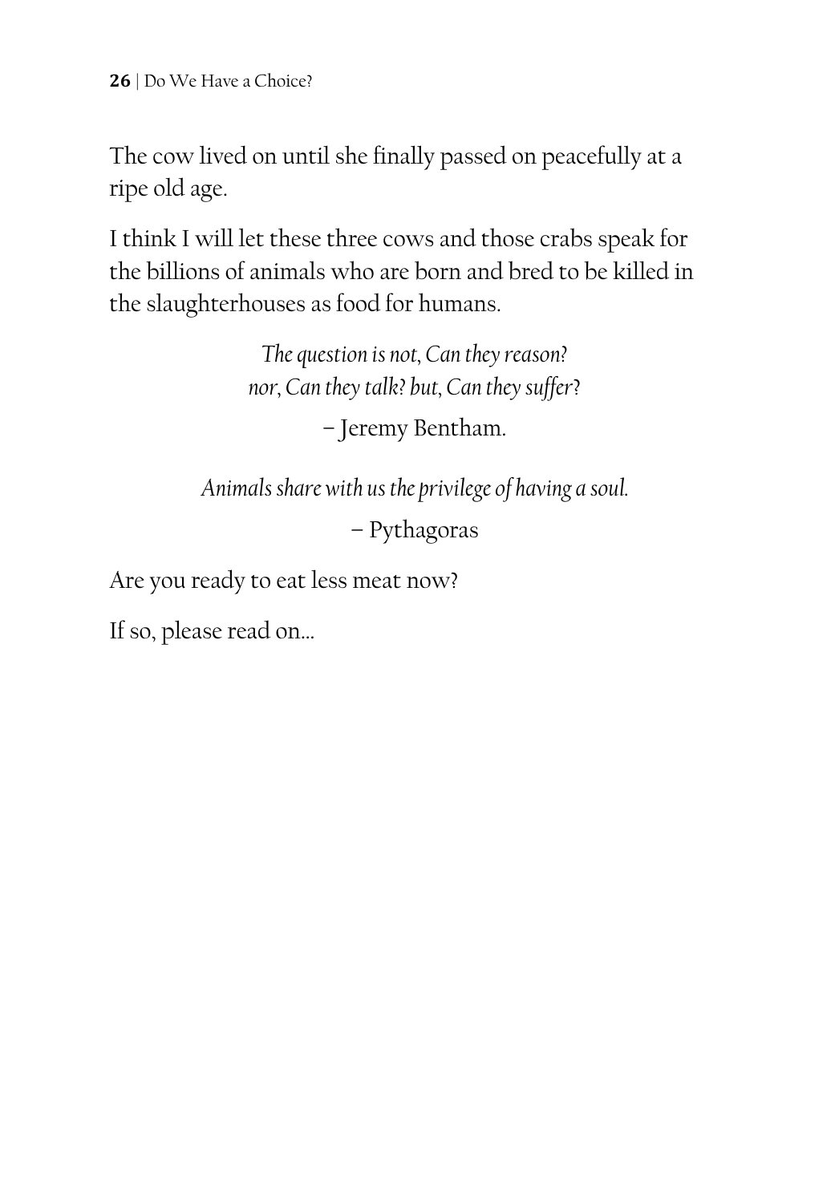The cow lived on until she finally passed on peacefully at a ripe old age.

I think I will let these three cows and those crabs speak for the billions of animals who are born and bred to be killed in the slaughterhouses as food for humans.

*The question is not, Can they reason?*
*nor, Can they talk? but, Can they suffer?*

– Jeremy Bentham.

*Animals share with us the privilege of having a soul.*

– Pythagoras

Are you ready to eat less meat now?

If so, please read on…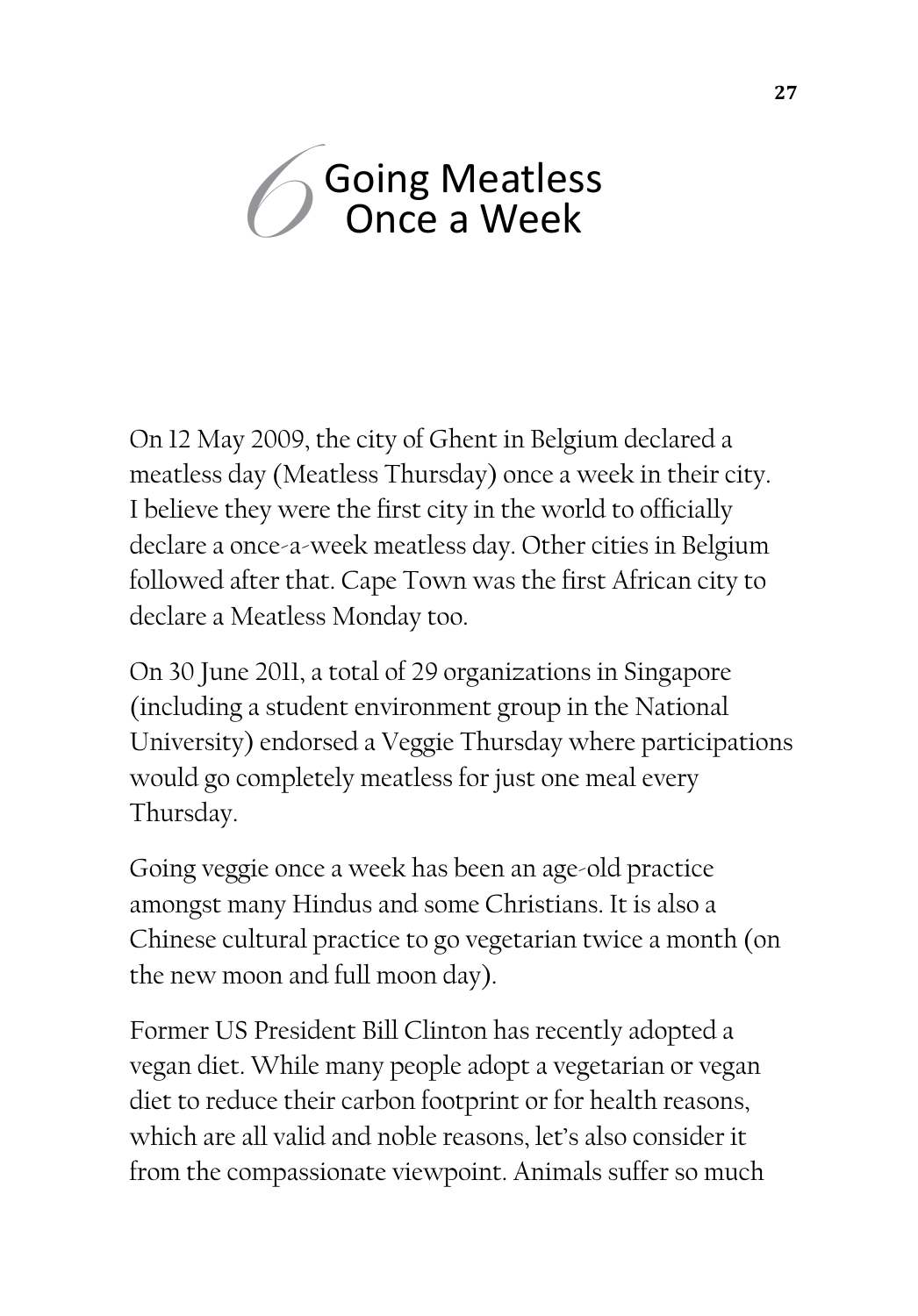# 6 Going Meatless Once a Week

On 12 May 2009, the city of Ghent in Belgium declared a meatless day (Meatless Thursday) once a week in their city. I believe they were the first city in the world to officially declare a once-a-week meatless day. Other cities in Belgium followed after that. Cape Town was the first African city to declare a Meatless Monday too.

On 30 June 2011, a total of 29 organizations in Singapore (including a student environment group in the National University) endorsed a Veggie Thursday where participations would go completely meatless for just one meal every Thursday.

Going veggie once a week has been an age-old practice amongst many Hindus and some Christians. It is also a Chinese cultural practice to go vegetarian twice a month (on the new moon and full moon day).

Former US President Bill Clinton has recently adopted a vegan diet. While many people adopt a vegetarian or vegan diet to reduce their carbon footprint or for health reasons, which are all valid and noble reasons, let's also consider it from the compassionate viewpoint. Animals suffer so much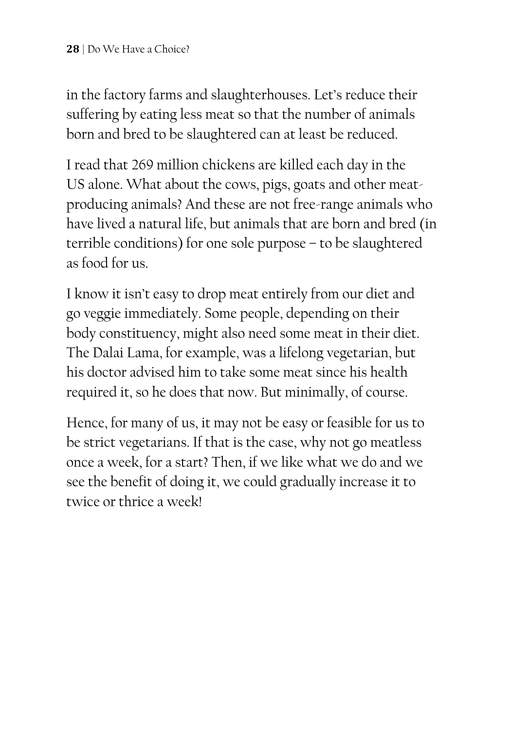in the factory farms and slaughterhouses. Let's reduce their suffering by eating less meat so that the number of animals born and bred to be slaughtered can at least be reduced.

I read that 269 million chickens are killed each day in the US alone. What about the cows, pigs, goats and other meat-producing animals? And these are not free-range animals who have lived a natural life, but animals that are born and bred (in terrible conditions) for one sole purpose – to be slaughtered as food for us.

I know it isn't easy to drop meat entirely from our diet and go veggie immediately. Some people, depending on their body constituency, might also need some meat in their diet. The Dalai Lama, for example, was a lifelong vegetarian, but his doctor advised him to take some meat since his health required it, so he does that now. But minimally, of course.

Hence, for many of us, it may not be easy or feasible for us to be strict vegetarians. If that is the case, why not go meatless once a week, for a start? Then, if we like what we do and we see the benefit of doing it, we could gradually increase it to twice or thrice a week!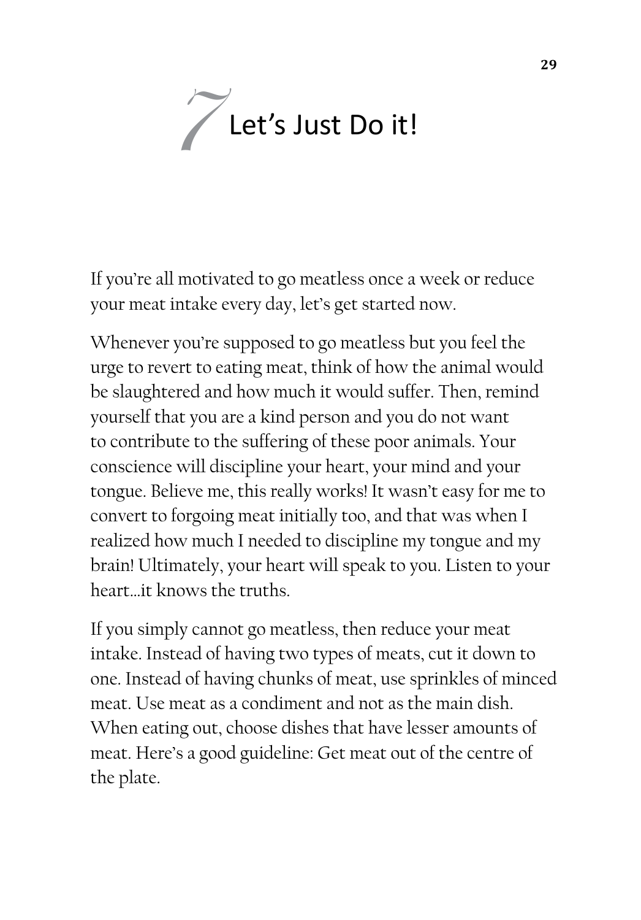# 7 Let's Just Do it!

If you're all motivated to go meatless once a week or reduce your meat intake every day, let's get started now.

Whenever you're supposed to go meatless but you feel the urge to revert to eating meat, think of how the animal would be slaughtered and how much it would suffer. Then, remind yourself that you are a kind person and you do not want to contribute to the suffering of these poor animals. Your conscience will discipline your heart, your mind and your tongue. Believe me, this really works! It wasn't easy for me to convert to forgoing meat initially too, and that was when I realized how much I needed to discipline my tongue and my brain! Ultimately, your heart will speak to you. Listen to your heart…it knows the truths.

If you simply cannot go meatless, then reduce your meat intake. Instead of having two types of meats, cut it down to one. Instead of having chunks of meat, use sprinkles of minced meat. Use meat as a condiment and not as the main dish. When eating out, choose dishes that have lesser amounts of meat. Here's a good guideline: Get meat out of the centre of the plate.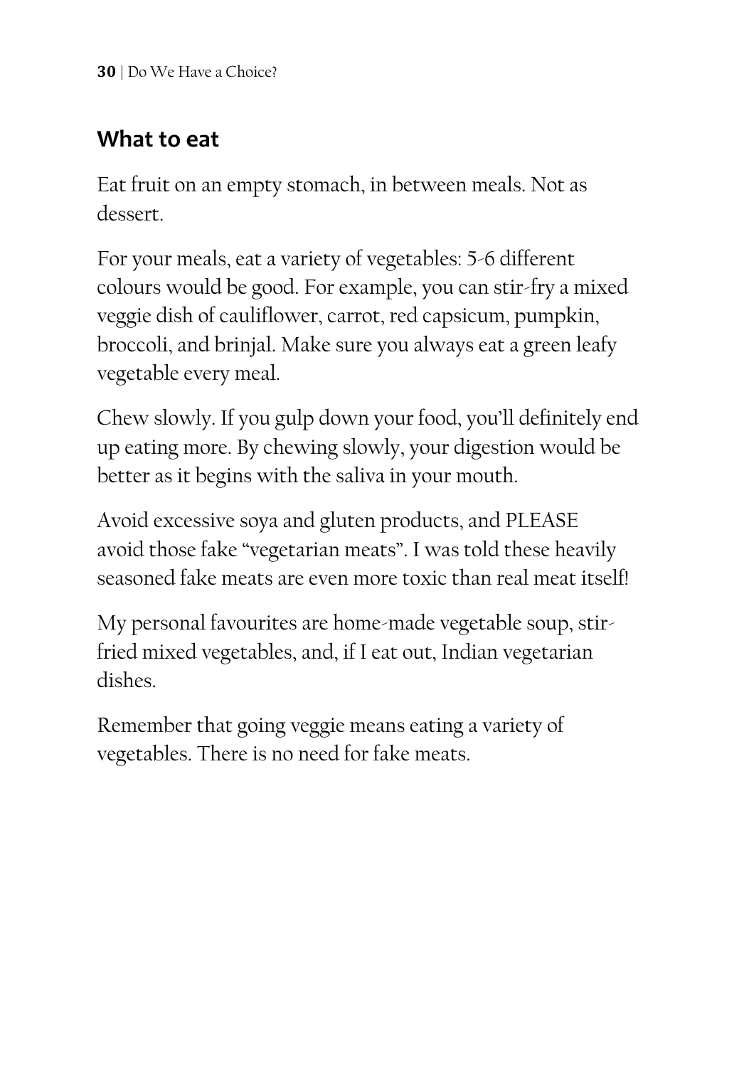## What to eat

Eat fruit on an empty stomach, in between meals. Not as dessert.

For your meals, eat a variety of vegetables: 5-6 different colours would be good. For example, you can stir-fry a mixed veggie dish of cauliflower, carrot, red capsicum, pumpkin, broccoli, and brinjal. Make sure you always eat a green leafy vegetable every meal.

Chew slowly. If you gulp down your food, you'll definitely end up eating more. By chewing slowly, your digestion would be better as it begins with the saliva in your mouth.

Avoid excessive soya and gluten products, and PLEASE avoid those fake "vegetarian meats". I was told these heavily seasoned fake meats are even more toxic than real meat itself!

My personal favourites are home-made vegetable soup, stir-fried mixed vegetables, and, if I eat out, Indian vegetarian dishes.

Remember that going veggie means eating a variety of vegetables. There is no need for fake meats.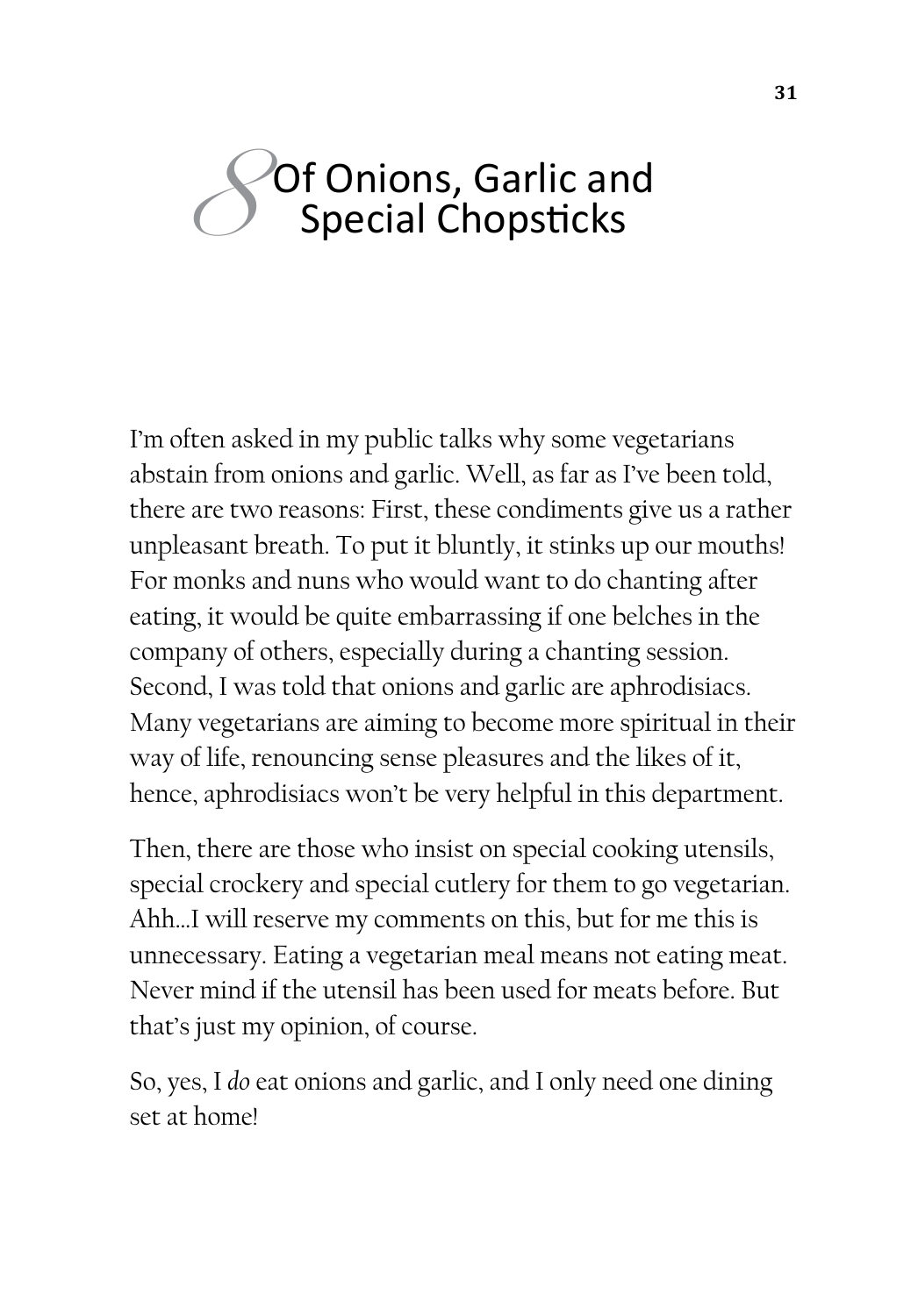# 8 Of Onions, Garlic and Special Chopsticks

I'm often asked in my public talks why some vegetarians abstain from onions and garlic. Well, as far as I've been told, there are two reasons: First, these condiments give us a rather unpleasant breath. To put it bluntly, it stinks up our mouths! For monks and nuns who would want to do chanting after eating, it would be quite embarrassing if one belches in the company of others, especially during a chanting session. Second, I was told that onions and garlic are aphrodisiacs. Many vegetarians are aiming to become more spiritual in their way of life, renouncing sense pleasures and the likes of it, hence, aphrodisiacs won't be very helpful in this department.

Then, there are those who insist on special cooking utensils, special crockery and special cutlery for them to go vegetarian. Ahh...I will reserve my comments on this, but for me this is unnecessary. Eating a vegetarian meal means not eating meat. Never mind if the utensil has been used for meats before. But that's just my opinion, of course.

So, yes, I *do* eat onions and garlic, and I only need one dining set at home!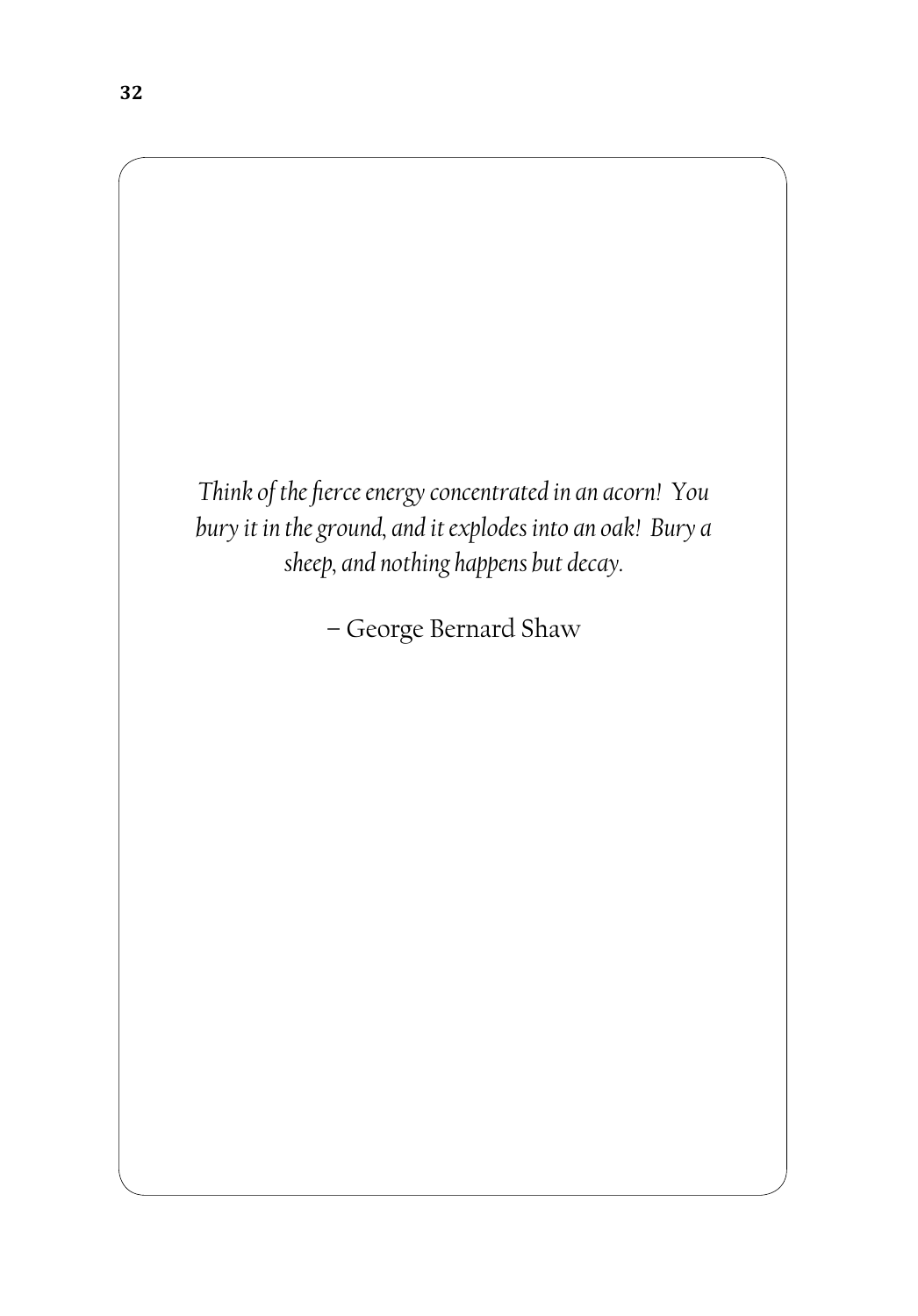*Think of the fierce energy concentrated in an acorn! You bury it in the ground, and it explodes into an oak! Bury a sheep, and nothing happens but decay.*

– George Bernard Shaw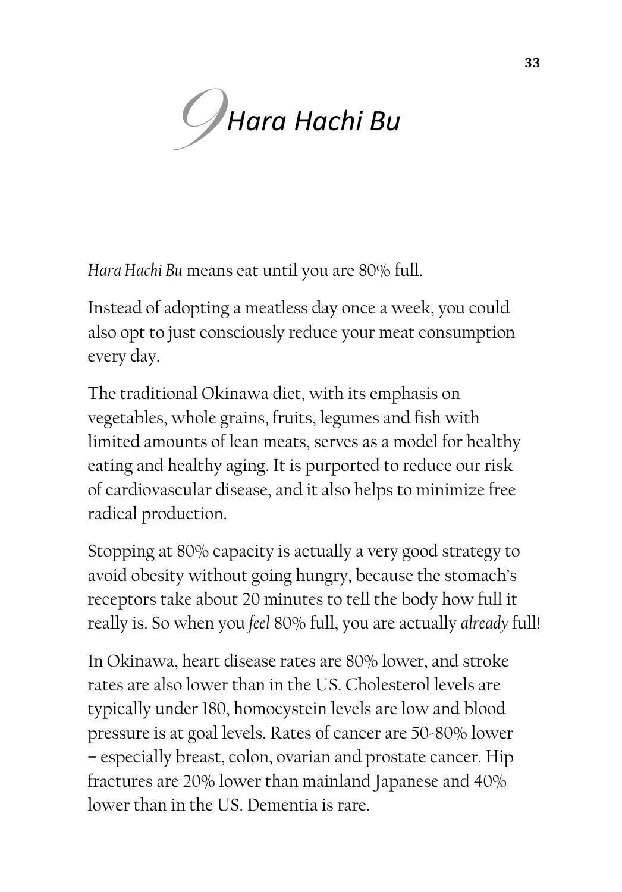# 9 *Hara Hachi Bu*

*Hara Hachi Bu* means eat until you are 80% full.

Instead of adopting a meatless day once a week, you could also opt to just consciously reduce your meat consumption every day.

The traditional Okinawa diet, with its emphasis on vegetables, whole grains, fruits, legumes and fish with limited amounts of lean meats, serves as a model for healthy eating and healthy aging. It is purported to reduce our risk of cardiovascular disease, and it also helps to minimize free radical production.

Stopping at 80% capacity is actually a very good strategy to avoid obesity without going hungry, because the stomach's receptors take about 20 minutes to tell the body how full it really is. So when you *feel* 80% full, you are actually *already* full!

In Okinawa, heart disease rates are 80% lower, and stroke rates are also lower than in the US. Cholesterol levels are typically under 180, homocystein levels are low and blood pressure is at goal levels. Rates of cancer are 50-80% lower – especially breast, colon, ovarian and prostate cancer. Hip fractures are 20% lower than mainland Japanese and 40% lower than in the US. Dementia is rare.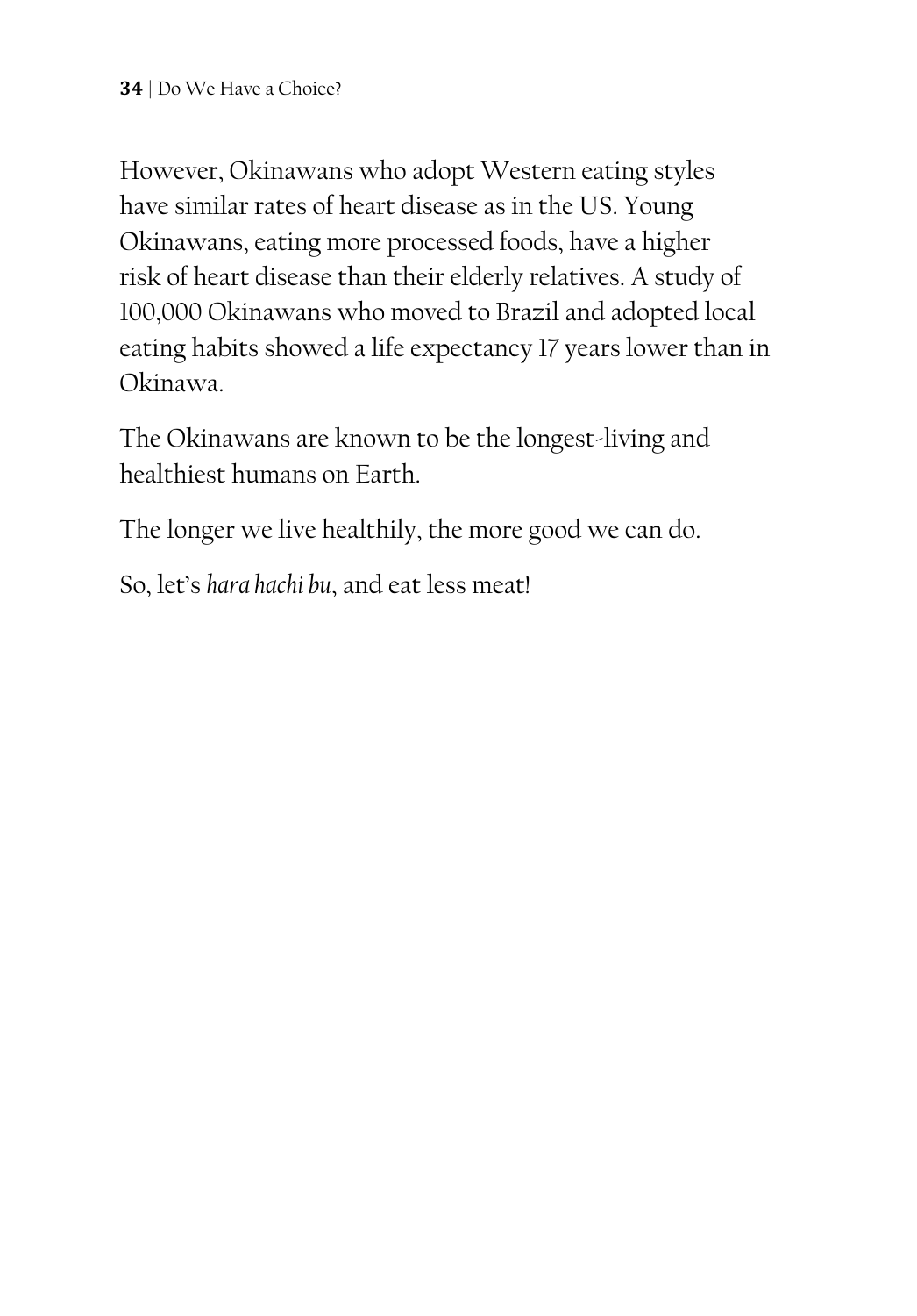However, Okinawans who adopt Western eating styles have similar rates of heart disease as in the US. Young Okinawans, eating more processed foods, have a higher risk of heart disease than their elderly relatives. A study of 100,000 Okinawans who moved to Brazil and adopted local eating habits showed a life expectancy 17 years lower than in Okinawa.

The Okinawans are known to be the longest-living and healthiest humans on Earth.

The longer we live healthily, the more good we can do.

So, let's *hara hachi bu*, and eat less meat!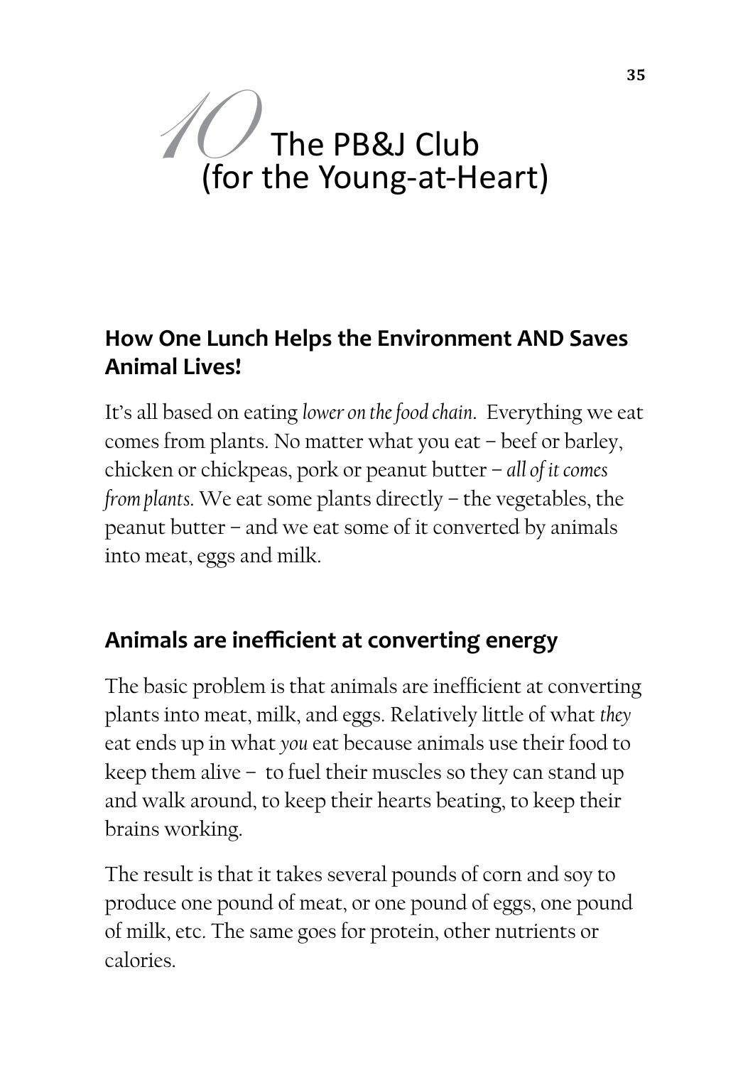# 10 The PB&J Club (for the Young-at-Heart)

## How One Lunch Helps the Environment AND Saves Animal Lives!

It's all based on eating *lower on the food chain*. Everything we eat comes from plants. No matter what you eat – beef or barley, chicken or chickpeas, pork or peanut butter – *all of it comes from plants*. We eat some plants directly – the vegetables, the peanut butter – and we eat some of it converted by animals into meat, eggs and milk.

## Animals are inefficient at converting energy

The basic problem is that animals are inefficient at converting plants into meat, milk, and eggs. Relatively little of what *they* eat ends up in what *you* eat because animals use their food to keep them alive – to fuel their muscles so they can stand up and walk around, to keep their hearts beating, to keep their brains working.

The result is that it takes several pounds of corn and soy to produce one pound of meat, or one pound of eggs, one pound of milk, etc. The same goes for protein, other nutrients or calories.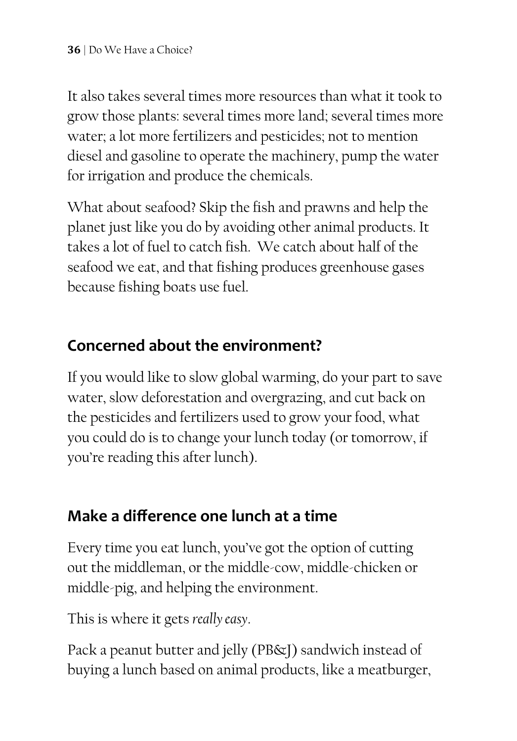It also takes several times more resources than what it took to grow those plants: several times more land; several times more water; a lot more fertilizers and pesticides; not to mention diesel and gasoline to operate the machinery, pump the water for irrigation and produce the chemicals.

What about seafood? Skip the fish and prawns and help the planet just like you do by avoiding other animal products. It takes a lot of fuel to catch fish. We catch about half of the seafood we eat, and that fishing produces greenhouse gases because fishing boats use fuel.

## Concerned about the environment?

If you would like to slow global warming, do your part to save water, slow deforestation and overgrazing, and cut back on the pesticides and fertilizers used to grow your food, what you could do is to change your lunch today (or tomorrow, if you're reading this after lunch).

## Make a difference one lunch at a time

Every time you eat lunch, you've got the option of cutting out the middleman, or the middle-cow, middle-chicken or middle-pig, and helping the environment.

This is where it gets *really easy*.

Pack a peanut butter and jelly (PB&J) sandwich instead of buying a lunch based on animal products, like a meatburger,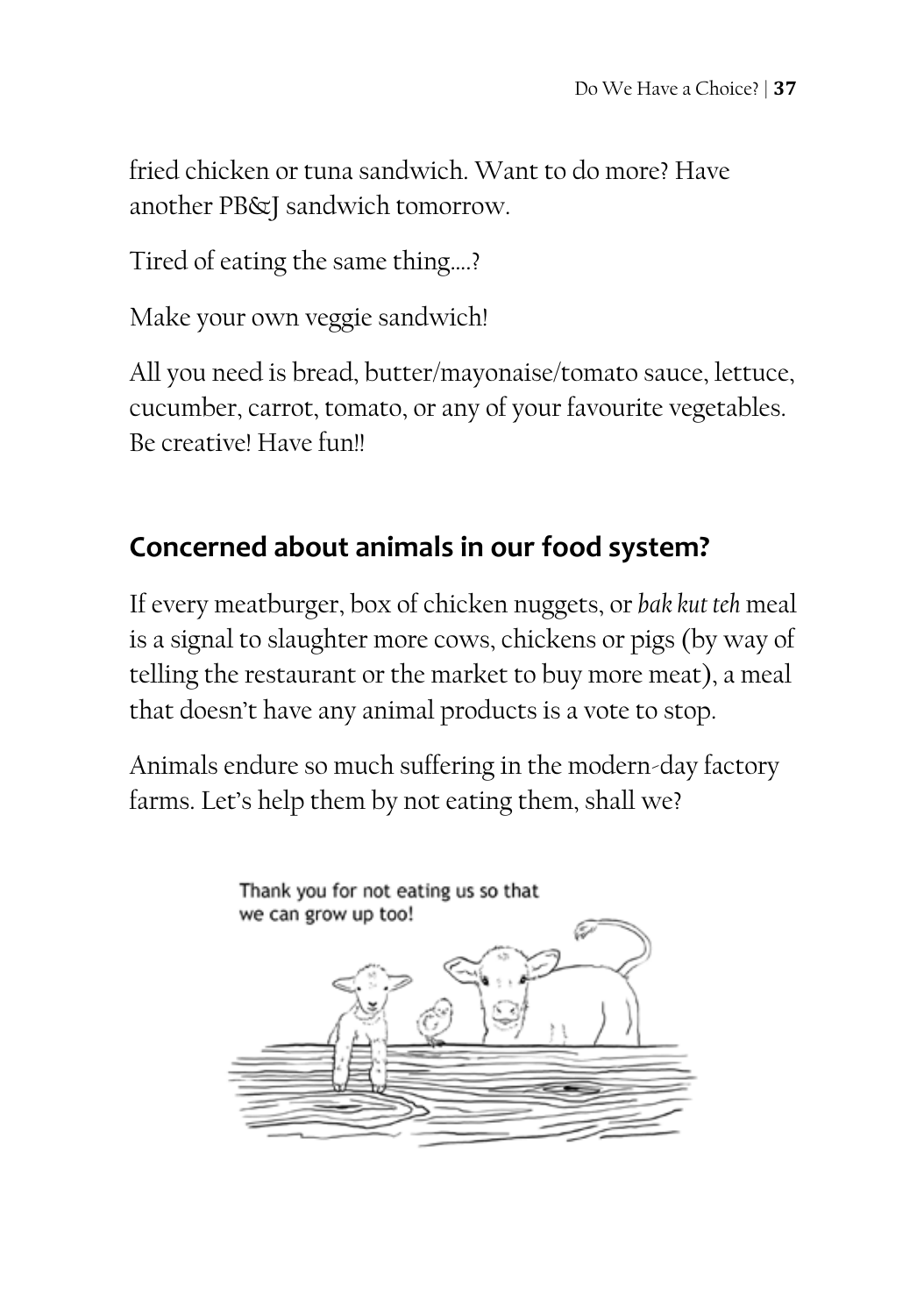fried chicken or tuna sandwich. Want to do more? Have another PB&J sandwich tomorrow.

Tired of eating the same thing....?

Make your own veggie sandwich!

All you need is bread, butter/mayonaise/tomato sauce, lettuce, cucumber, carrot, tomato, or any of your favourite vegetables. Be creative! Have fun!!

## Concerned about animals in our food system?

If every meatburger, box of chicken nuggets, or *bak kut teh* meal is a signal to slaughter more cows, chickens or pigs (by way of telling the restaurant or the market to buy more meat), a meal that doesn't have any animal products is a vote to stop.

Animals endure so much suffering in the modern-day factory farms. Let's help them by not eating them, shall we?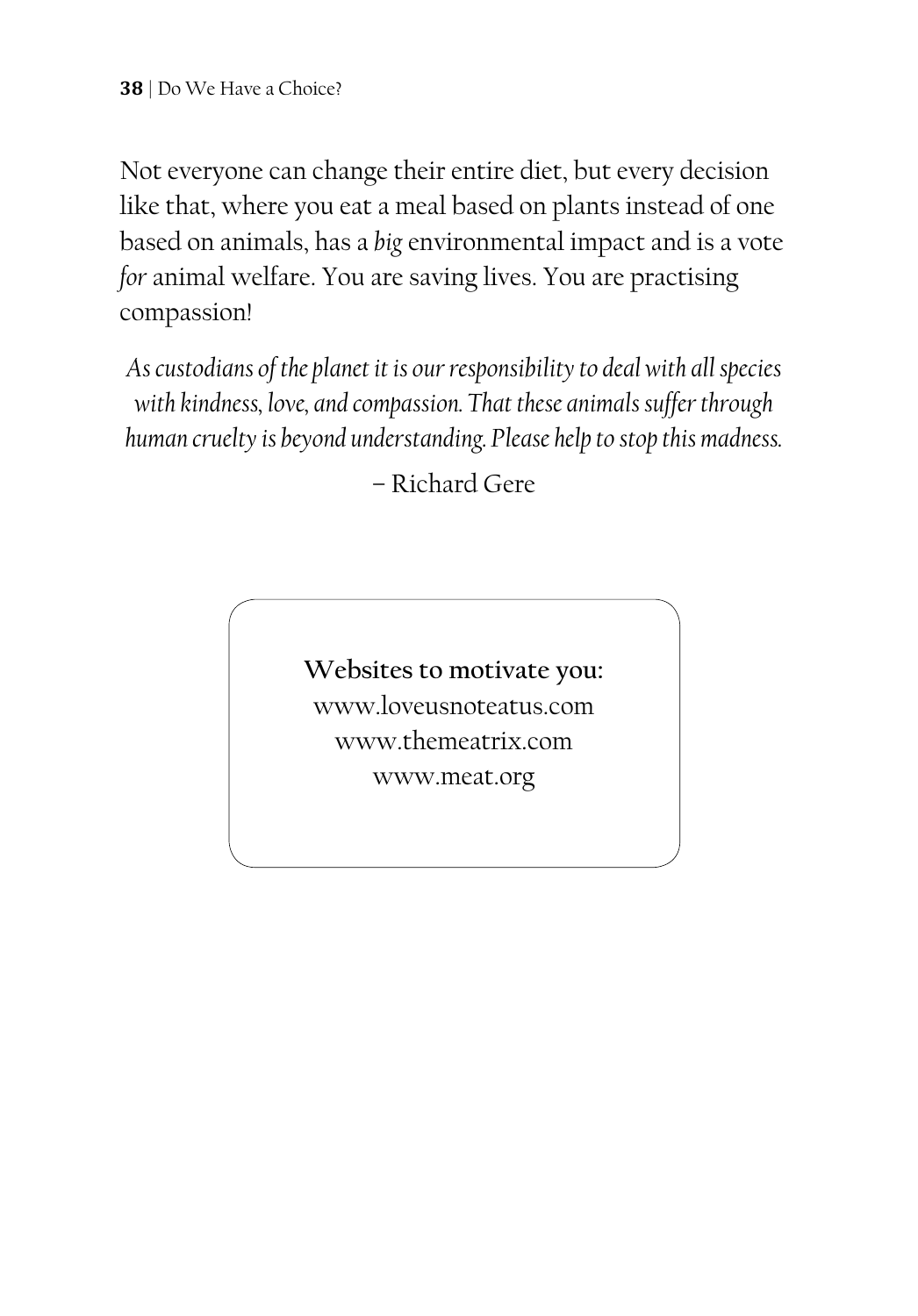Not everyone can change their entire diet, but every decision like that, where you eat a meal based on plants instead of one based on animals, has a *big* environmental impact and is a vote *for* animal welfare. You are saving lives. You are practising compassion!

> *As custodians of the planet it is our responsibility to deal with all species with kindness, love, and compassion. That these animals suffer through human cruelty is beyond understanding. Please help to stop this madness.*
>
> – Richard Gere

**Websites to motivate you:**
www.loveusnoteatus.com
www.themeatrix.com
www.meat.org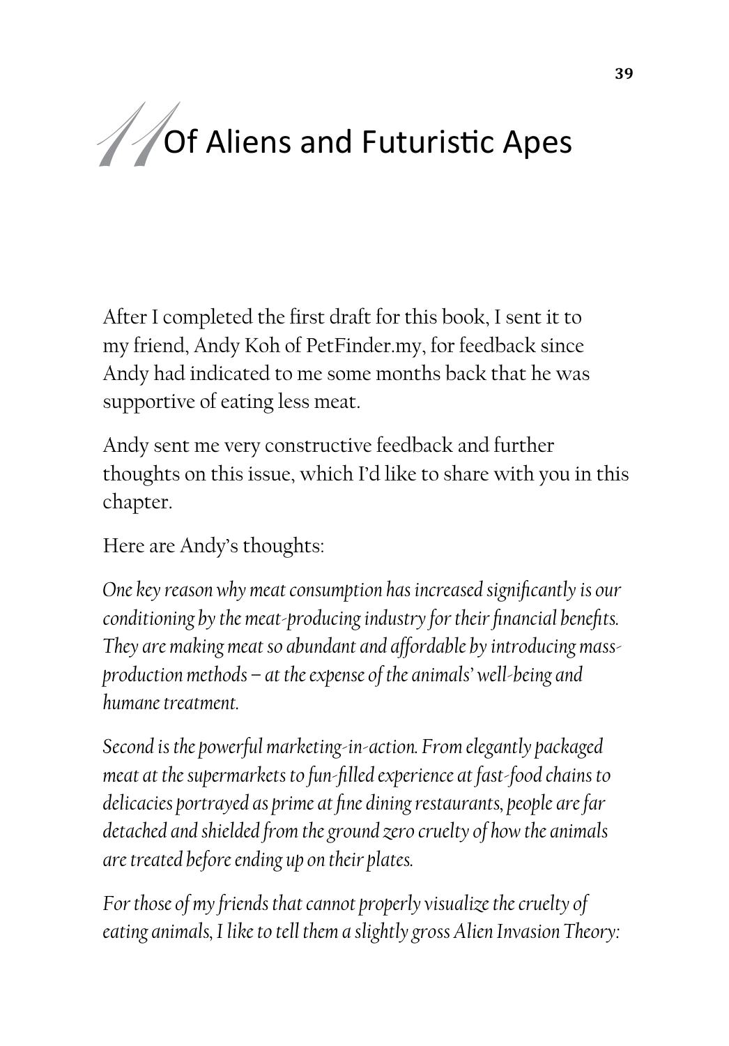# 11 Of Aliens and Futuristic Apes

After I completed the first draft for this book, I sent it to my friend, Andy Koh of PetFinder.my, for feedback since Andy had indicated to me some months back that he was supportive of eating less meat.

Andy sent me very constructive feedback and further thoughts on this issue, which I'd like to share with you in this chapter.

Here are Andy's thoughts:

*One key reason why meat consumption has increased significantly is our conditioning by the meat-producing industry for their financial benefits. They are making meat so abundant and affordable by introducing mass-production methods – at the expense of the animals' well-being and humane treatment.*

*Second is the powerful marketing-in-action. From elegantly packaged meat at the supermarkets to fun-filled experience at fast-food chains to delicacies portrayed as prime at fine dining restaurants, people are far detached and shielded from the ground zero cruelty of how the animals are treated before ending up on their plates.*

*For those of my friends that cannot properly visualize the cruelty of eating animals, I like to tell them a slightly gross Alien Invasion Theory:*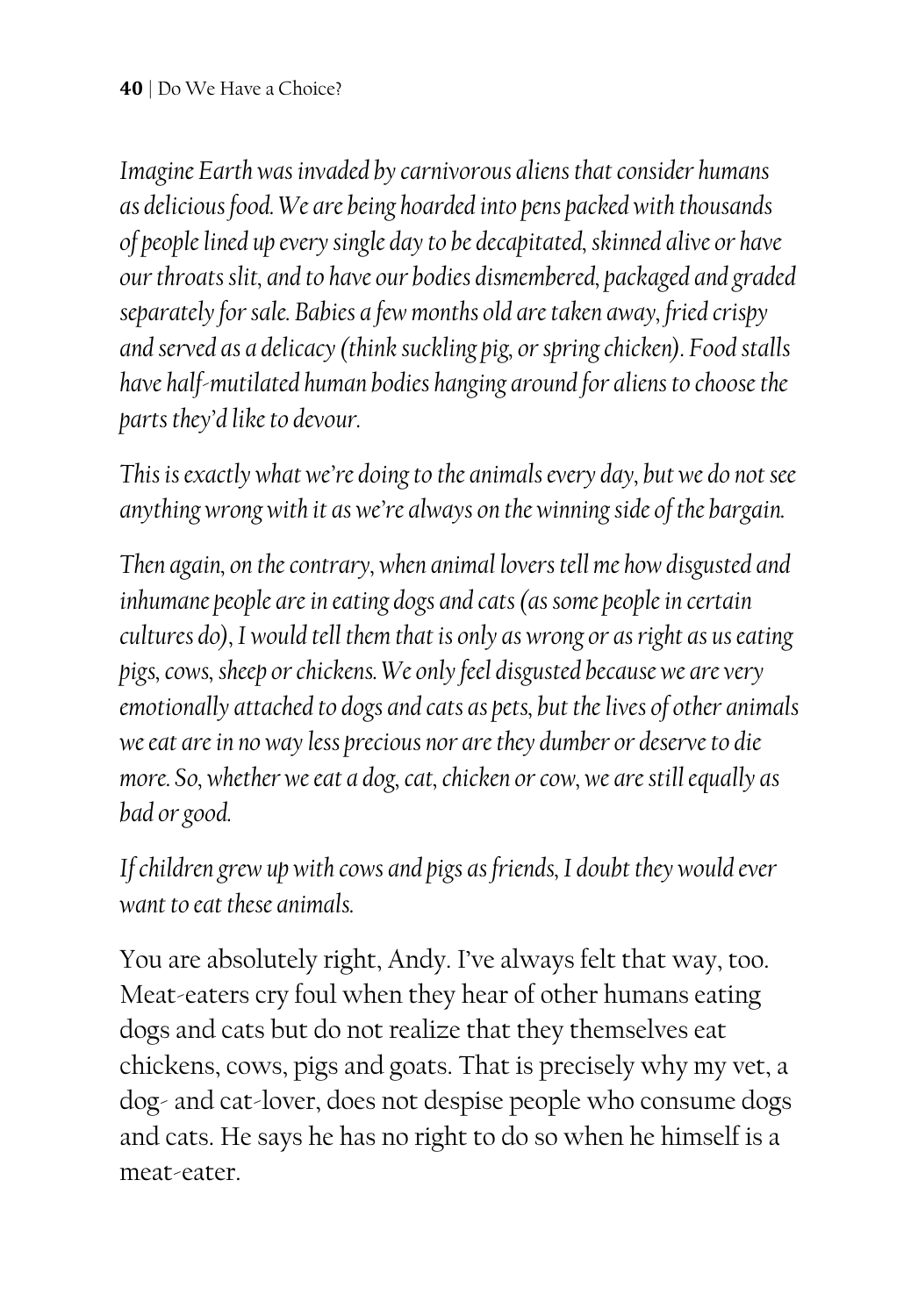*Imagine Earth was invaded by carnivorous aliens that consider humans as delicious food. We are being hoarded into pens packed with thousands of people lined up every single day to be decapitated, skinned alive or have our throats slit, and to have our bodies dismembered, packaged and graded separately for sale. Babies a few months old are taken away, fried crispy and served as a delicacy (think suckling pig, or spring chicken). Food stalls have half-mutilated human bodies hanging around for aliens to choose the parts they'd like to devour.*

*This is exactly what we're doing to the animals every day, but we do not see anything wrong with it as we're always on the winning side of the bargain.*

*Then again, on the contrary, when animal lovers tell me how disgusted and inhumane people are in eating dogs and cats (as some people in certain cultures do), I would tell them that is only as wrong or as right as us eating pigs, cows, sheep or chickens. We only feel disgusted because we are very emotionally attached to dogs and cats as pets, but the lives of other animals we eat are in no way less precious nor are they dumber or deserve to die more. So, whether we eat a dog, cat, chicken or cow, we are still equally as bad or good.*

*If children grew up with cows and pigs as friends, I doubt they would ever want to eat these animals.*

You are absolutely right, Andy. I've always felt that way, too. Meat-eaters cry foul when they hear of other humans eating dogs and cats but do not realize that they themselves eat chickens, cows, pigs and goats. That is precisely why my vet, a dog- and cat-lover, does not despise people who consume dogs and cats. He says he has no right to do so when he himself is a meat-eater.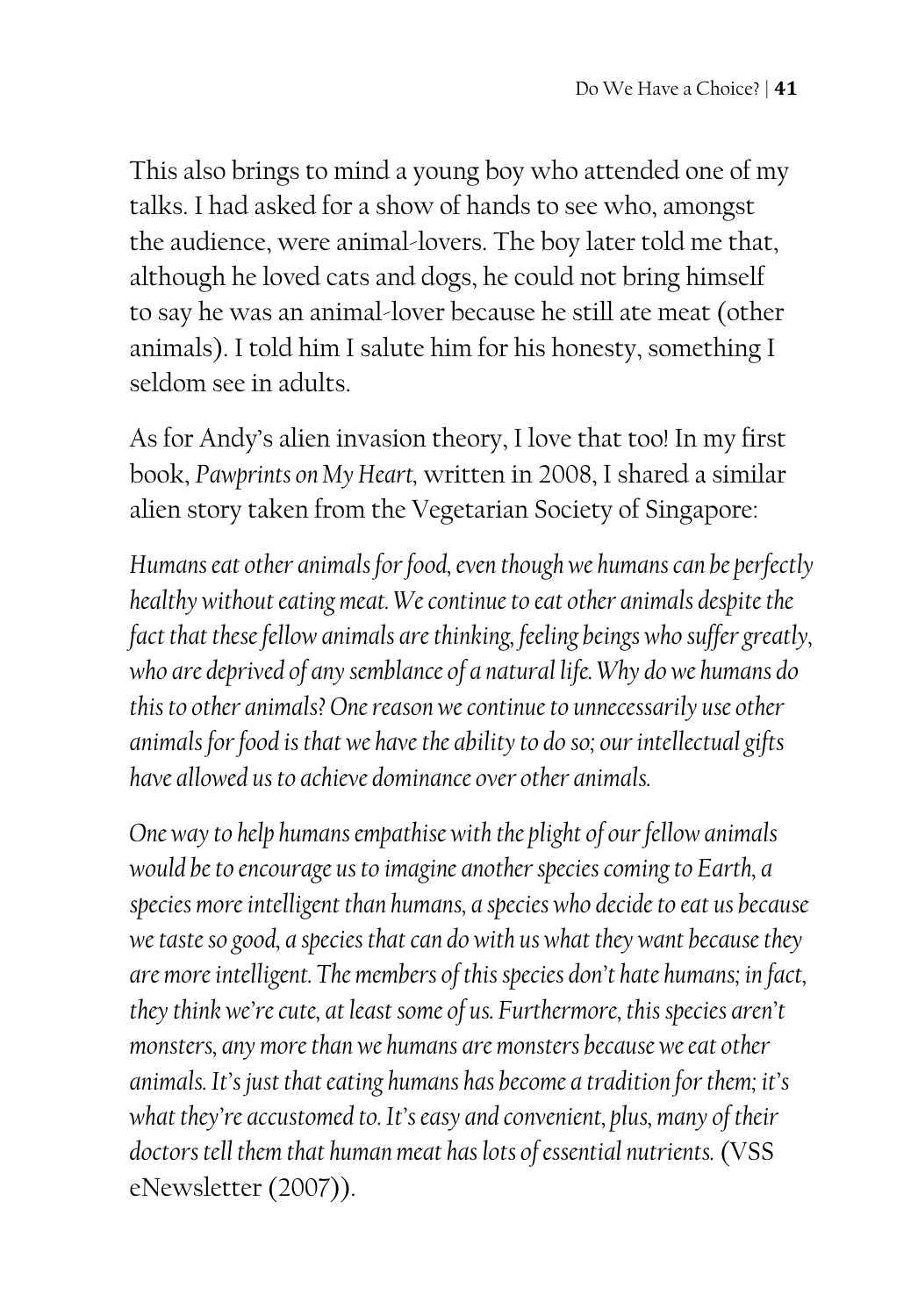This also brings to mind a young boy who attended one of my talks. I had asked for a show of hands to see who, amongst the audience, were animal-lovers. The boy later told me that, although he loved cats and dogs, he could not bring himself to say he was an animal-lover because he still ate meat (other animals). I told him I salute him for his honesty, something I seldom see in adults.

As for Andy's alien invasion theory, I love that too! In my first book, *Pawprints on My Heart*, written in 2008, I shared a similar alien story taken from the Vegetarian Society of Singapore:

*Humans eat other animals for food, even though we humans can be perfectly healthy without eating meat. We continue to eat other animals despite the fact that these fellow animals are thinking, feeling beings who suffer greatly, who are deprived of any semblance of a natural life. Why do we humans do this to other animals? One reason we continue to unnecessarily use other animals for food is that we have the ability to do so; our intellectual gifts have allowed us to achieve dominance over other animals.*

*One way to help humans empathise with the plight of our fellow animals would be to encourage us to imagine another species coming to Earth, a species more intelligent than humans, a species who decide to eat us because we taste so good, a species that can do with us what they want because they are more intelligent. The members of this species don't hate humans; in fact, they think we're cute, at least some of us. Furthermore, this species aren't monsters, any more than we humans are monsters because we eat other animals. It's just that eating humans has become a tradition for them; it's what they're accustomed to. It's easy and convenient, plus, many of their doctors tell them that human meat has lots of essential nutrients.* (VSS eNewsletter (2007)).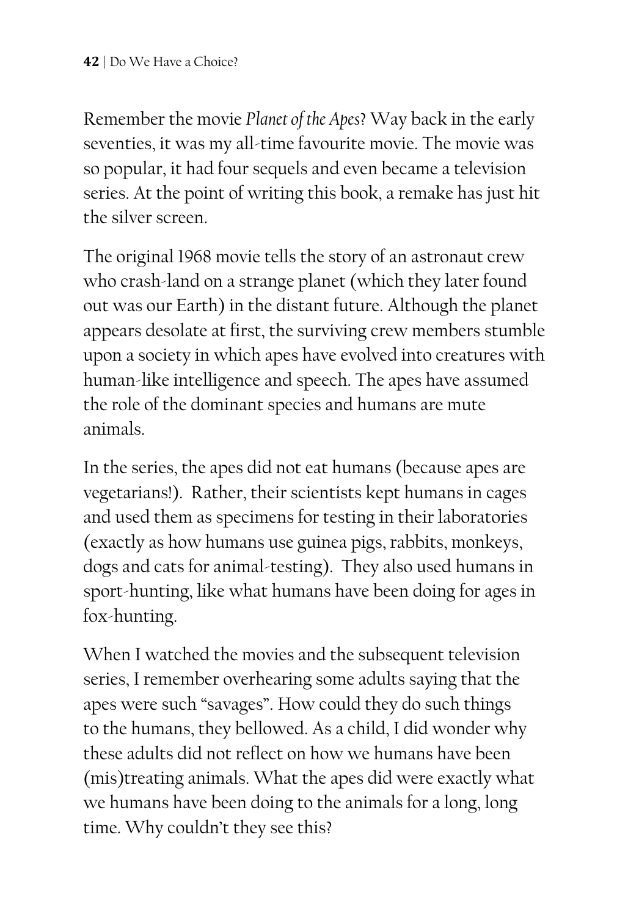Remember the movie *Planet of the Apes*? Way back in the early seventies, it was my all-time favourite movie. The movie was so popular, it had four sequels and even became a television series. At the point of writing this book, a remake has just hit the silver screen.

The original 1968 movie tells the story of an astronaut crew who crash-land on a strange planet (which they later found out was our Earth) in the distant future. Although the planet appears desolate at first, the surviving crew members stumble upon a society in which apes have evolved into creatures with human-like intelligence and speech. The apes have assumed the role of the dominant species and humans are mute animals.

In the series, the apes did not eat humans (because apes are vegetarians!). Rather, their scientists kept humans in cages and used them as specimens for testing in their laboratories (exactly as how humans use guinea pigs, rabbits, monkeys, dogs and cats for animal-testing). They also used humans in sport-hunting, like what humans have been doing for ages in fox-hunting.

When I watched the movies and the subsequent television series, I remember overhearing some adults saying that the apes were such "savages". How could they do such things to the humans, they bellowed. As a child, I did wonder why these adults did not reflect on how we humans have been (mis)treating animals. What the apes did were exactly what we humans have been doing to the animals for a long, long time. Why couldn't they see this?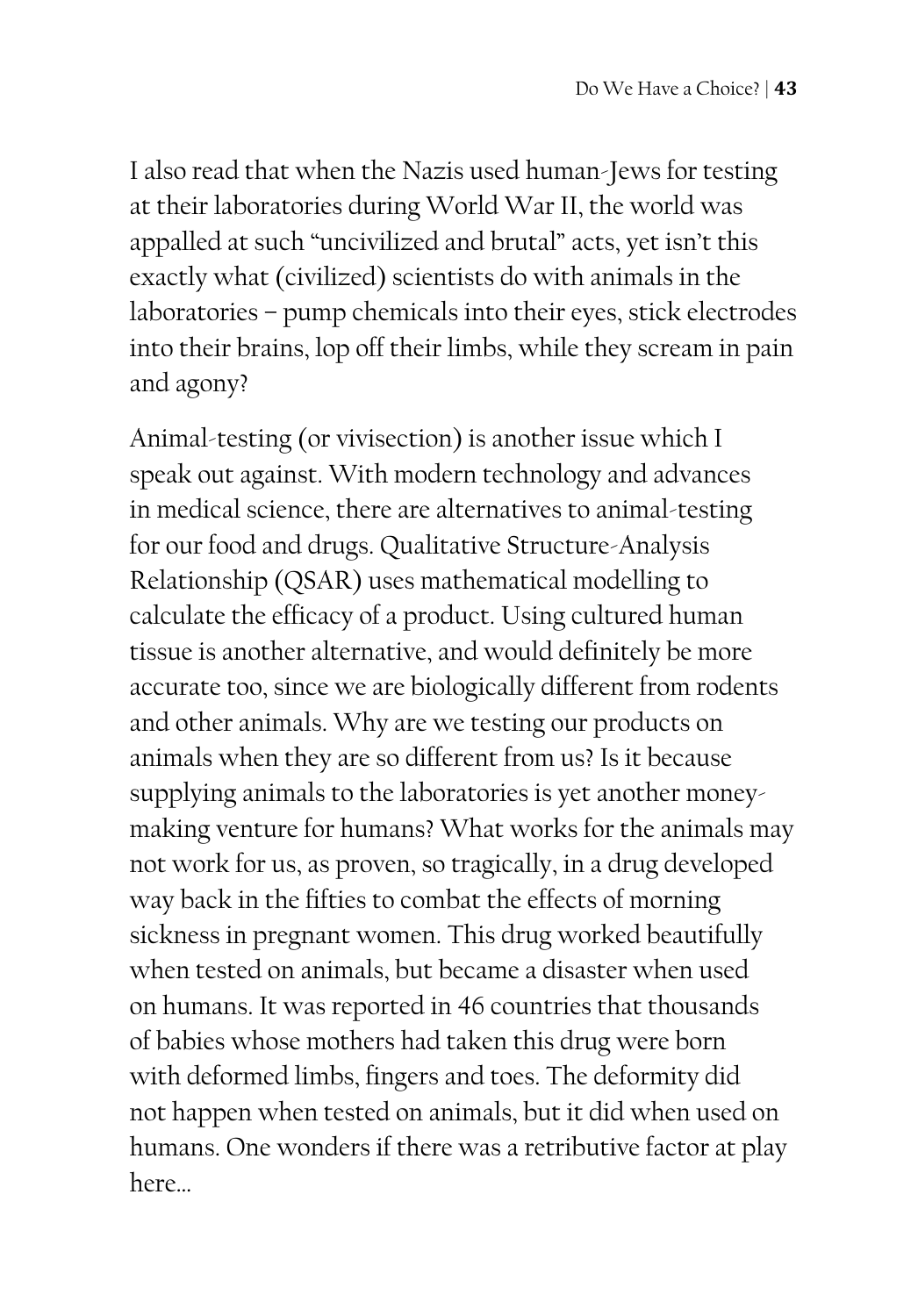I also read that when the Nazis used human-Jews for testing at their laboratories during World War II, the world was appalled at such "uncivilized and brutal" acts, yet isn't this exactly what (civilized) scientists do with animals in the laboratories – pump chemicals into their eyes, stick electrodes into their brains, lop off their limbs, while they scream in pain and agony?

Animal-testing (or vivisection) is another issue which I speak out against. With modern technology and advances in medical science, there are alternatives to animal-testing for our food and drugs. Qualitative Structure-Analysis Relationship (QSAR) uses mathematical modelling to calculate the efficacy of a product. Using cultured human tissue is another alternative, and would definitely be more accurate too, since we are biologically different from rodents and other animals. Why are we testing our products on animals when they are so different from us? Is it because supplying animals to the laboratories is yet another money-making venture for humans? What works for the animals may not work for us, as proven, so tragically, in a drug developed way back in the fifties to combat the effects of morning sickness in pregnant women. This drug worked beautifully when tested on animals, but became a disaster when used on humans. It was reported in 46 countries that thousands of babies whose mothers had taken this drug were born with deformed limbs, fingers and toes. The deformity did not happen when tested on animals, but it did when used on humans. One wonders if there was a retributive factor at play here...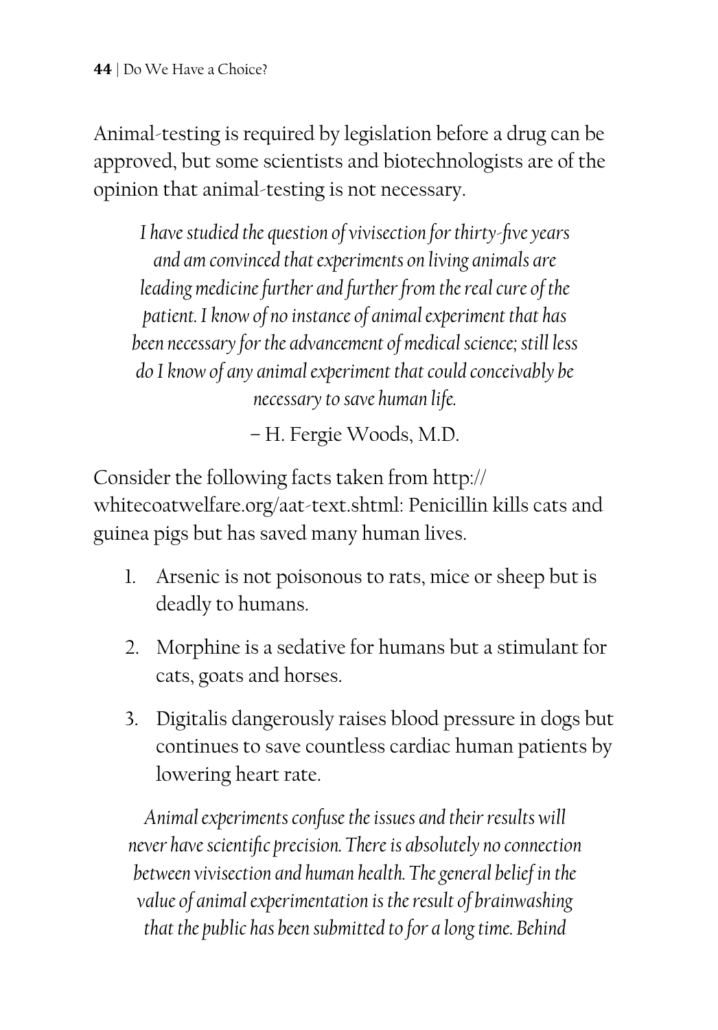Animal-testing is required by legislation before a drug can be approved, but some scientists and biotechnologists are of the opinion that animal-testing is not necessary.

> *I have studied the question of vivisection for thirty-five years and am convinced that experiments on living animals are leading medicine further and further from the real cure of the patient. I know of no instance of animal experiment that has been necessary for the advancement of medical science; still less do I know of any animal experiment that could conceivably be necessary to save human life.*
>
> – H. Fergie Woods, M.D.

Consider the following facts taken from http://whitecoatwelfare.org/aat-text.shtml: Penicillin kills cats and guinea pigs but has saved many human lives.

1. Arsenic is not poisonous to rats, mice or sheep but is deadly to humans.
2. Morphine is a sedative for humans but a stimulant for cats, goats and horses.
3. Digitalis dangerously raises blood pressure in dogs but continues to save countless cardiac human patients by lowering heart rate.

> *Animal experiments confuse the issues and their results will never have scientific precision. There is absolutely no connection between vivisection and human health. The general belief in the value of animal experimentation is the result of brainwashing that the public has been submitted to for a long time. Behind*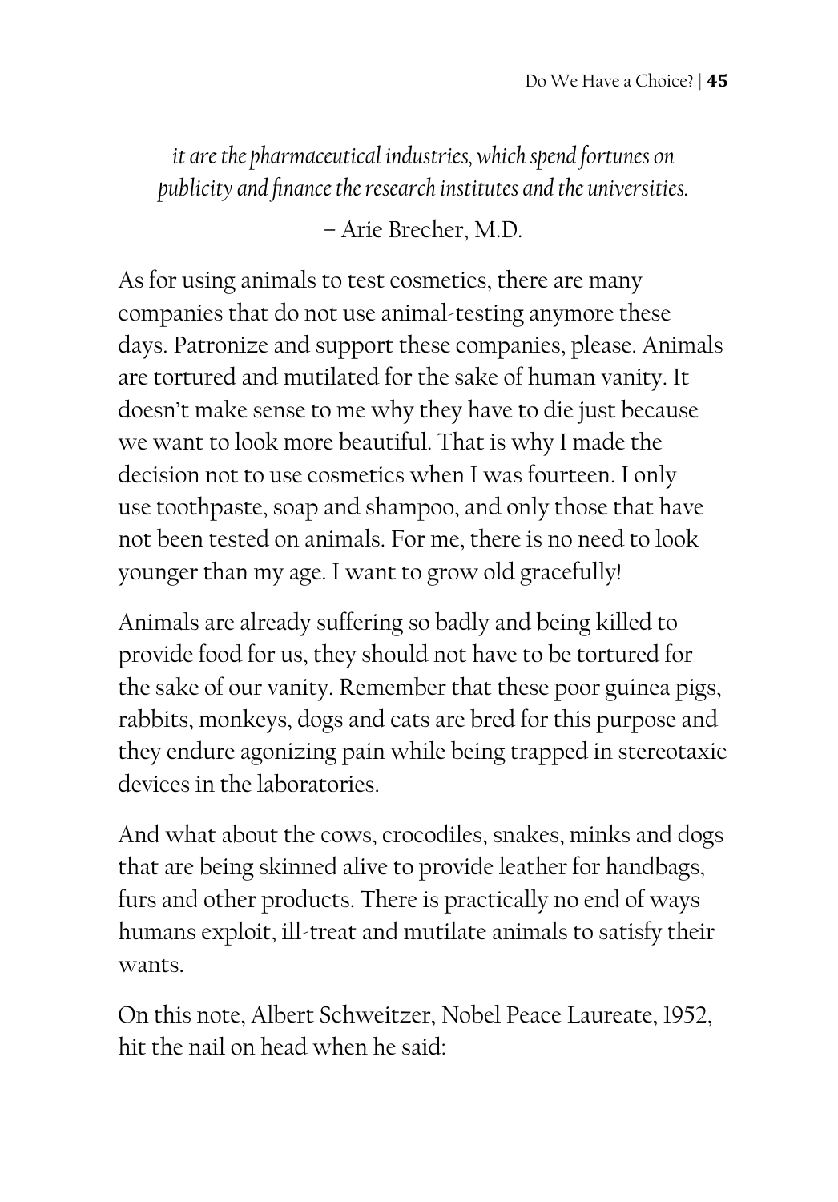*it are the pharmaceutical industries, which spend fortunes on publicity and finance the research institutes and the universities.*

– Arie Brecher, M.D.

As for using animals to test cosmetics, there are many companies that do not use animal-testing anymore these days. Patronize and support these companies, please. Animals are tortured and mutilated for the sake of human vanity. It doesn't make sense to me why they have to die just because we want to look more beautiful. That is why I made the decision not to use cosmetics when I was fourteen. I only use toothpaste, soap and shampoo, and only those that have not been tested on animals. For me, there is no need to look younger than my age. I want to grow old gracefully!

Animals are already suffering so badly and being killed to provide food for us, they should not have to be tortured for the sake of our vanity. Remember that these poor guinea pigs, rabbits, monkeys, dogs and cats are bred for this purpose and they endure agonizing pain while being trapped in stereotaxic devices in the laboratories.

And what about the cows, crocodiles, snakes, minks and dogs that are being skinned alive to provide leather for handbags, furs and other products. There is practically no end of ways humans exploit, ill-treat and mutilate animals to satisfy their wants.

On this note, Albert Schweitzer, Nobel Peace Laureate, 1952, hit the nail on head when he said: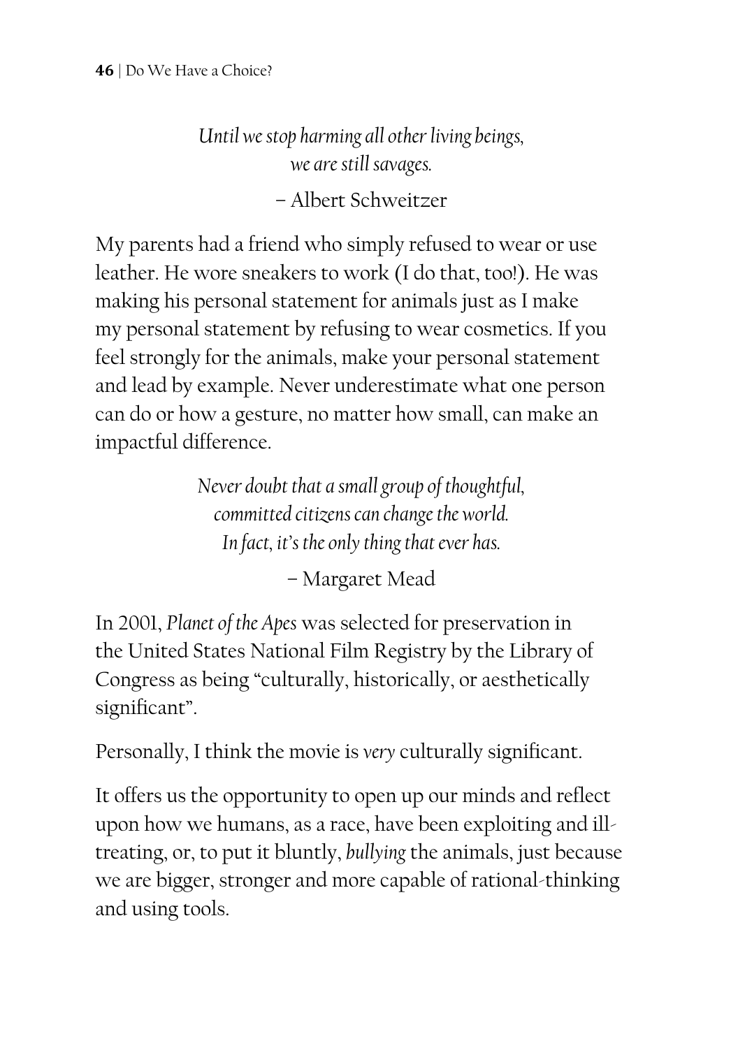*Until we stop harming all other living beings,*
*we are still savages.*

– Albert Schweitzer

My parents had a friend who simply refused to wear or use leather. He wore sneakers to work (I do that, too!). He was making his personal statement for animals just as I make my personal statement by refusing to wear cosmetics. If you feel strongly for the animals, make your personal statement and lead by example. Never underestimate what one person can do or how a gesture, no matter how small, can make an impactful difference.

*Never doubt that a small group of thoughtful,*
*committed citizens can change the world.*
*In fact, it's the only thing that ever has.*

– Margaret Mead

In 2001, *Planet of the Apes* was selected for preservation in the United States National Film Registry by the Library of Congress as being "culturally, historically, or aesthetically significant".

Personally, I think the movie is *very* culturally significant.

It offers us the opportunity to open up our minds and reflect upon how we humans, as a race, have been exploiting and ill-treating, or, to put it bluntly, *bullying* the animals, just because we are bigger, stronger and more capable of rational-thinking and using tools.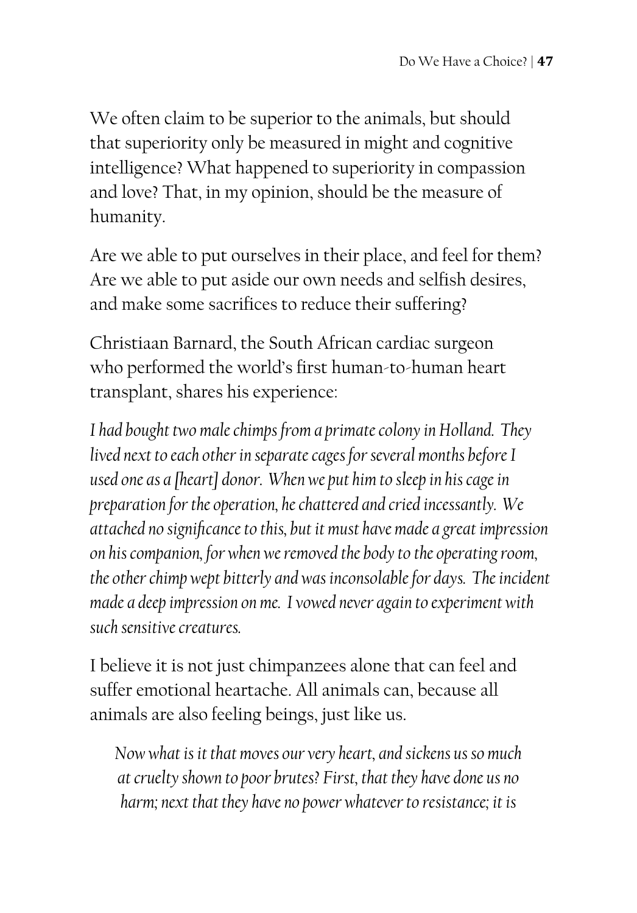We often claim to be superior to the animals, but should that superiority only be measured in might and cognitive intelligence? What happened to superiority in compassion and love? That, in my opinion, should be the measure of humanity.

Are we able to put ourselves in their place, and feel for them? Are we able to put aside our own needs and selfish desires, and make some sacrifices to reduce their suffering?

Christiaan Barnard, the South African cardiac surgeon who performed the world's first human-to-human heart transplant, shares his experience:

*I had bought two male chimps from a primate colony in Holland. They lived next to each other in separate cages for several months before I used one as a [heart] donor. When we put him to sleep in his cage in preparation for the operation, he chattered and cried incessantly. We attached no significance to this, but it must have made a great impression on his companion, for when we removed the body to the operating room, the other chimp wept bitterly and was inconsolable for days. The incident made a deep impression on me. I vowed never again to experiment with such sensitive creatures.*

I believe it is not just chimpanzees alone that can feel and suffer emotional heartache. All animals can, because all animals are also feeling beings, just like us.

> *Now what is it that moves our very heart, and sickens us so much at cruelty shown to poor brutes? First, that they have done us no harm; next that they have no power whatever to resistance; it is*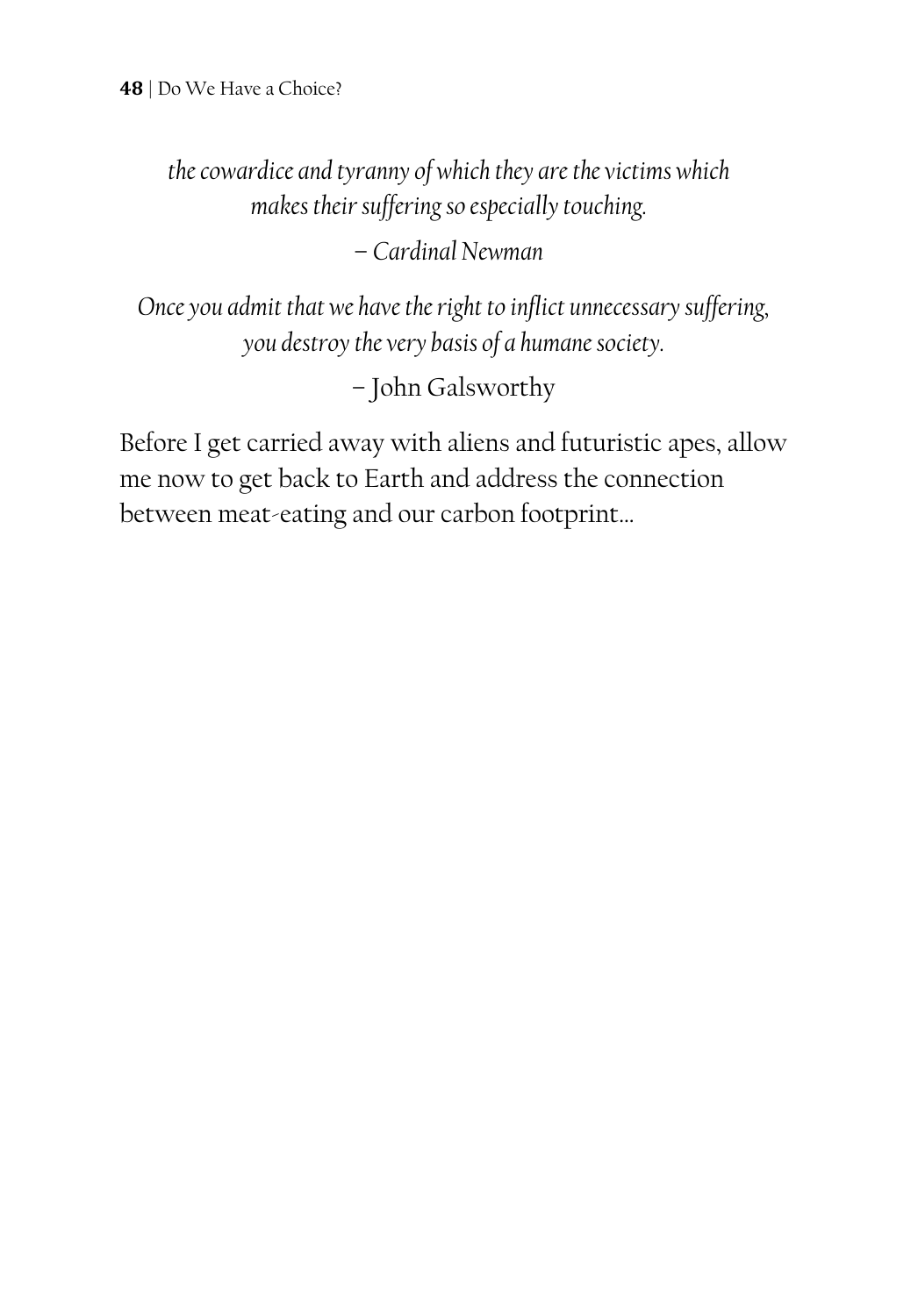*the cowardice and tyranny of which they are the victims which makes their suffering so especially touching.*

*– Cardinal Newman*

*Once you admit that we have the right to inflict unnecessary suffering, you destroy the very basis of a humane society.*

– John Galsworthy

Before I get carried away with aliens and futuristic apes, allow me now to get back to Earth and address the connection between meat-eating and our carbon footprint...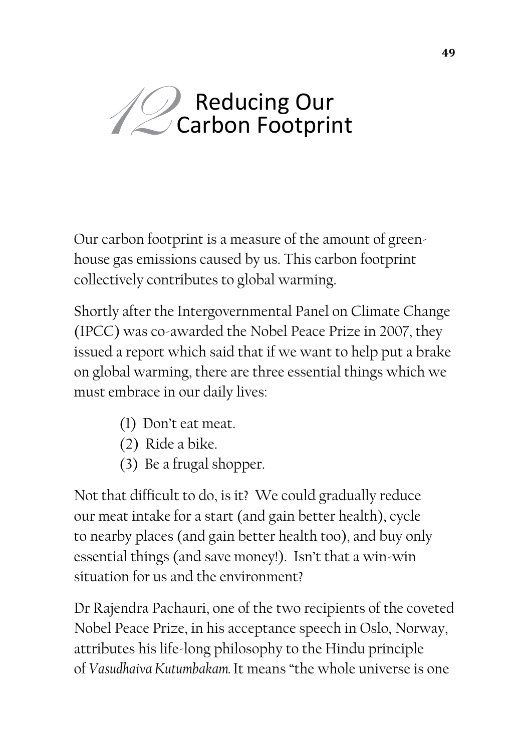# 12 Reducing Our Carbon Footprint

Our carbon footprint is a measure of the amount of greenhouse gas emissions caused by us. This carbon footprint collectively contributes to global warming.

Shortly after the Intergovernmental Panel on Climate Change (IPCC) was co-awarded the Nobel Peace Prize in 2007, they issued a report which said that if we want to help put a brake on global warming, there are three essential things which we must embrace in our daily lives:

(1) Don't eat meat.
(2) Ride a bike.
(3) Be a frugal shopper.

Not that difficult to do, is it? We could gradually reduce our meat intake for a start (and gain better health), cycle to nearby places (and gain better health too), and buy only essential things (and save money!). Isn't that a win-win situation for us and the environment?

Dr Rajendra Pachauri, one of the two recipients of the coveted Nobel Peace Prize, in his acceptance speech in Oslo, Norway, attributes his life-long philosophy to the Hindu principle of *Vasudhaiva Kutumbakam.* It means "the whole universe is one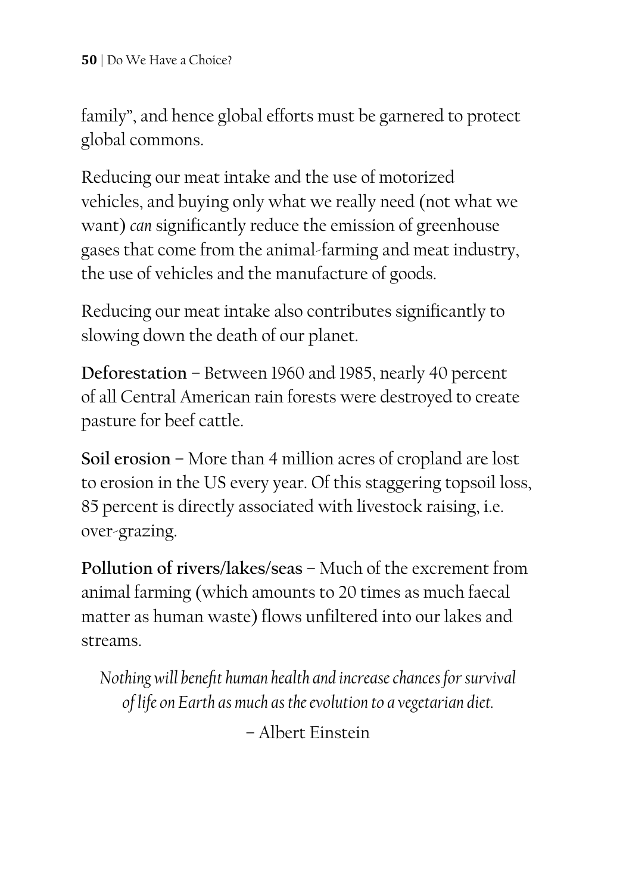family", and hence global efforts must be garnered to protect global commons.

Reducing our meat intake and the use of motorized vehicles, and buying only what we really need (not what we want) *can* significantly reduce the emission of greenhouse gases that come from the animal-farming and meat industry, the use of vehicles and the manufacture of goods.

Reducing our meat intake also contributes significantly to slowing down the death of our planet.

**Deforestation** – Between 1960 and 1985, nearly 40 percent of all Central American rain forests were destroyed to create pasture for beef cattle.

**Soil erosion** – More than 4 million acres of cropland are lost to erosion in the US every year. Of this staggering topsoil loss, 85 percent is directly associated with livestock raising, i.e. over-grazing.

**Pollution of rivers/lakes/seas** – Much of the excrement from animal farming (which amounts to 20 times as much faecal matter as human waste) flows unfiltered into our lakes and streams.

> *Nothing will benefit human health and increase chances for survival of life on Earth as much as the evolution to a vegetarian diet.*
>
> – Albert Einstein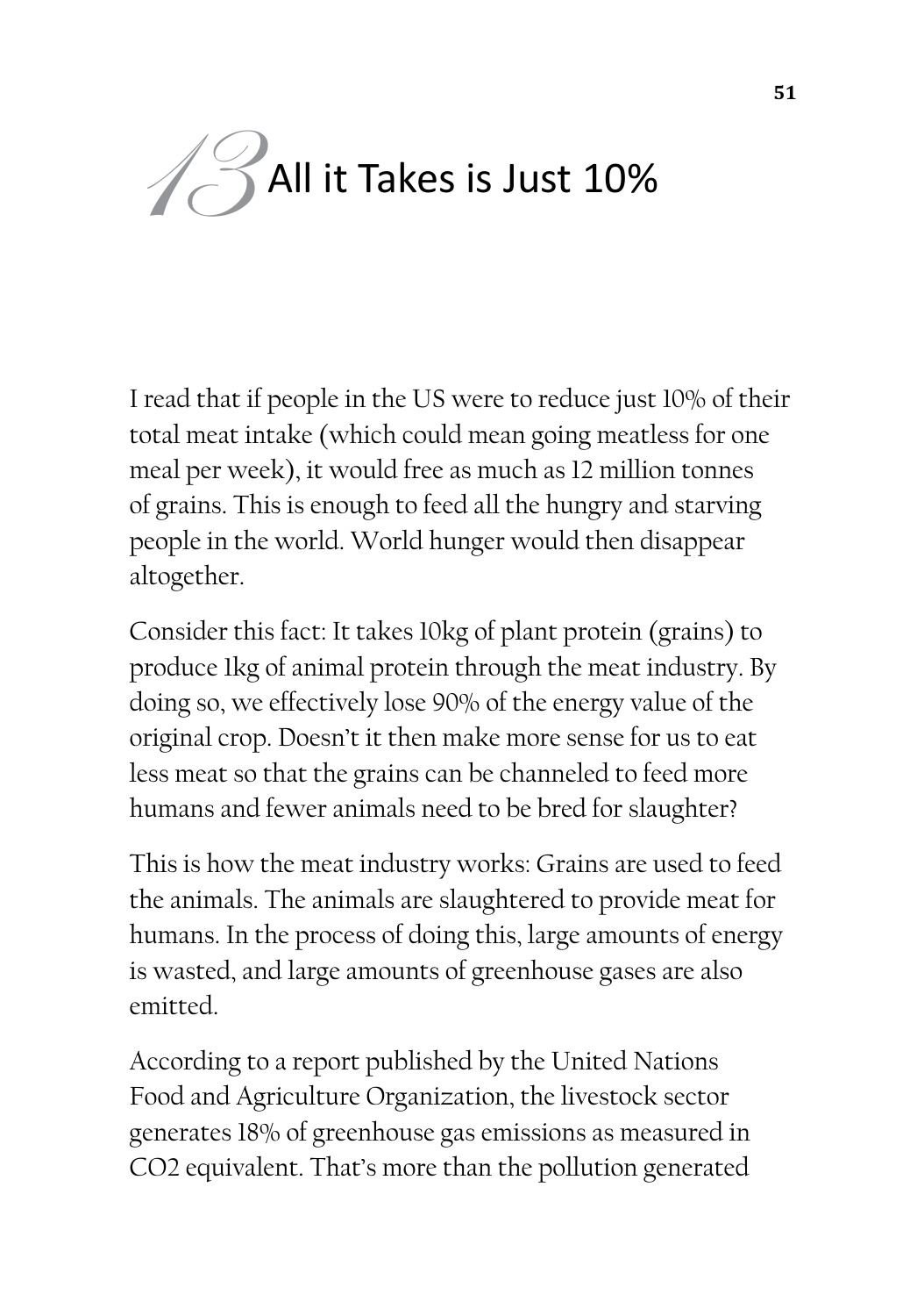# 13 All it Takes is Just 10%

I read that if people in the US were to reduce just 10% of their total meat intake (which could mean going meatless for one meal per week), it would free as much as 12 million tonnes of grains. This is enough to feed all the hungry and starving people in the world. World hunger would then disappear altogether.

Consider this fact: It takes 10kg of plant protein (grains) to produce 1kg of animal protein through the meat industry. By doing so, we effectively lose 90% of the energy value of the original crop. Doesn't it then make more sense for us to eat less meat so that the grains can be channeled to feed more humans and fewer animals need to be bred for slaughter?

This is how the meat industry works: Grains are used to feed the animals. The animals are slaughtered to provide meat for humans. In the process of doing this, large amounts of energy is wasted, and large amounts of greenhouse gases are also emitted.

According to a report published by the United Nations Food and Agriculture Organization, the livestock sector generates 18% of greenhouse gas emissions as measured in $CO_2$ equivalent. That's more than the pollution generated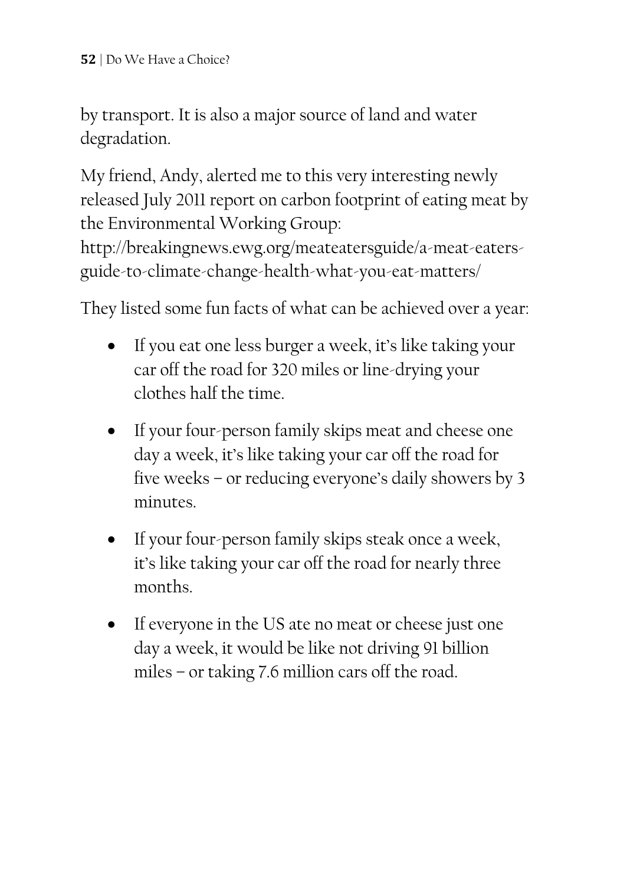by transport. It is also a major source of land and water degradation.

My friend, Andy, alerted me to this very interesting newly released July 2011 report on carbon footprint of eating meat by the Environmental Working Group: http://breakingnews.ewg.org/meateatersguide/a-meat-eaters-guide-to-climate-change-health-what-you-eat-matters/

They listed some fun facts of what can be achieved over a year:

- If you eat one less burger a week, it's like taking your car off the road for 320 miles or line-drying your clothes half the time.
- If your four-person family skips meat and cheese one day a week, it's like taking your car off the road for five weeks – or reducing everyone's daily showers by 3 minutes.
- If your four-person family skips steak once a week, it's like taking your car off the road for nearly three months.
- If everyone in the US ate no meat or cheese just one day a week, it would be like not driving 91 billion miles – or taking 7.6 million cars off the road.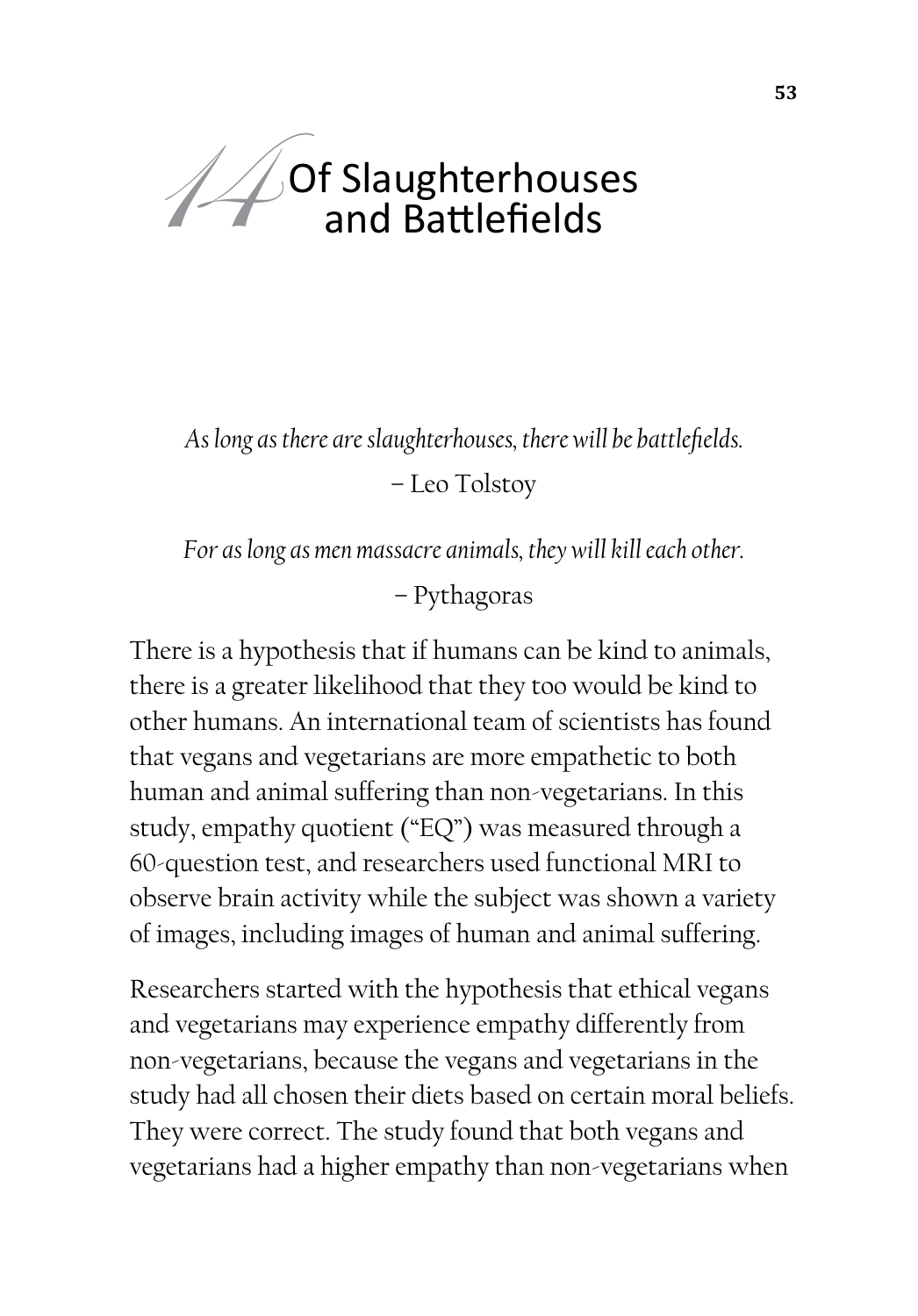# 14 Of Slaughterhouses and Battlefields

*As long as there are slaughterhouses, there will be battlefields.*

– Leo Tolstoy

*For as long as men massacre animals, they will kill each other.*

– Pythagoras

There is a hypothesis that if humans can be kind to animals, there is a greater likelihood that they too would be kind to other humans. An international team of scientists has found that vegans and vegetarians are more empathetic to both human and animal suffering than non-vegetarians. In this study, empathy quotient ("EQ") was measured through a 60-question test, and researchers used functional MRI to observe brain activity while the subject was shown a variety of images, including images of human and animal suffering.

Researchers started with the hypothesis that ethical vegans and vegetarians may experience empathy differently from non-vegetarians, because the vegans and vegetarians in the study had all chosen their diets based on certain moral beliefs. They were correct. The study found that both vegans and vegetarians had a higher empathy than non-vegetarians when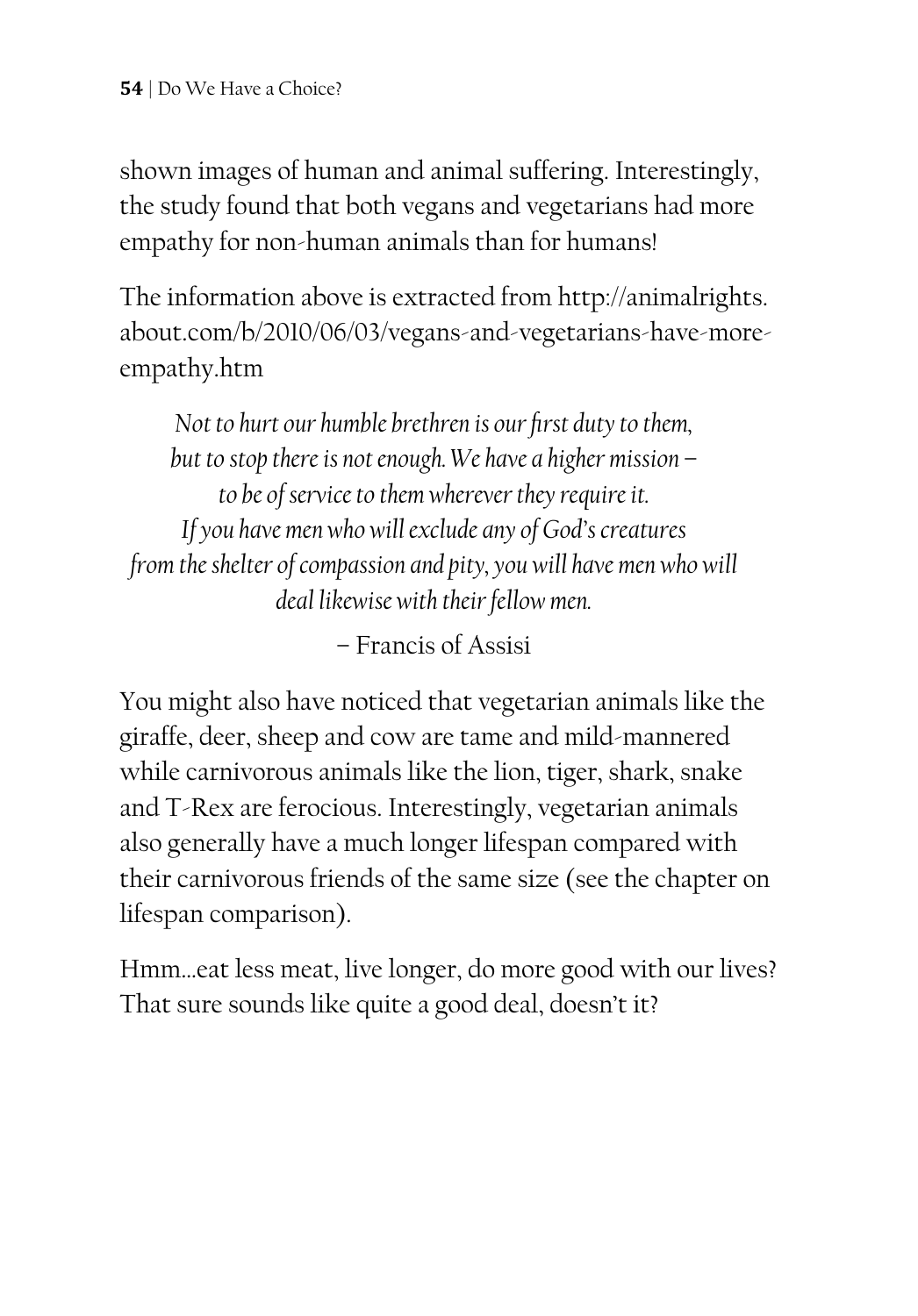shown images of human and animal suffering. Interestingly, the study found that both vegans and vegetarians had more empathy for non-human animals than for humans!

The information above is extracted from http://animalrights.about.com/b/2010/06/03/vegans-and-vegetarians-have-more-empathy.htm

> *Not to hurt our humble brethren is our first duty to them, but to stop there is not enough. We have a higher mission – to be of service to them wherever they require it. If you have men who will exclude any of God's creatures from the shelter of compassion and pity, you will have men who will deal likewise with their fellow men.*
>
> – Francis of Assisi

You might also have noticed that vegetarian animals like the giraffe, deer, sheep and cow are tame and mild-mannered while carnivorous animals like the lion, tiger, shark, snake and T-Rex are ferocious. Interestingly, vegetarian animals also generally have a much longer lifespan compared with their carnivorous friends of the same size (see the chapter on lifespan comparison).

Hmm...eat less meat, live longer, do more good with our lives? That sure sounds like quite a good deal, doesn't it?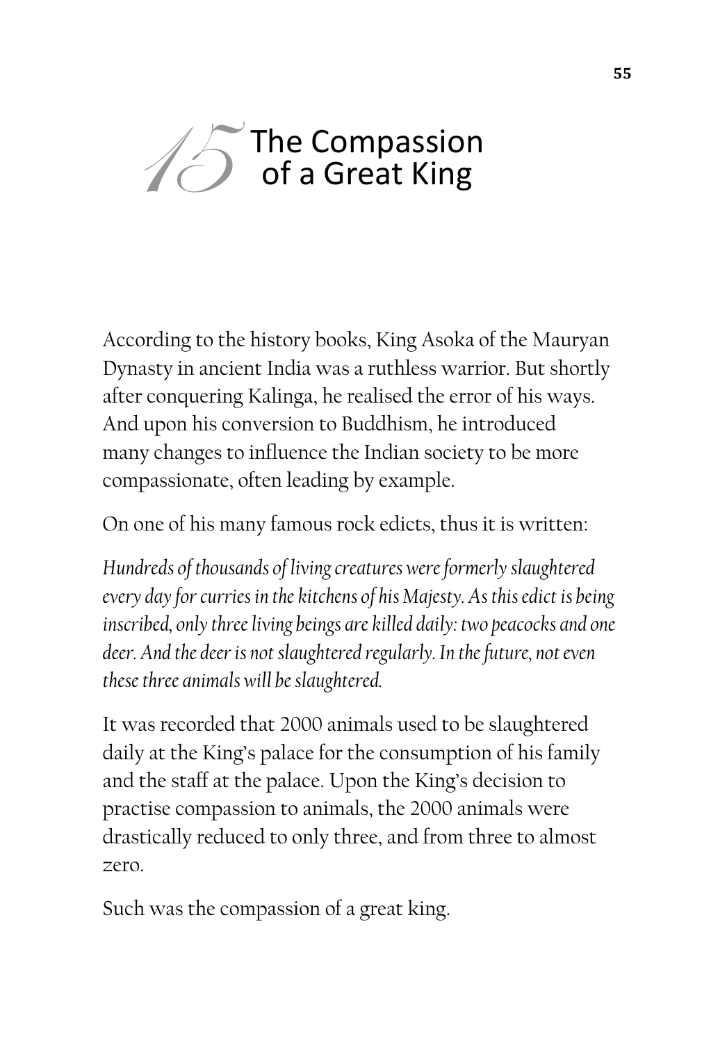# 15 The Compassion of a Great King

According to the history books, King Asoka of the Mauryan Dynasty in ancient India was a ruthless warrior. But shortly after conquering Kalinga, he realised the error of his ways. And upon his conversion to Buddhism, he introduced many changes to influence the Indian society to be more compassionate, often leading by example.

On one of his many famous rock edicts, thus it is written:

*Hundreds of thousands of living creatures were formerly slaughtered every day for curries in the kitchens of his Majesty. As this edict is being inscribed, only three living beings are killed daily: two peacocks and one deer. And the deer is not slaughtered regularly. In the future, not even these three animals will be slaughtered.*

It was recorded that 2000 animals used to be slaughtered daily at the King's palace for the consumption of his family and the staff at the palace. Upon the King's decision to practise compassion to animals, the 2000 animals were drastically reduced to only three, and from three to almost zero.

Such was the compassion of a great king.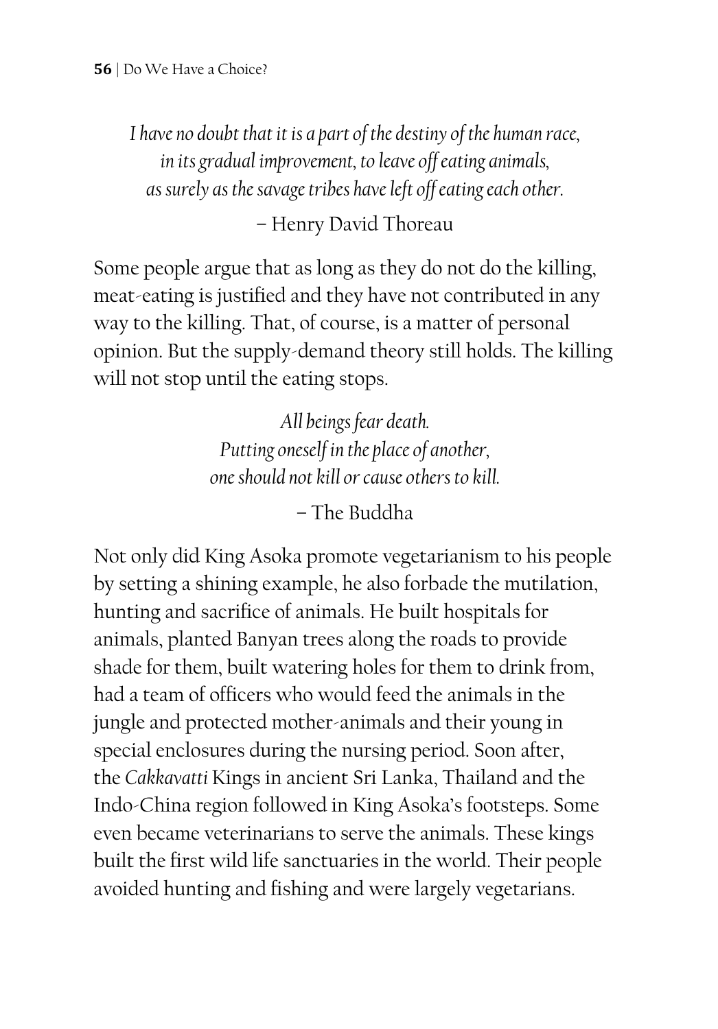*I have no doubt that it is a part of the destiny of the human race,*
*in its gradual improvement, to leave off eating animals,*
*as surely as the savage tribes have left off eating each other.*

– Henry David Thoreau

Some people argue that as long as they do not do the killing, meat-eating is justified and they have not contributed in any way to the killing. That, of course, is a matter of personal opinion. But the supply-demand theory still holds. The killing will not stop until the eating stops.

*All beings fear death.*
*Putting oneself in the place of another,*
*one should not kill or cause others to kill.*

– The Buddha

Not only did King Asoka promote vegetarianism to his people by setting a shining example, he also forbade the mutilation, hunting and sacrifice of animals. He built hospitals for animals, planted Banyan trees along the roads to provide shade for them, built watering holes for them to drink from, had a team of officers who would feed the animals in the jungle and protected mother-animals and their young in special enclosures during the nursing period. Soon after, the *Cakkavatti* Kings in ancient Sri Lanka, Thailand and the Indo-China region followed in King Asoka's footsteps. Some even became veterinarians to serve the animals. These kings built the first wild life sanctuaries in the world. Their people avoided hunting and fishing and were largely vegetarians.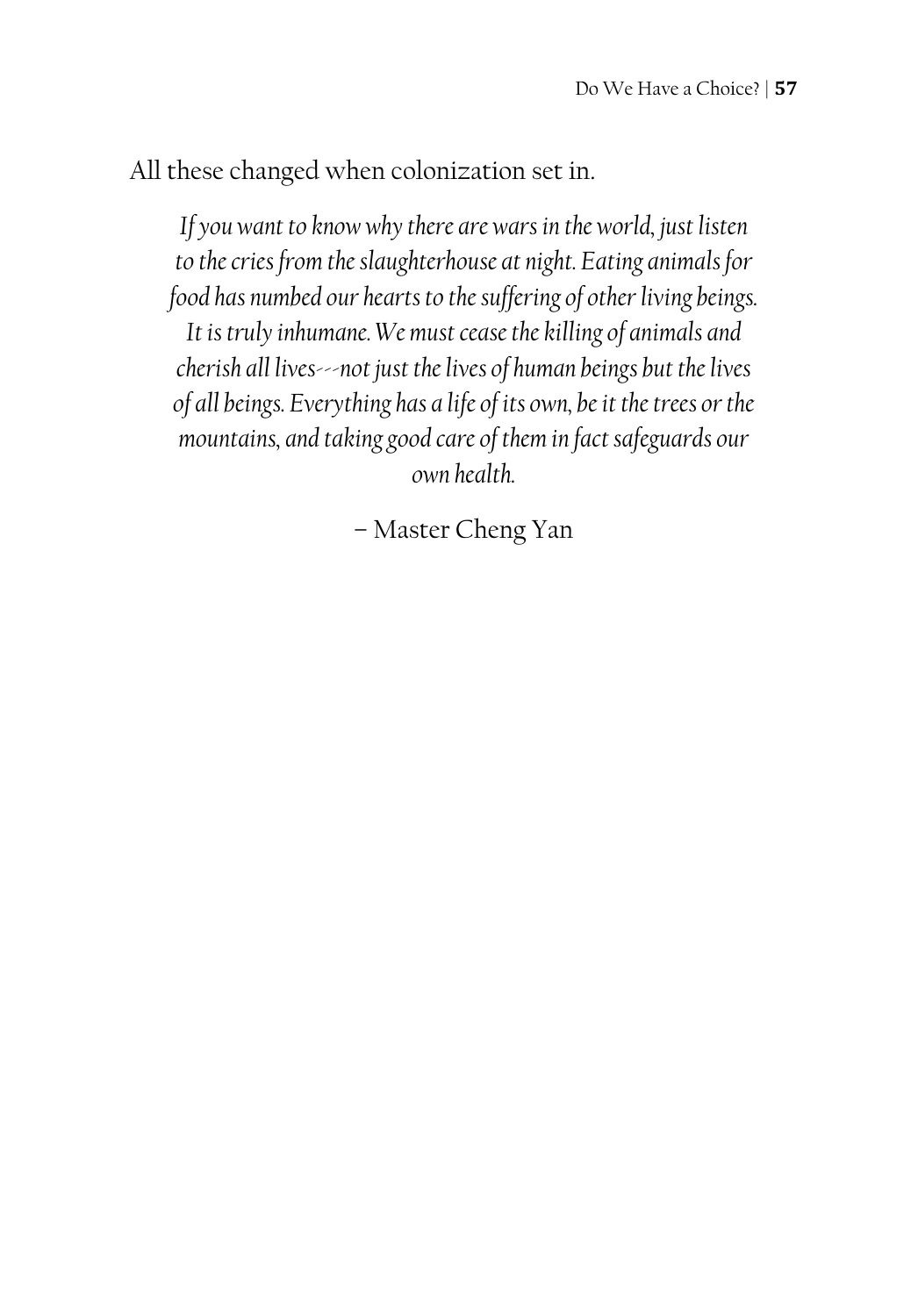All these changed when colonization set in.

> *If you want to know why there are wars in the world, just listen to the cries from the slaughterhouse at night. Eating animals for food has numbed our hearts to the suffering of other living beings. It is truly inhumane. We must cease the killing of animals and cherish all lives---not just the lives of human beings but the lives of all beings. Everything has a life of its own, be it the trees or the mountains, and taking good care of them in fact safeguards our own health.*
>
> – Master Cheng Yan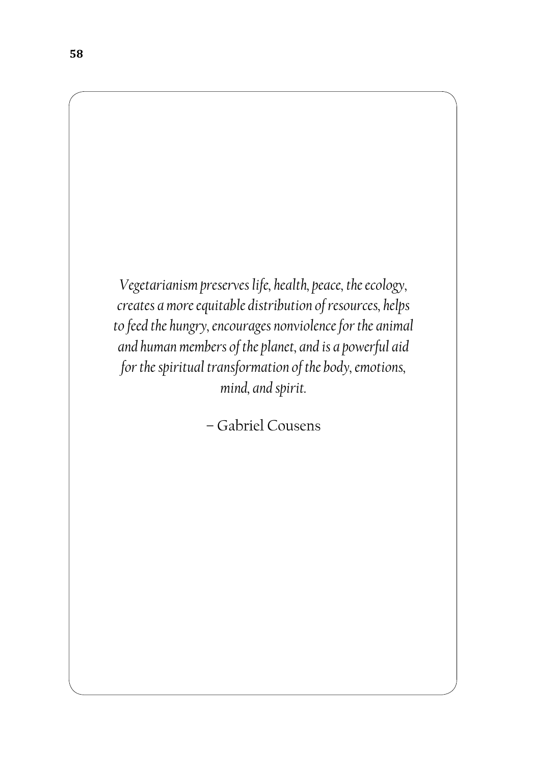*Vegetarianism preserves life, health, peace, the ecology, creates a more equitable distribution of resources, helps to feed the hungry, encourages nonviolence for the animal and human members of the planet, and is a powerful aid for the spiritual transformation of the body, emotions, mind, and spirit.*

– Gabriel Cousens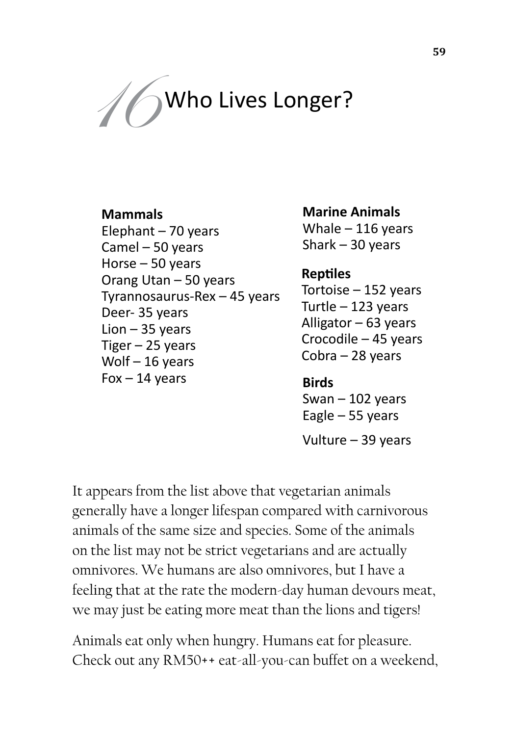# 16 Who Lives Longer?

**Mammals**
Elephant – 70 years
Camel – 50 years
Horse – 50 years
Orang Utan – 50 years
Tyrannosaurus-Rex – 45 years
Deer- 35 years
Lion – 35 years
Tiger – 25 years
Wolf – 16 years
Fox – 14 years

**Marine Animals**
Whale – 116 years
Shark – 30 years

**Reptiles**
Tortoise – 152 years
Turtle – 123 years
Alligator – 63 years
Crocodile – 45 years
Cobra – 28 years

**Birds**
Swan – 102 years
Eagle – 55 years
Vulture – 39 years

It appears from the list above that vegetarian animals generally have a longer lifespan compared with carnivorous animals of the same size and species. Some of the animals on the list may not be strict vegetarians and are actually omnivores. We humans are also omnivores, but I have a feeling that at the rate the modern-day human devours meat, we may just be eating more meat than the lions and tigers!

Animals eat only when hungry. Humans eat for pleasure. Check out any RM50++ eat-all-you-can buffet on a weekend,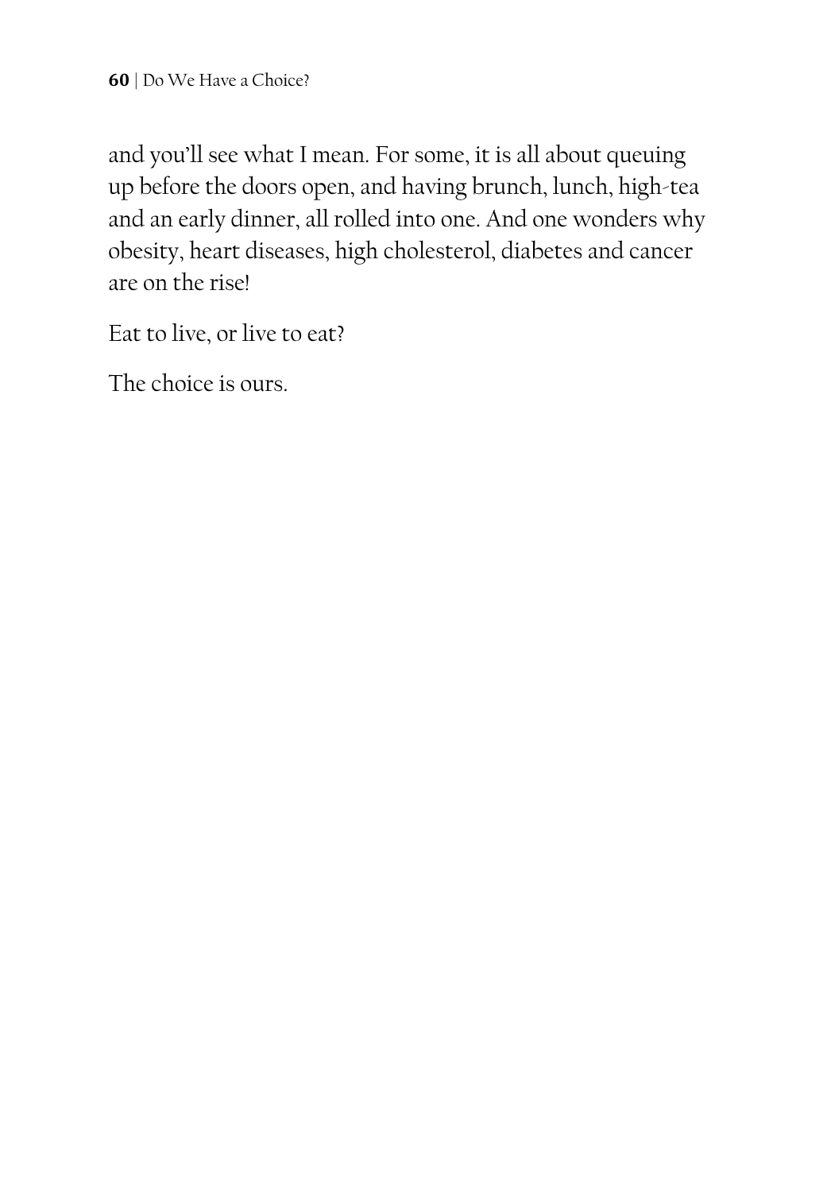and you'll see what I mean. For some, it is all about queuing up before the doors open, and having brunch, lunch, high-tea and an early dinner, all rolled into one. And one wonders why obesity, heart diseases, high cholesterol, diabetes and cancer are on the rise!

Eat to live, or live to eat?

The choice is ours.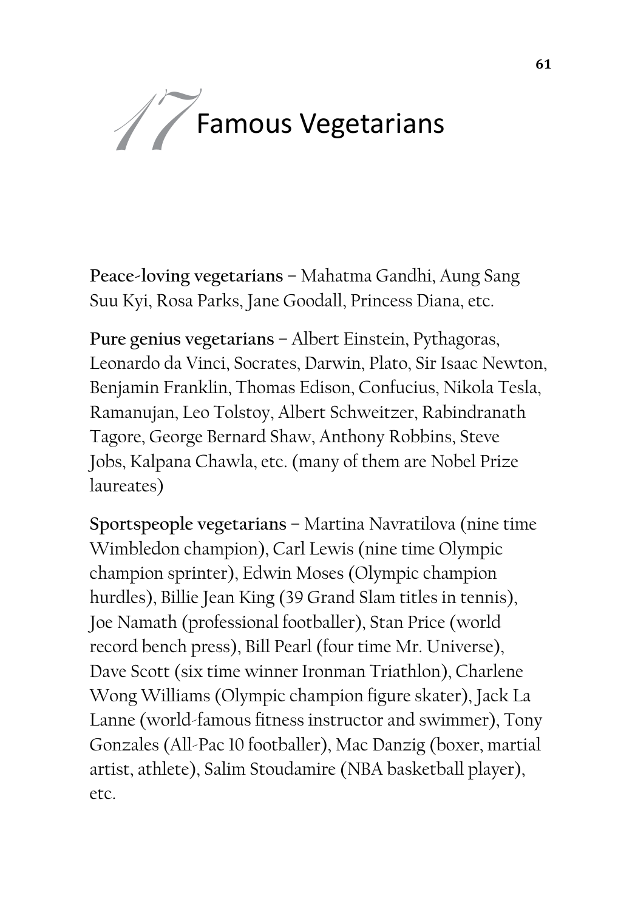# 17 Famous Vegetarians

**Peace-loving vegetarians** – Mahatma Gandhi, Aung Sang Suu Kyi, Rosa Parks, Jane Goodall, Princess Diana, etc.

**Pure genius vegetarians** – Albert Einstein, Pythagoras, Leonardo da Vinci, Socrates, Darwin, Plato, Sir Isaac Newton, Benjamin Franklin, Thomas Edison, Confucius, Nikola Tesla, Ramanujan, Leo Tolstoy, Albert Schweitzer, Rabindranath Tagore, George Bernard Shaw, Anthony Robbins, Steve Jobs, Kalpana Chawla, etc. (many of them are Nobel Prize laureates)

**Sportspeople vegetarians** – Martina Navratilova (nine time Wimbledon champion), Carl Lewis (nine time Olympic champion sprinter), Edwin Moses (Olympic champion hurdles), Billie Jean King (39 Grand Slam titles in tennis), Joe Namath (professional footballer), Stan Price (world record bench press), Bill Pearl (four time Mr. Universe), Dave Scott (six time winner Ironman Triathlon), Charlene Wong Williams (Olympic champion figure skater), Jack La Lanne (world-famous fitness instructor and swimmer), Tony Gonzales (All-Pac 10 footballer), Mac Danzig (boxer, martial artist, athlete), Salim Stoudamire (NBA basketball player), etc.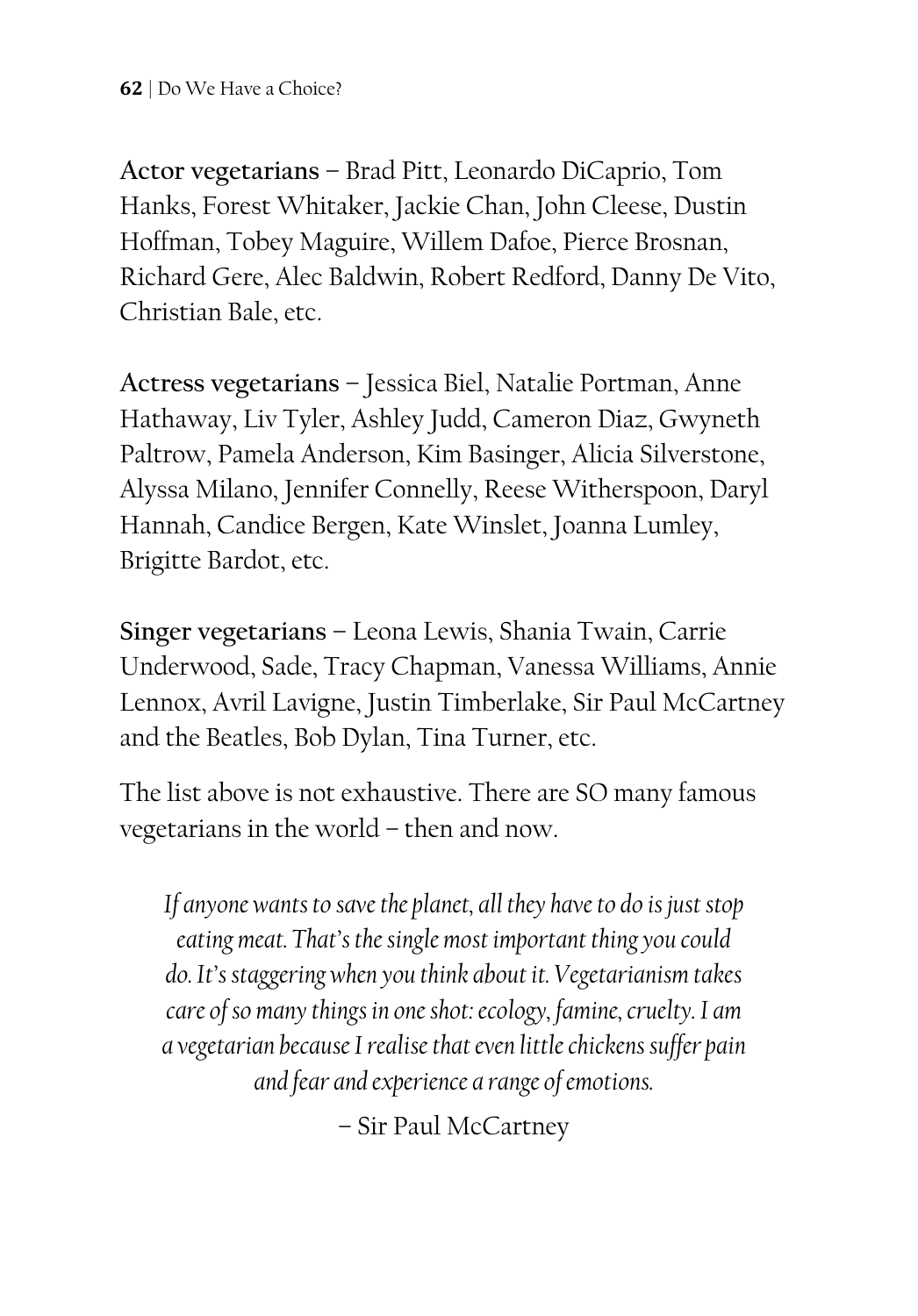**Actor vegetarians** – Brad Pitt, Leonardo DiCaprio, Tom Hanks, Forest Whitaker, Jackie Chan, John Cleese, Dustin Hoffman, Tobey Maguire, Willem Dafoe, Pierce Brosnan, Richard Gere, Alec Baldwin, Robert Redford, Danny De Vito, Christian Bale, etc.

**Actress vegetarians** – Jessica Biel, Natalie Portman, Anne Hathaway, Liv Tyler, Ashley Judd, Cameron Diaz, Gwyneth Paltrow, Pamela Anderson, Kim Basinger, Alicia Silverstone, Alyssa Milano, Jennifer Connelly, Reese Witherspoon, Daryl Hannah, Candice Bergen, Kate Winslet, Joanna Lumley, Brigitte Bardot, etc.

**Singer vegetarians** – Leona Lewis, Shania Twain, Carrie Underwood, Sade, Tracy Chapman, Vanessa Williams, Annie Lennox, Avril Lavigne, Justin Timberlake, Sir Paul McCartney and the Beatles, Bob Dylan, Tina Turner, etc.

The list above is not exhaustive. There are SO many famous vegetarians in the world – then and now.

> *If anyone wants to save the planet, all they have to do is just stop eating meat. That's the single most important thing you could do. It's staggering when you think about it. Vegetarianism takes care of so many things in one shot: ecology, famine, cruelty. I am a vegetarian because I realise that even little chickens suffer pain and fear and experience a range of emotions.*
>
> – Sir Paul McCartney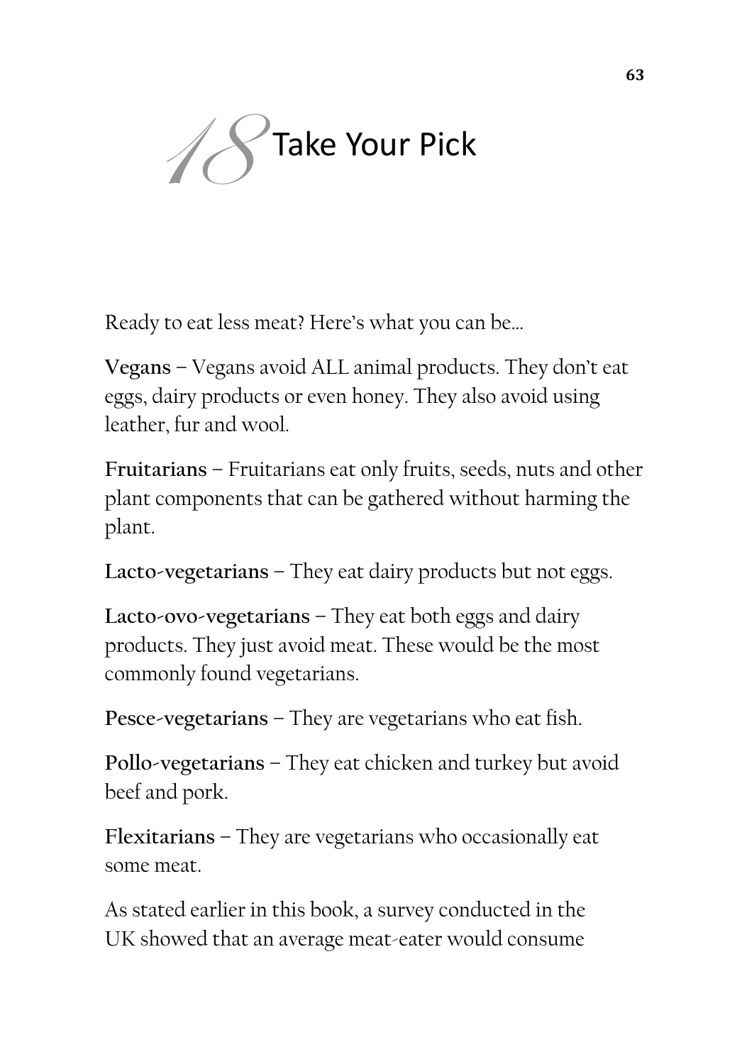# 18 Take Your Pick

Ready to eat less meat? Here's what you can be...

**Vegans** – Vegans avoid ALL animal products. They don't eat eggs, dairy products or even honey. They also avoid using leather, fur and wool.

**Fruitarians** – Fruitarians eat only fruits, seeds, nuts and other plant components that can be gathered without harming the plant.

**Lacto-vegetarians** – They eat dairy products but not eggs.

**Lacto-ovo-vegetarians** – They eat both eggs and dairy products. They just avoid meat. These would be the most commonly found vegetarians.

**Pesce-vegetarians** – They are vegetarians who eat fish.

**Pollo-vegetarians** – They eat chicken and turkey but avoid beef and pork.

**Flexitarians** – They are vegetarians who occasionally eat some meat.

As stated earlier in this book, a survey conducted in the UK showed that an average meat-eater would consume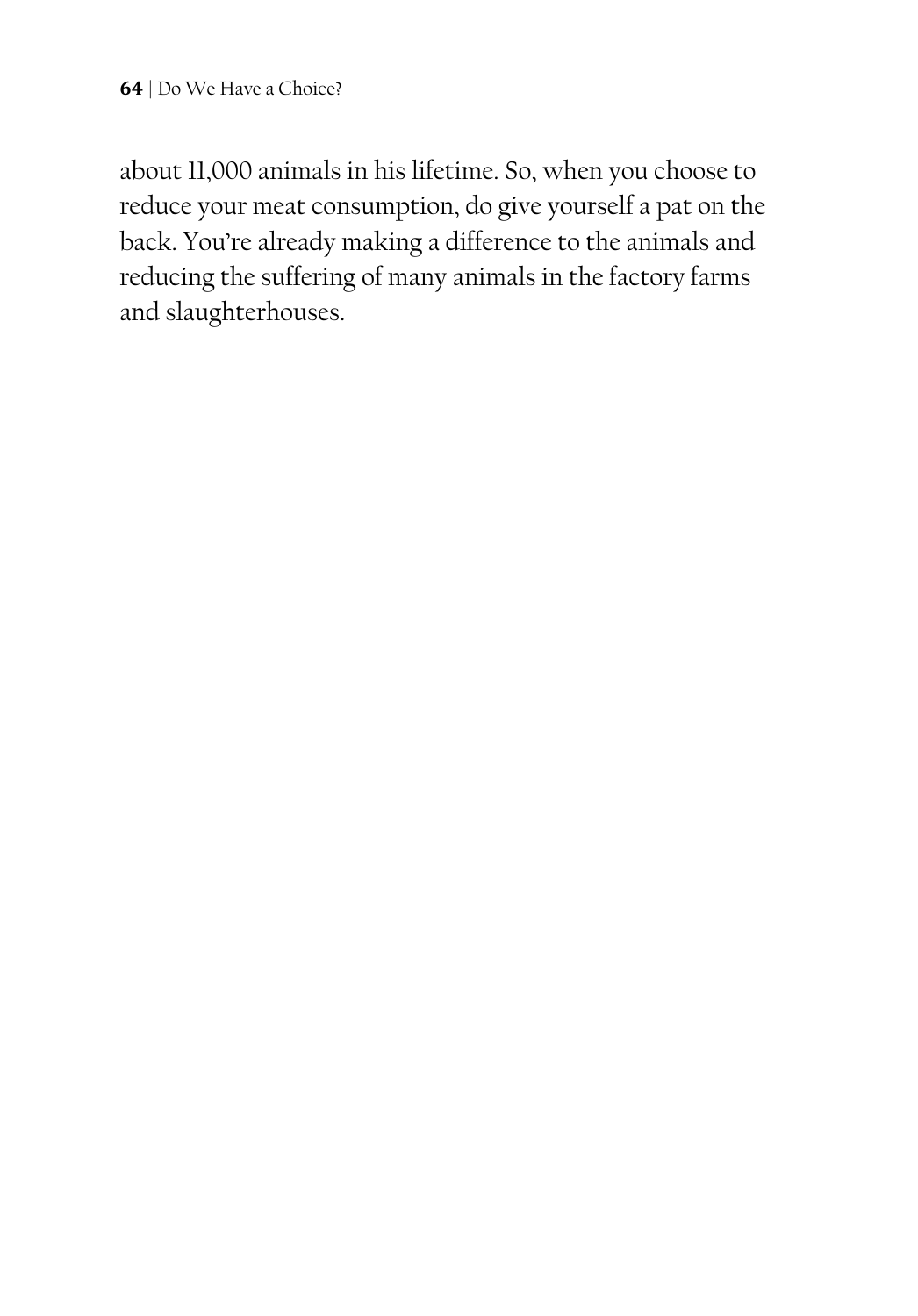about 11,000 animals in his lifetime. So, when you choose to reduce your meat consumption, do give yourself a pat on the back. You're already making a difference to the animals and reducing the suffering of many animals in the factory farms and slaughterhouses.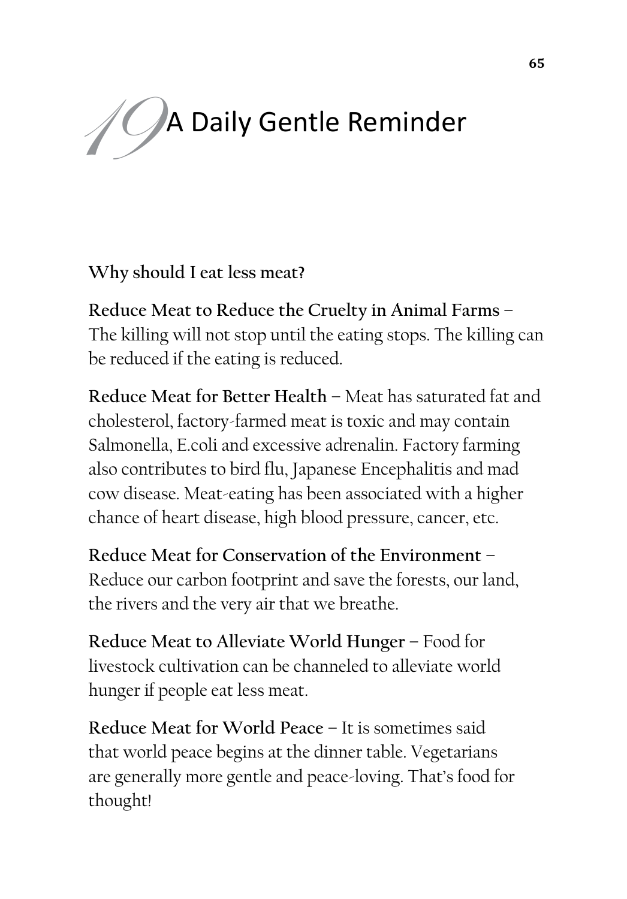# 19 A Daily Gentle Reminder

**Why should I eat less meat?**

**Reduce Meat to Reduce the Cruelty in Animal Farms** – The killing will not stop until the eating stops. The killing can be reduced if the eating is reduced.

**Reduce Meat for Better Health** – Meat has saturated fat and cholesterol, factory-farmed meat is toxic and may contain Salmonella, E.coli and excessive adrenalin. Factory farming also contributes to bird flu, Japanese Encephalitis and mad cow disease. Meat-eating has been associated with a higher chance of heart disease, high blood pressure, cancer, etc.

**Reduce Meat for Conservation of the Environment** – Reduce our carbon footprint and save the forests, our land, the rivers and the very air that we breathe.

**Reduce Meat to Alleviate World Hunger** – Food for livestock cultivation can be channeled to alleviate world hunger if people eat less meat.

**Reduce Meat for World Peace** – It is sometimes said that world peace begins at the dinner table. Vegetarians are generally more gentle and peace-loving. That's food for thought!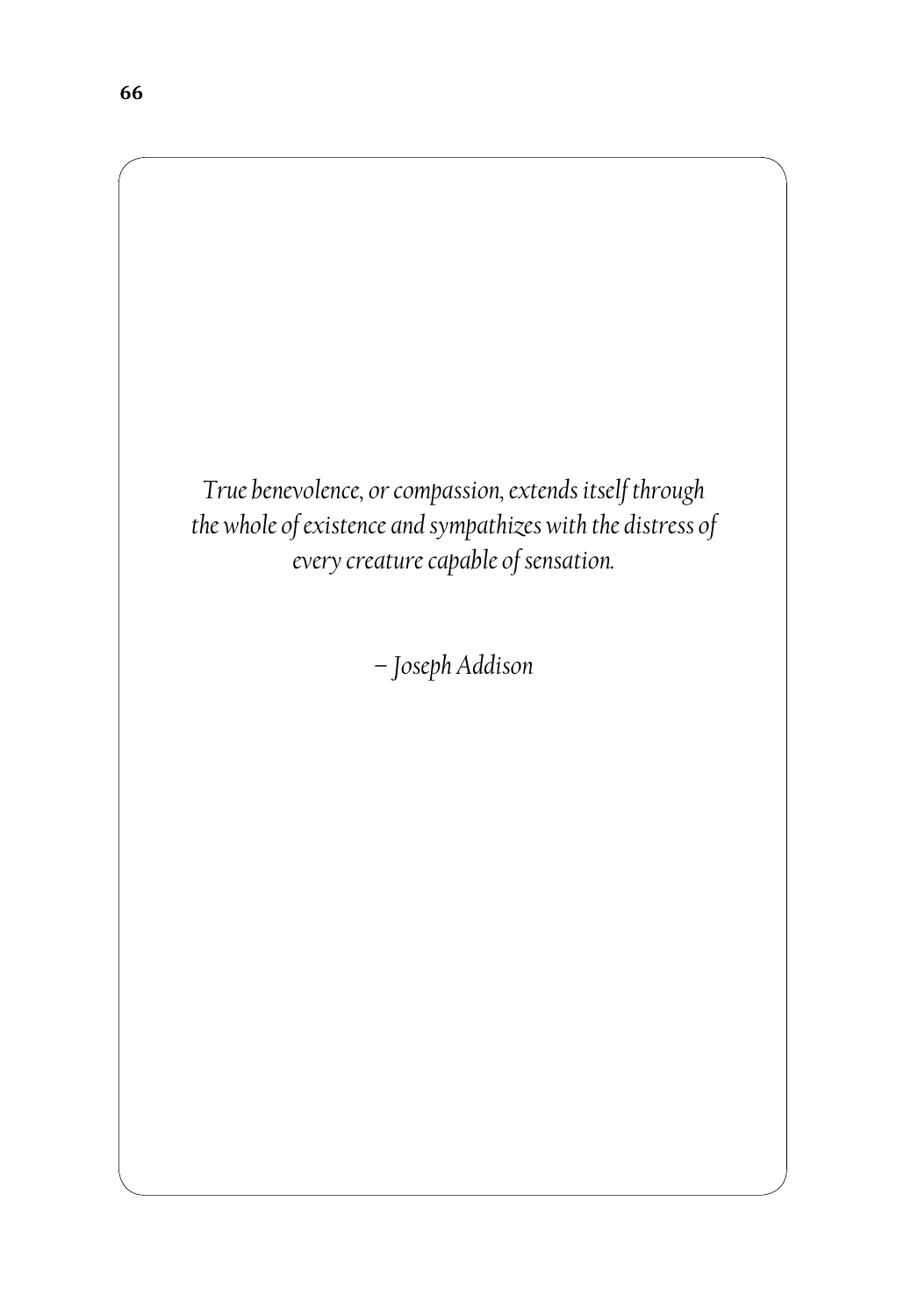*True benevolence, or compassion, extends itself through the whole of existence and sympathizes with the distress of every creature capable of sensation.*

*– Joseph Addison*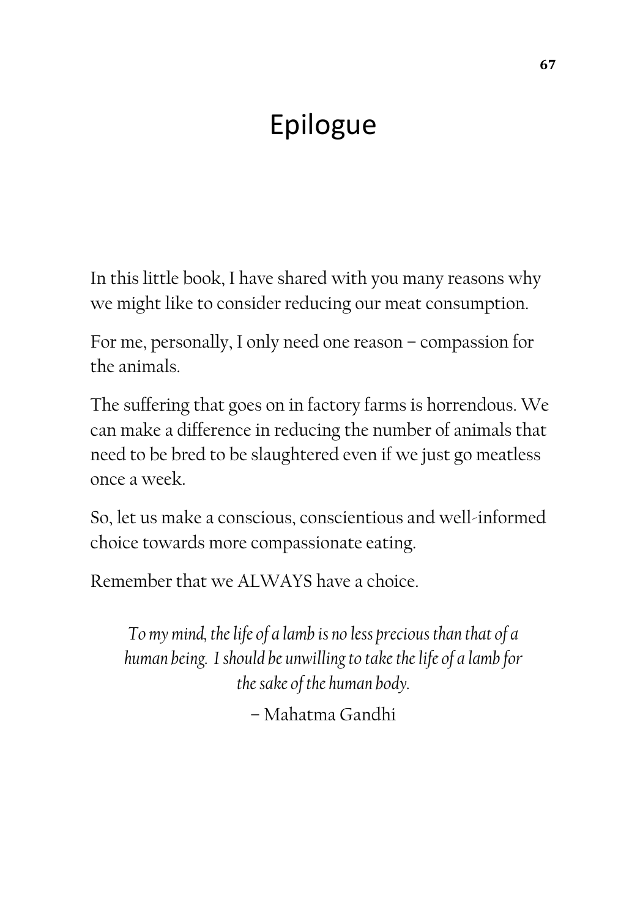# Epilogue

In this little book, I have shared with you many reasons why we might like to consider reducing our meat consumption.

For me, personally, I only need one reason – compassion for the animals.

The suffering that goes on in factory farms is horrendous. We can make a difference in reducing the number of animals that need to be bred to be slaughtered even if we just go meatless once a week.

So, let us make a conscious, conscientious and well-informed choice towards more compassionate eating.

Remember that we ALWAYS have a choice.

*To my mind, the life of a lamb is no less precious than that of a human being. I should be unwilling to take the life of a lamb for the sake of the human body.*

– Mahatma Gandhi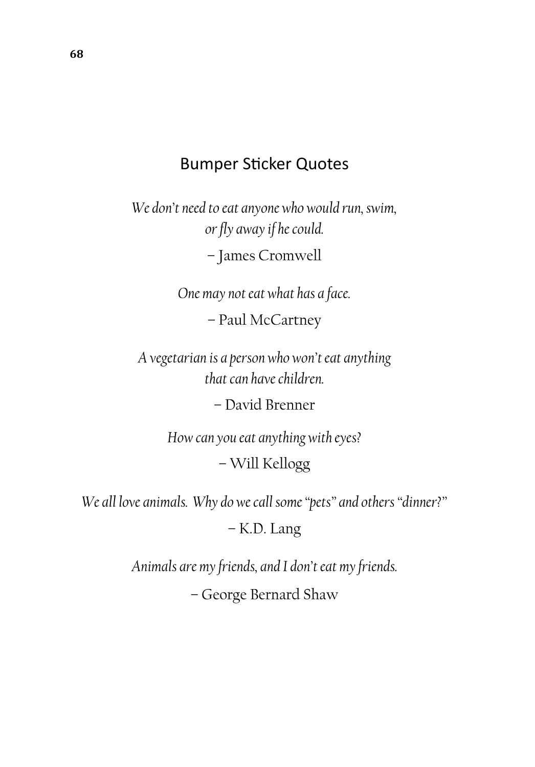## Bumper Sticker Quotes

*We don't need to eat anyone who would run, swim, or fly away if he could.*

– James Cromwell

*One may not eat what has a face.*

– Paul McCartney

*A vegetarian is a person who won't eat anything that can have children.*

– David Brenner

*How can you eat anything with eyes?*

– Will Kellogg

*We all love animals. Why do we call some "pets" and others "dinner?"*

– K.D. Lang

*Animals are my friends, and I don't eat my friends.*

– George Bernard Shaw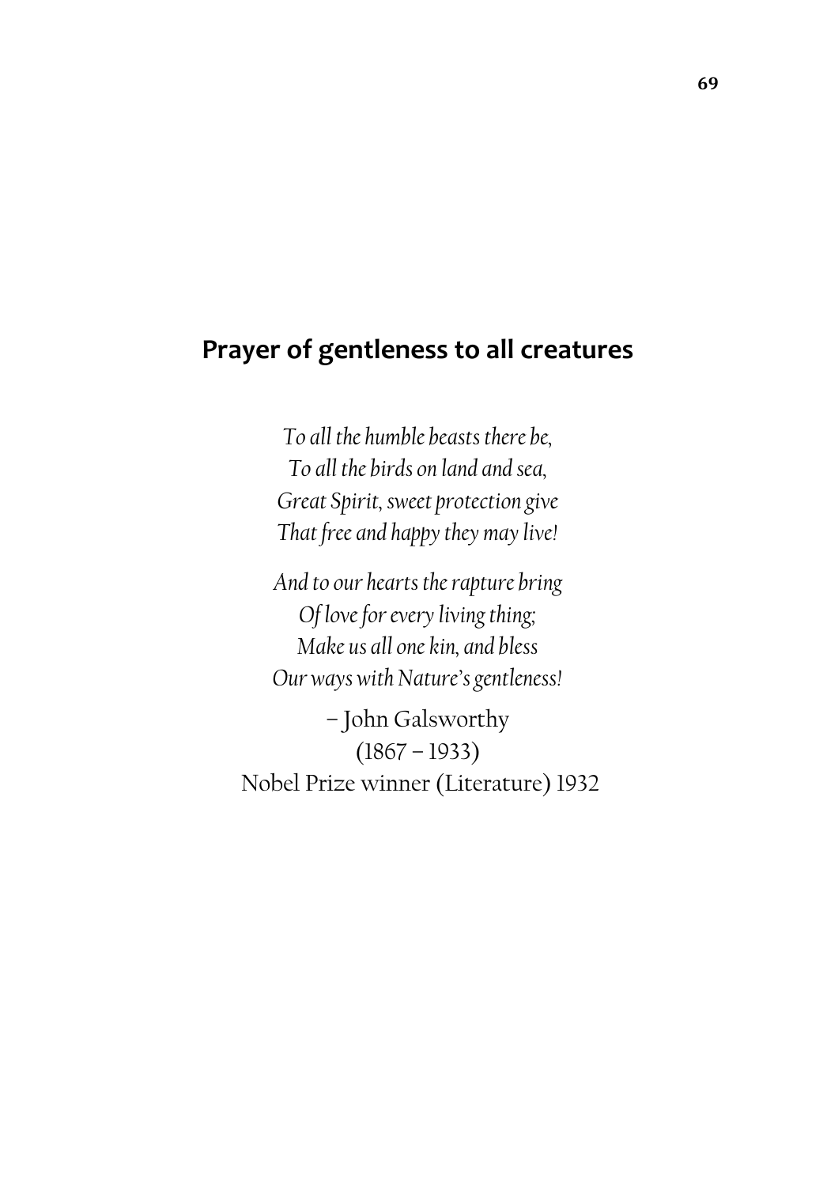## Prayer of gentleness to all creatures

*To all the humble beasts there be,*
*To all the birds on land and sea,*
*Great Spirit, sweet protection give*
*That free and happy they may live!*

*And to our hearts the rapture bring*
*Of love for every living thing;*
*Make us all one kin, and bless*
*Our ways with Nature's gentleness!*

– John Galsworthy
(1867 – 1933)
Nobel Prize winner (Literature) 1932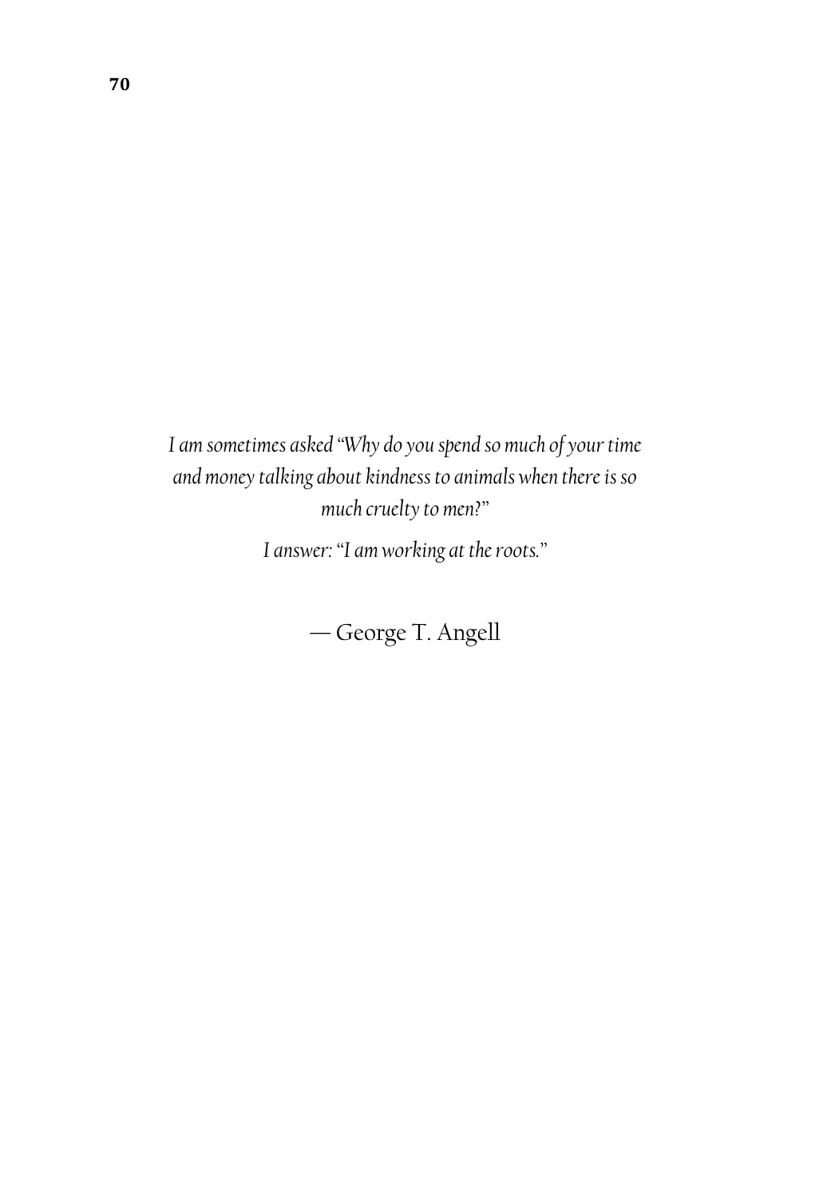*I am sometimes asked "Why do you spend so much of your time and money talking about kindness to animals when there is so much cruelty to men?"*

*I answer: "I am working at the roots."*

— George T. Angell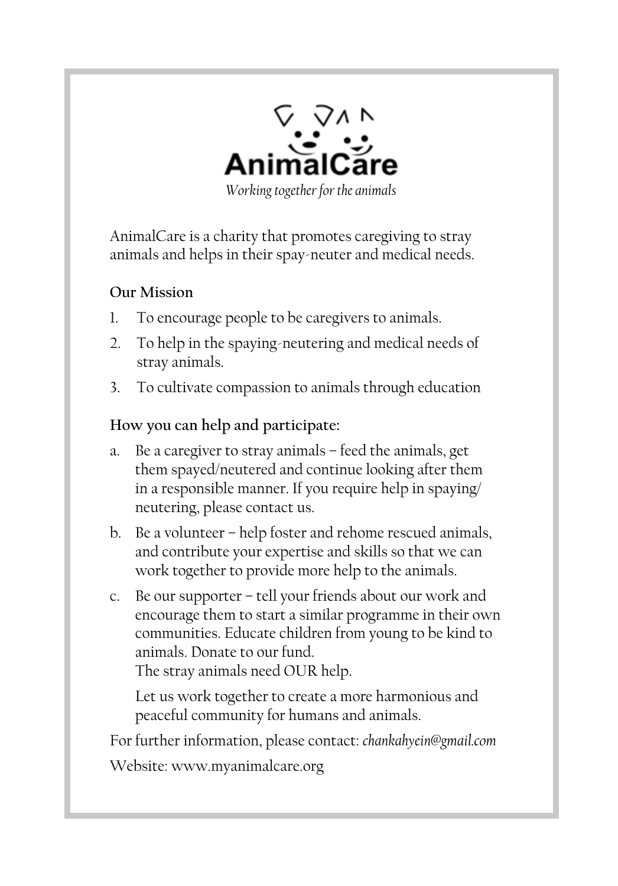# AnimalCare

*Working together for the animals*

AnimalCare is a charity that promotes caregiving to stray animals and helps in their spay-neuter and medical needs.

**Our Mission**

1. To encourage people to be caregivers to animals.
2. To help in the spaying-neutering and medical needs of stray animals.
3. To cultivate compassion to animals through education

**How you can help and participate:**

a. Be a caregiver to stray animals – feed the animals, get them spayed/neutered and continue looking after them in a responsible manner. If you require help in spaying/neutering, please contact us.

b. Be a volunteer – help foster and rehome rescued animals, and contribute your expertise and skills so that we can work together to provide more help to the animals.

c. Be our supporter – tell your friends about our work and encourage them to start a similar programme in their own communities. Educate children from young to be kind to animals. Donate to our fund.
The stray animals need OUR help.

Let us work together to create a more harmonious and peaceful community for humans and animals.

For further information, please contact: *chankahyein@gmail.com*

Website: www.myanimalcare.org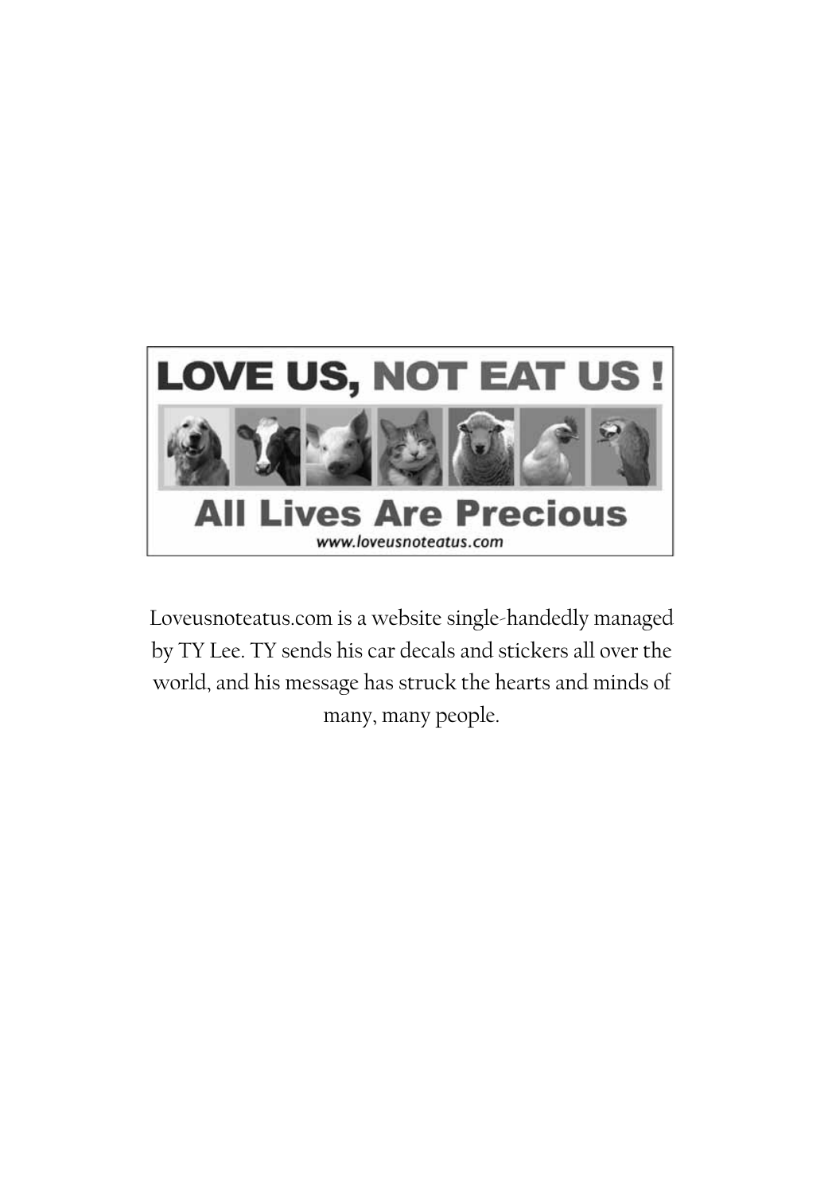LOVE US, NOT EAT US !

All Lives Are Precious

www.loveusnoteatus.com

Loveusnoteatus.com is a website single-handedly managed by TY Lee. TY sends his car decals and stickers all over the world, and his message has struck the hearts and minds of many, many people.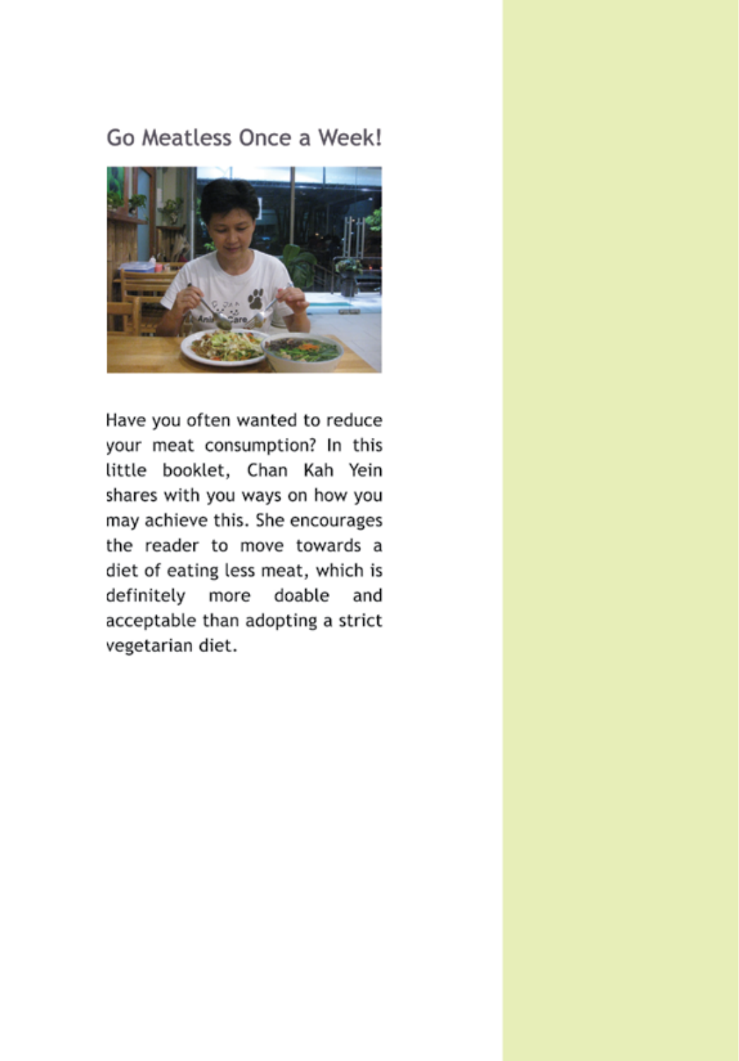## Go Meatless Once a Week!

Have you often wanted to reduce your meat consumption? In this little booklet, Chan Kah Yein shares with you ways on how you may achieve this. She encourages the reader to move towards a diet of eating less meat, which is definitely more doable and acceptable than adopting a strict vegetarian diet.